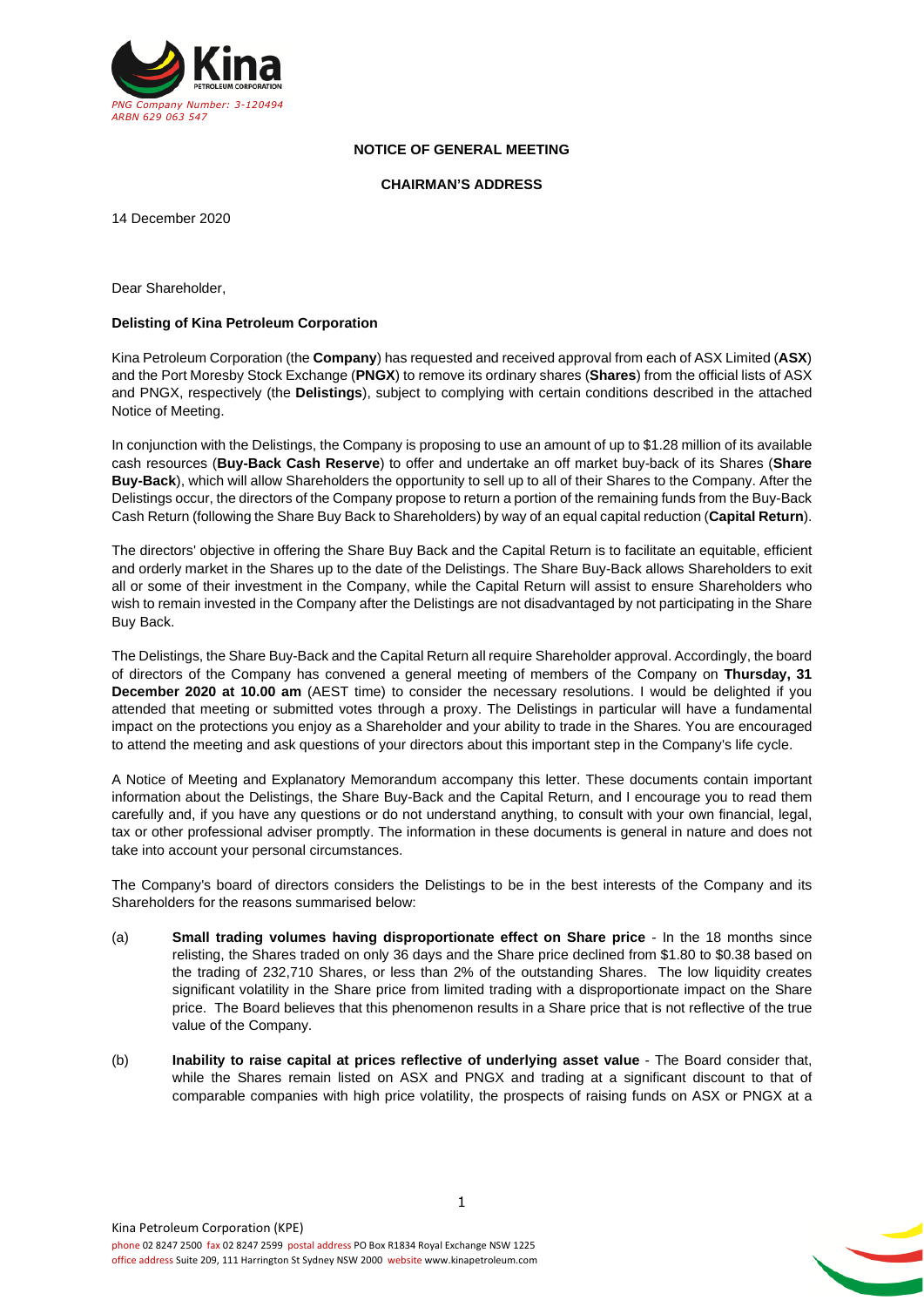PNG Company Number: 3-120494
ARBN 629 063 547

**NOTICE OF GENERAL MEETING**

**CHAIRMAN'S ADDRESS**

14 December 2020

Dear Shareholder,

**Delisting of Kina Petroleum Corporation**

Kina Petroleum Corporation (the **Company**) has requested and received approval from each of ASX Limited (**ASX**) and the Port Moresby Stock Exchange (**PNGX**) to remove its ordinary shares (**Shares**) from the official lists of ASX and PNGX, respectively (the **Delistings**), subject to complying with certain conditions described in the attached Notice of Meeting.

In conjunction with the Delistings, the Company is proposing to use an amount of up to $1.28 million of its available cash resources (**Buy-Back Cash Reserve**) to offer and undertake an off market buy-back of its Shares (**Share Buy-Back**), which will allow Shareholders the opportunity to sell up to all of their Shares to the Company. After the Delistings occur, the directors of the Company propose to return a portion of the remaining funds from the Buy-Back Cash Return (following the Share Buy Back to Shareholders) by way of an equal capital reduction (**Capital Return**).

The directors' objective in offering the Share Buy Back and the Capital Return is to facilitate an equitable, efficient and orderly market in the Shares up to the date of the Delistings. The Share Buy-Back allows Shareholders to exit all or some of their investment in the Company, while the Capital Return will assist to ensure Shareholders who wish to remain invested in the Company after the Delistings are not disadvantaged by not participating in the Share Buy Back.

The Delistings, the Share Buy-Back and the Capital Return all require Shareholder approval. Accordingly, the board of directors of the Company has convened a general meeting of members of the Company on **Thursday, 31 December 2020 at 10.00 am** (AEST time) to consider the necessary resolutions. I would be delighted if you attended that meeting or submitted votes through a proxy. The Delistings in particular will have a fundamental impact on the protections you enjoy as a Shareholder and your ability to trade in the Shares. You are encouraged to attend the meeting and ask questions of your directors about this important step in the Company's life cycle.

A Notice of Meeting and Explanatory Memorandum accompany this letter. These documents contain important information about the Delistings, the Share Buy-Back and the Capital Return, and I encourage you to read them carefully and, if you have any questions or do not understand anything, to consult with your own financial, legal, tax or other professional adviser promptly. The information in these documents is general in nature and does not take into account your personal circumstances.

The Company's board of directors considers the Delistings to be in the best interests of the Company and its Shareholders for the reasons summarised below:

(a) **Small trading volumes having disproportionate effect on Share price** - In the 18 months since relisting, the Shares traded on only 36 days and the Share price declined from $1.80 to $0.38 based on the trading of 232,710 Shares, or less than 2% of the outstanding Shares. The low liquidity creates significant volatility in the Share price from limited trading with a disproportionate impact on the Share price. The Board believes that this phenomenon results in a Share price that is not reflective of the true value of the Company.

(b) **Inability to raise capital at prices reflective of underlying asset value** - The Board consider that, while the Shares remain listed on ASX and PNGX and trading at a significant discount to that of comparable companies with high price volatility, the prospects of raising funds on ASX or PNGX at a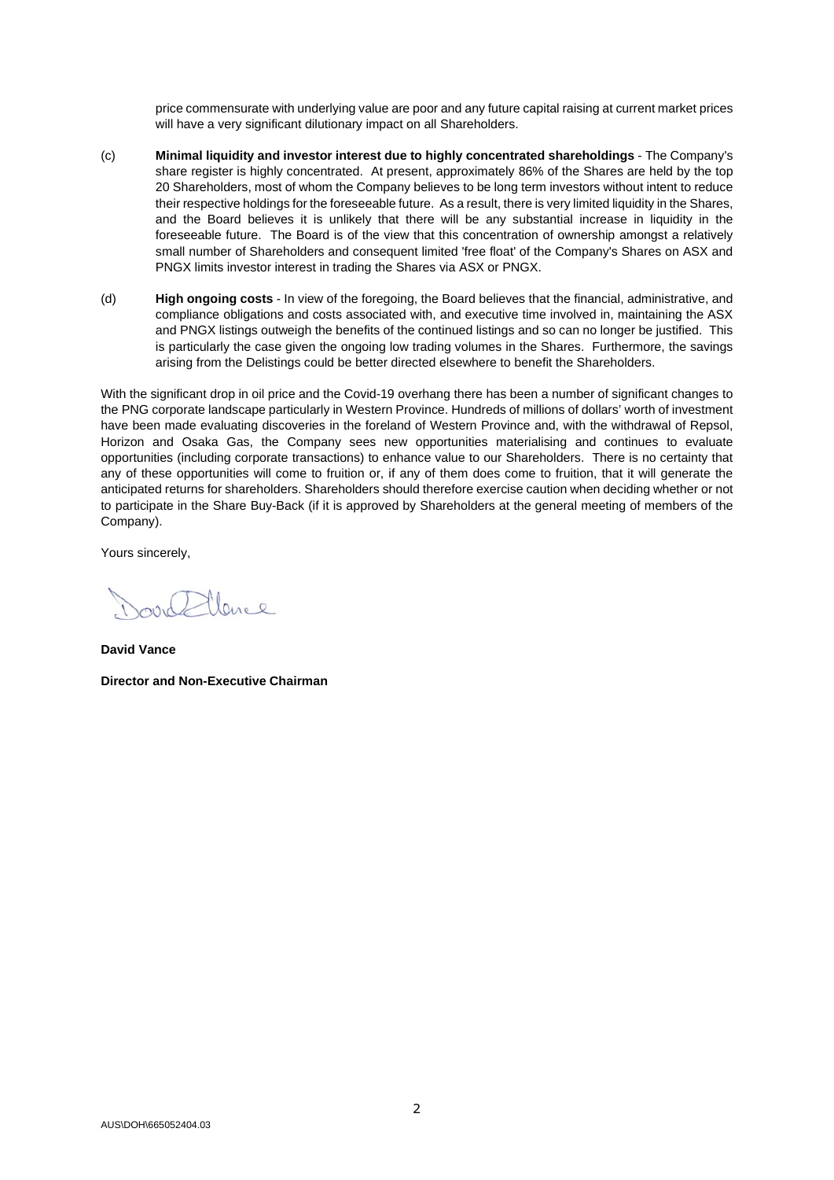price commensurate with underlying value are poor and any future capital raising at current market prices will have a very significant dilutionary impact on all Shareholders.

(c) **Minimal liquidity and investor interest due to highly concentrated shareholdings** - The Company's share register is highly concentrated. At present, approximately 86% of the Shares are held by the top 20 Shareholders, most of whom the Company believes to be long term investors without intent to reduce their respective holdings for the foreseeable future. As a result, there is very limited liquidity in the Shares, and the Board believes it is unlikely that there will be any substantial increase in liquidity in the foreseeable future. The Board is of the view that this concentration of ownership amongst a relatively small number of Shareholders and consequent limited 'free float' of the Company's Shares on ASX and PNGX limits investor interest in trading the Shares via ASX or PNGX.

(d) **High ongoing costs** - In view of the foregoing, the Board believes that the financial, administrative, and compliance obligations and costs associated with, and executive time involved in, maintaining the ASX and PNGX listings outweigh the benefits of the continued listings and so can no longer be justified. This is particularly the case given the ongoing low trading volumes in the Shares. Furthermore, the savings arising from the Delistings could be better directed elsewhere to benefit the Shareholders.

With the significant drop in oil price and the Covid-19 overhang there has been a number of significant changes to the PNG corporate landscape particularly in Western Province. Hundreds of millions of dollars' worth of investment have been made evaluating discoveries in the foreland of Western Province and, with the withdrawal of Repsol, Horizon and Osaka Gas, the Company sees new opportunities materialising and continues to evaluate opportunities (including corporate transactions) to enhance value to our Shareholders. There is no certainty that any of these opportunities will come to fruition or, if any of them does come to fruition, that it will generate the anticipated returns for shareholders. Shareholders should therefore exercise caution when deciding whether or not to participate in the Share Buy-Back (if it is approved by Shareholders at the general meeting of members of the Company).

Yours sincerely,

**David Vance**

**Director and Non-Executive Chairman**

AUS\DOH\665052404.03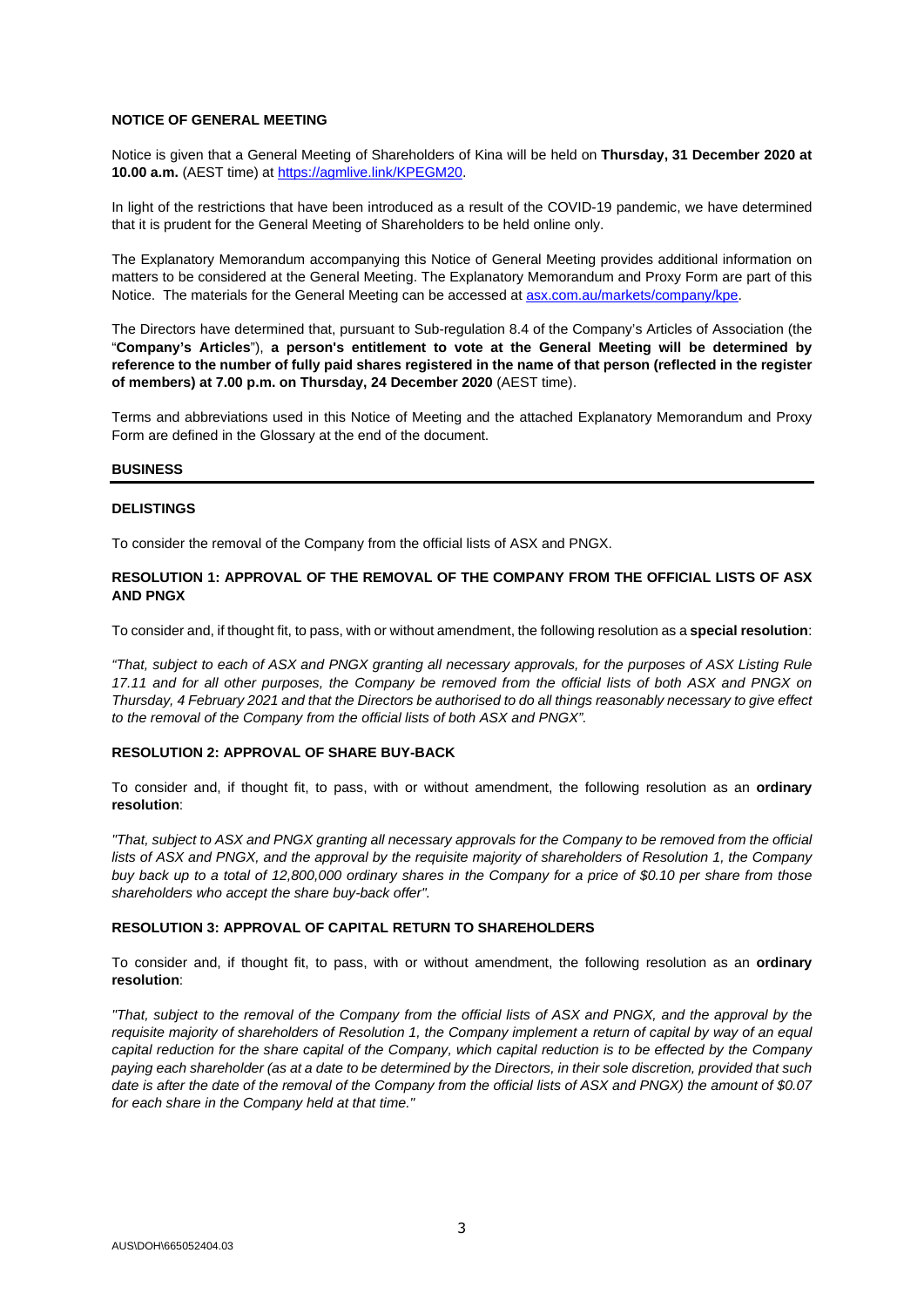## NOTICE OF GENERAL MEETING

Notice is given that a General Meeting of Shareholders of Kina will be held on **Thursday, 31 December 2020 at 10.00 a.m.** (AEST time) at https://agmlive.link/KPEGM20.

In light of the restrictions that have been introduced as a result of the COVID-19 pandemic, we have determined that it is prudent for the General Meeting of Shareholders to be held online only.

The Explanatory Memorandum accompanying this Notice of General Meeting provides additional information on matters to be considered at the General Meeting. The Explanatory Memorandum and Proxy Form are part of this Notice. The materials for the General Meeting can be accessed at asx.com.au/markets/company/kpe.

The Directors have determined that, pursuant to Sub-regulation 8.4 of the Company's Articles of Association (the "**Company's Articles**"), **a person's entitlement to vote at the General Meeting will be determined by reference to the number of fully paid shares registered in the name of that person (reflected in the register of members) at 7.00 p.m. on Thursday, 24 December 2020** (AEST time).

Terms and abbreviations used in this Notice of Meeting and the attached Explanatory Memorandum and Proxy Form are defined in the Glossary at the end of the document.

## BUSINESS

### DELISTINGS

To consider the removal of the Company from the official lists of ASX and PNGX.

### RESOLUTION 1: APPROVAL OF THE REMOVAL OF THE COMPANY FROM THE OFFICIAL LISTS OF ASX AND PNGX

To consider and, if thought fit, to pass, with or without amendment, the following resolution as a **special resolution**:

*"That, subject to each of ASX and PNGX granting all necessary approvals, for the purposes of ASX Listing Rule 17.11 and for all other purposes, the Company be removed from the official lists of both ASX and PNGX on Thursday, 4 February 2021 and that the Directors be authorised to do all things reasonably necessary to give effect to the removal of the Company from the official lists of both ASX and PNGX".*

### RESOLUTION 2: APPROVAL OF SHARE BUY-BACK

To consider and, if thought fit, to pass, with or without amendment, the following resolution as an **ordinary resolution**:

*"That, subject to ASX and PNGX granting all necessary approvals for the Company to be removed from the official lists of ASX and PNGX, and the approval by the requisite majority of shareholders of Resolution 1, the Company buy back up to a total of 12,800,000 ordinary shares in the Company for a price of $0.10 per share from those shareholders who accept the share buy-back offer".*

### RESOLUTION 3: APPROVAL OF CAPITAL RETURN TO SHAREHOLDERS

To consider and, if thought fit, to pass, with or without amendment, the following resolution as an **ordinary resolution**:

*"That, subject to the removal of the Company from the official lists of ASX and PNGX, and the approval by the requisite majority of shareholders of Resolution 1, the Company implement a return of capital by way of an equal capital reduction for the share capital of the Company, which capital reduction is to be effected by the Company paying each shareholder (as at a date to be determined by the Directors, in their sole discretion, provided that such date is after the date of the removal of the Company from the official lists of ASX and PNGX) the amount of $0.07 for each share in the Company held at that time."*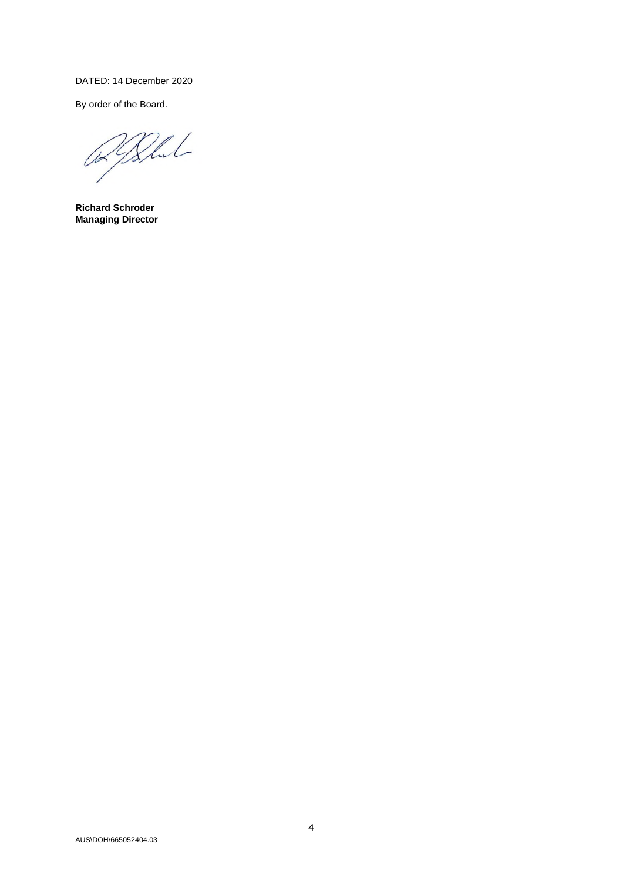DATED: 14 December 2020

By order of the Board.

**Richard Schroder**
**Managing Director**

AUS\DOH\665052404.03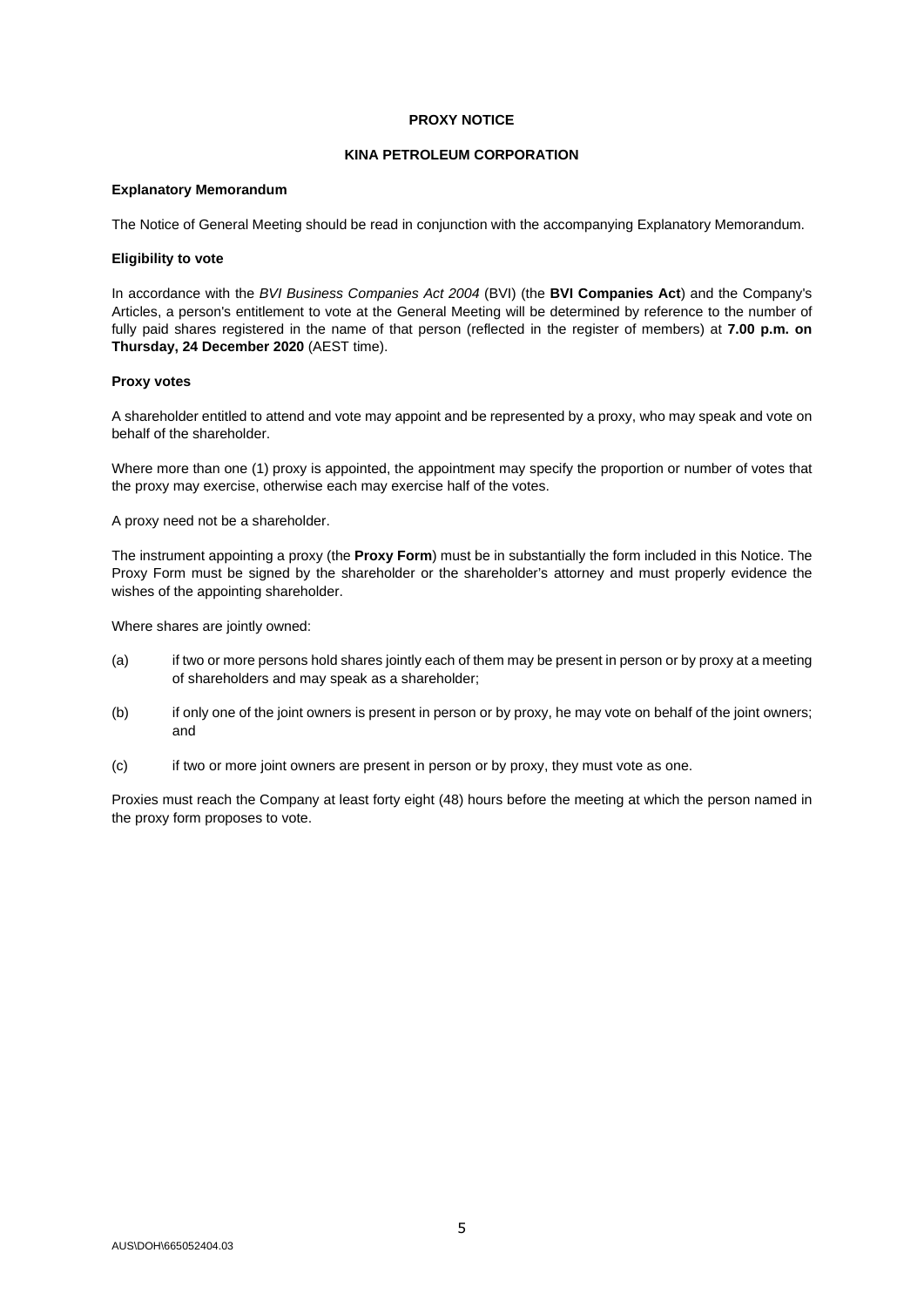**PROXY NOTICE**

**KINA PETROLEUM CORPORATION**

**Explanatory Memorandum**

The Notice of General Meeting should be read in conjunction with the accompanying Explanatory Memorandum.

**Eligibility to vote**

In accordance with the *BVI Business Companies Act 2004* (BVI) (the **BVI Companies Act**) and the Company's Articles, a person's entitlement to vote at the General Meeting will be determined by reference to the number of fully paid shares registered in the name of that person (reflected in the register of members) at **7.00 p.m. on Thursday, 24 December 2020** (AEST time).

**Proxy votes**

A shareholder entitled to attend and vote may appoint and be represented by a proxy, who may speak and vote on behalf of the shareholder.

Where more than one (1) proxy is appointed, the appointment may specify the proportion or number of votes that the proxy may exercise, otherwise each may exercise half of the votes.

A proxy need not be a shareholder.

The instrument appointing a proxy (the **Proxy Form**) must be in substantially the form included in this Notice. The Proxy Form must be signed by the shareholder or the shareholder's attorney and must properly evidence the wishes of the appointing shareholder.

Where shares are jointly owned:

(a) if two or more persons hold shares jointly each of them may be present in person or by proxy at a meeting of shareholders and may speak as a shareholder;

(b) if only one of the joint owners is present in person or by proxy, he may vote on behalf of the joint owners; and

(c) if two or more joint owners are present in person or by proxy, they must vote as one.

Proxies must reach the Company at least forty eight (48) hours before the meeting at which the person named in the proxy form proposes to vote.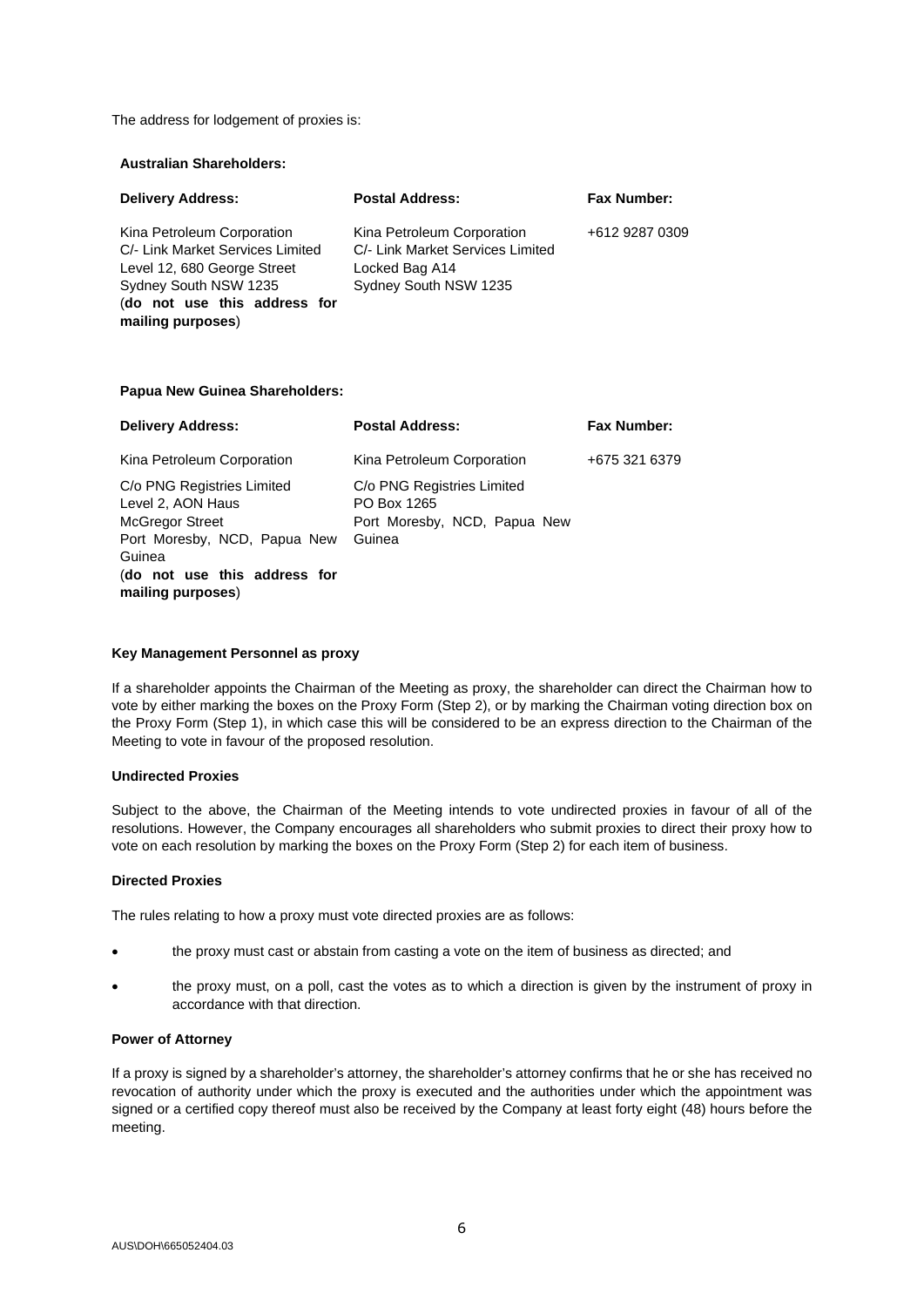The address for lodgement of proxies is:

**Australian Shareholders:**

| **Delivery Address:** | **Postal Address:** | **Fax Number:** |
|---|---|---|
| Kina Petroleum Corporation<br>C/- Link Market Services Limited<br>Level 12, 680 George Street<br>Sydney South NSW 1235<br>(**do not use this address for mailing purposes**) | Kina Petroleum Corporation<br>C/- Link Market Services Limited<br>Locked Bag A14<br>Sydney South NSW 1235 | +612 9287 0309 |

**Papua New Guinea Shareholders:**

| **Delivery Address:** | **Postal Address:** | **Fax Number:** |
|---|---|---|
| Kina Petroleum Corporation | Kina Petroleum Corporation | +675 321 6379 |
| C/o PNG Registries Limited<br>Level 2, AON Haus<br>McGregor Street<br>Port Moresby, NCD, Papua New Guinea<br>(**do not use this address for mailing purposes**) | C/o PNG Registries Limited<br>PO Box 1265<br>Port Moresby, NCD, Papua New Guinea | |

**Key Management Personnel as proxy**

If a shareholder appoints the Chairman of the Meeting as proxy, the shareholder can direct the Chairman how to vote by either marking the boxes on the Proxy Form (Step 2), or by marking the Chairman voting direction box on the Proxy Form (Step 1), in which case this will be considered to be an express direction to the Chairman of the Meeting to vote in favour of the proposed resolution.

**Undirected Proxies**

Subject to the above, the Chairman of the Meeting intends to vote undirected proxies in favour of all of the resolutions. However, the Company encourages all shareholders who submit proxies to direct their proxy how to vote on each resolution by marking the boxes on the Proxy Form (Step 2) for each item of business.

**Directed Proxies**

The rules relating to how a proxy must vote directed proxies are as follows:

- the proxy must cast or abstain from casting a vote on the item of business as directed; and
- the proxy must, on a poll, cast the votes as to which a direction is given by the instrument of proxy in accordance with that direction.

**Power of Attorney**

If a proxy is signed by a shareholder's attorney, the shareholder's attorney confirms that he or she has received no revocation of authority under which the proxy is executed and the authorities under which the appointment was signed or a certified copy thereof must also be received by the Company at least forty eight (48) hours before the meeting.

AUS\DOH\665052404.03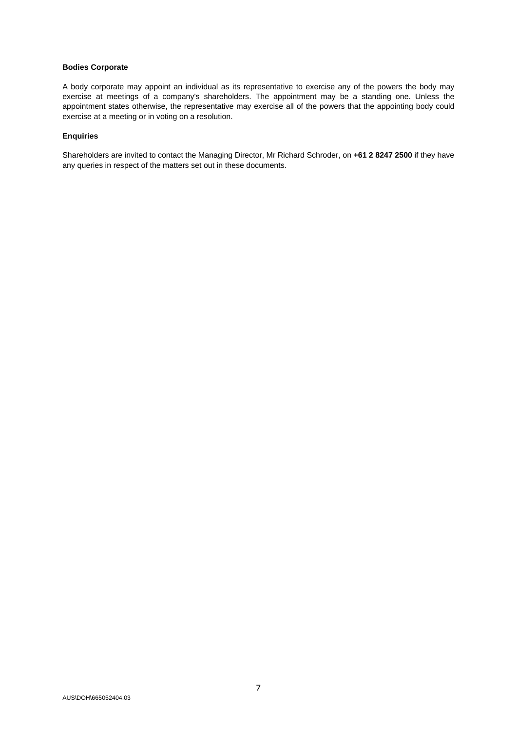**Bodies Corporate**

A body corporate may appoint an individual as its representative to exercise any of the powers the body may exercise at meetings of a company's shareholders. The appointment may be a standing one. Unless the appointment states otherwise, the representative may exercise all of the powers that the appointing body could exercise at a meeting or in voting on a resolution.

**Enquiries**

Shareholders are invited to contact the Managing Director, Mr Richard Schroder, on **+61 2 8247 2500** if they have any queries in respect of the matters set out in these documents.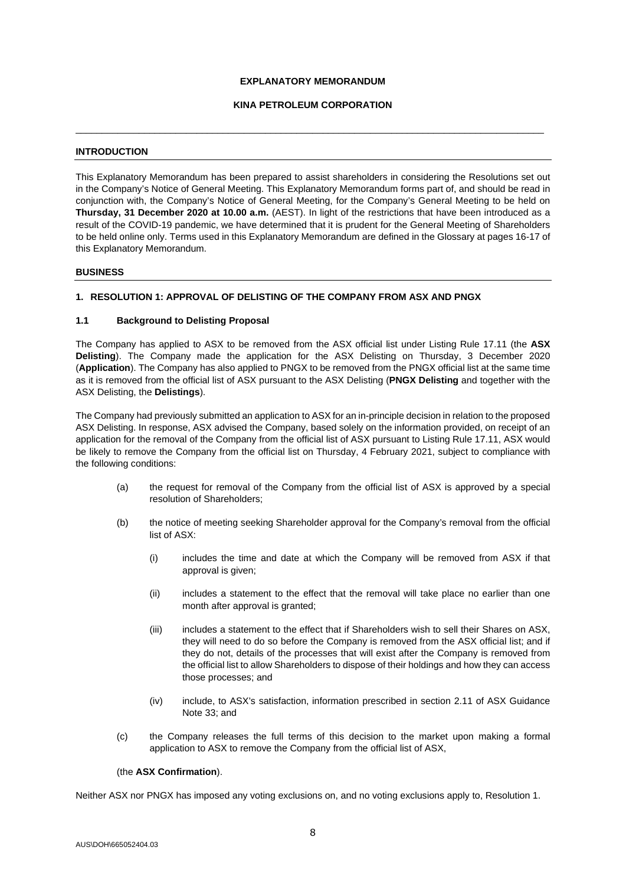**EXPLANATORY MEMORANDUM**

**KINA PETROLEUM CORPORATION**

---

## INTRODUCTION

This Explanatory Memorandum has been prepared to assist shareholders in considering the Resolutions set out in the Company's Notice of General Meeting. This Explanatory Memorandum forms part of, and should be read in conjunction with, the Company's Notice of General Meeting, for the Company's General Meeting to be held on **Thursday, 31 December 2020 at 10.00 a.m.** (AEST). In light of the restrictions that have been introduced as a result of the COVID-19 pandemic, we have determined that it is prudent for the General Meeting of Shareholders to be held online only. Terms used in this Explanatory Memorandum are defined in the Glossary at pages 16-17 of this Explanatory Memorandum.

## BUSINESS

### 1. RESOLUTION 1: APPROVAL OF DELISTING OF THE COMPANY FROM ASX AND PNGX

#### 1.1 Background to Delisting Proposal

The Company has applied to ASX to be removed from the ASX official list under Listing Rule 17.11 (the **ASX Delisting**). The Company made the application for the ASX Delisting on Thursday, 3 December 2020 (**Application**). The Company has also applied to PNGX to be removed from the PNGX official list at the same time as it is removed from the official list of ASX pursuant to the ASX Delisting (**PNGX Delisting** and together with the ASX Delisting, the **Delistings**).

The Company had previously submitted an application to ASX for an in-principle decision in relation to the proposed ASX Delisting. In response, ASX advised the Company, based solely on the information provided, on receipt of an application for the removal of the Company from the official list of ASX pursuant to Listing Rule 17.11, ASX would be likely to remove the Company from the official list on Thursday, 4 February 2021, subject to compliance with the following conditions:

(a) the request for removal of the Company from the official list of ASX is approved by a special resolution of Shareholders;

(b) the notice of meeting seeking Shareholder approval for the Company's removal from the official list of ASX:

   (i) includes the time and date at which the Company will be removed from ASX if that approval is given;

   (ii) includes a statement to the effect that the removal will take place no earlier than one month after approval is granted;

   (iii) includes a statement to the effect that if Shareholders wish to sell their Shares on ASX, they will need to do so before the Company is removed from the ASX official list; and if they do not, details of the processes that will exist after the Company is removed from the official list to allow Shareholders to dispose of their holdings and how they can access those processes; and

   (iv) include, to ASX's satisfaction, information prescribed in section 2.11 of ASX Guidance Note 33; and

(c) the Company releases the full terms of this decision to the market upon making a formal application to ASX to remove the Company from the official list of ASX,

(the **ASX Confirmation**).

Neither ASX nor PNGX has imposed any voting exclusions on, and no voting exclusions apply to, Resolution 1.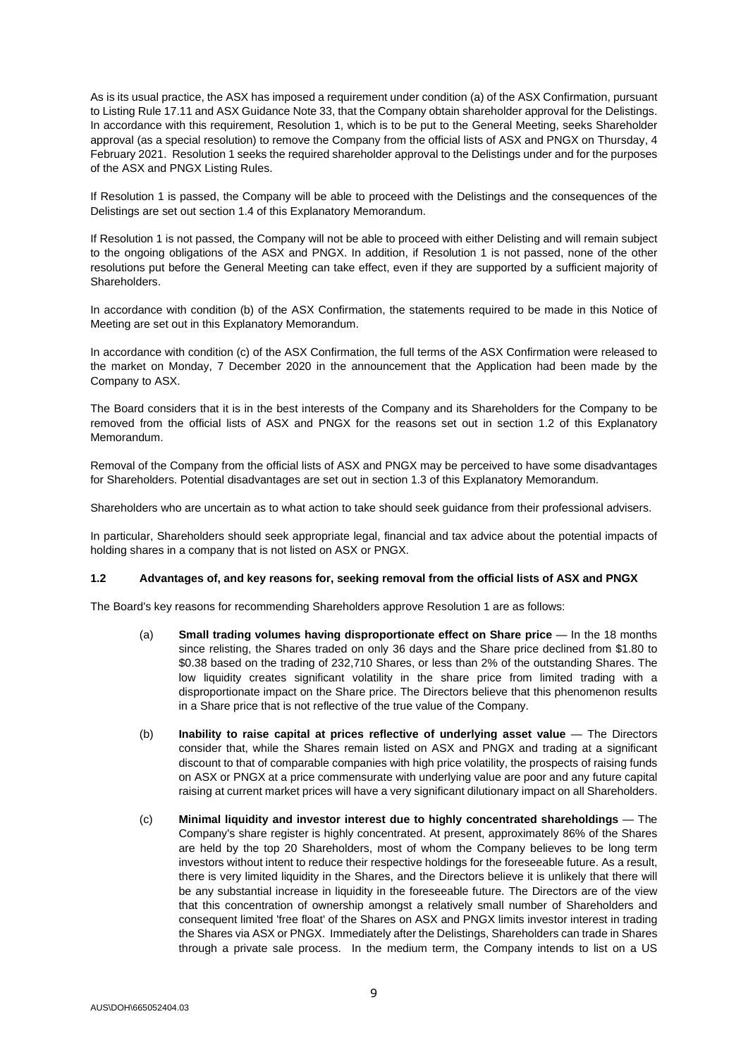As is its usual practice, the ASX has imposed a requirement under condition (a) of the ASX Confirmation, pursuant to Listing Rule 17.11 and ASX Guidance Note 33, that the Company obtain shareholder approval for the Delistings. In accordance with this requirement, Resolution 1, which is to be put to the General Meeting, seeks Shareholder approval (as a special resolution) to remove the Company from the official lists of ASX and PNGX on Thursday, 4 February 2021. Resolution 1 seeks the required shareholder approval to the Delistings under and for the purposes of the ASX and PNGX Listing Rules.

If Resolution 1 is passed, the Company will be able to proceed with the Delistings and the consequences of the Delistings are set out section 1.4 of this Explanatory Memorandum.

If Resolution 1 is not passed, the Company will not be able to proceed with either Delisting and will remain subject to the ongoing obligations of the ASX and PNGX. In addition, if Resolution 1 is not passed, none of the other resolutions put before the General Meeting can take effect, even if they are supported by a sufficient majority of Shareholders.

In accordance with condition (b) of the ASX Confirmation, the statements required to be made in this Notice of Meeting are set out in this Explanatory Memorandum.

In accordance with condition (c) of the ASX Confirmation, the full terms of the ASX Confirmation were released to the market on Monday, 7 December 2020 in the announcement that the Application had been made by the Company to ASX.

The Board considers that it is in the best interests of the Company and its Shareholders for the Company to be removed from the official lists of ASX and PNGX for the reasons set out in section 1.2 of this Explanatory Memorandum.

Removal of the Company from the official lists of ASX and PNGX may be perceived to have some disadvantages for Shareholders. Potential disadvantages are set out in section 1.3 of this Explanatory Memorandum.

Shareholders who are uncertain as to what action to take should seek guidance from their professional advisers.

In particular, Shareholders should seek appropriate legal, financial and tax advice about the potential impacts of holding shares in a company that is not listed on ASX or PNGX.

### 1.2 Advantages of, and key reasons for, seeking removal from the official lists of ASX and PNGX

The Board's key reasons for recommending Shareholders approve Resolution 1 are as follows:

(a) **Small trading volumes having disproportionate effect on Share price** — In the 18 months since relisting, the Shares traded on only 36 days and the Share price declined from $1.80 to $0.38 based on the trading of 232,710 Shares, or less than 2% of the outstanding Shares. The low liquidity creates significant volatility in the share price from limited trading with a disproportionate impact on the Share price. The Directors believe that this phenomenon results in a Share price that is not reflective of the true value of the Company.

(b) **Inability to raise capital at prices reflective of underlying asset value** — The Directors consider that, while the Shares remain listed on ASX and PNGX and trading at a significant discount to that of comparable companies with high price volatility, the prospects of raising funds on ASX or PNGX at a price commensurate with underlying value are poor and any future capital raising at current market prices will have a very significant dilutionary impact on all Shareholders.

(c) **Minimal liquidity and investor interest due to highly concentrated shareholdings** — The Company's share register is highly concentrated. At present, approximately 86% of the Shares are held by the top 20 Shareholders, most of whom the Company believes to be long term investors without intent to reduce their respective holdings for the foreseeable future. As a result, there is very limited liquidity in the Shares, and the Directors believe it is unlikely that there will be any substantial increase in liquidity in the foreseeable future. The Directors are of the view that this concentration of ownership amongst a relatively small number of Shareholders and consequent limited 'free float' of the Shares on ASX and PNGX limits investor interest in trading the Shares via ASX or PNGX. Immediately after the Delistings, Shareholders can trade in Shares through a private sale process. In the medium term, the Company intends to list on a US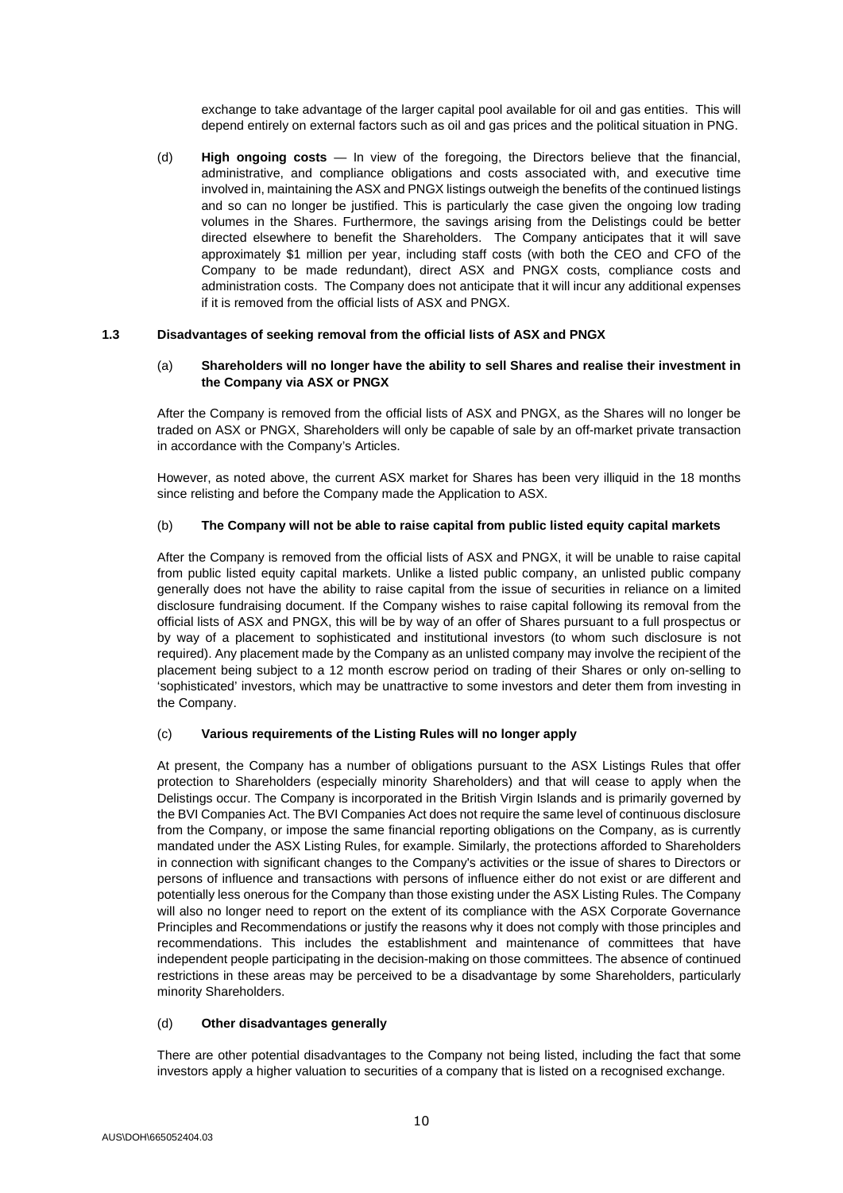exchange to take advantage of the larger capital pool available for oil and gas entities. This will depend entirely on external factors such as oil and gas prices and the political situation in PNG.

(d) **High ongoing costs** — In view of the foregoing, the Directors believe that the financial, administrative, and compliance obligations and costs associated with, and executive time involved in, maintaining the ASX and PNGX listings outweigh the benefits of the continued listings and so can no longer be justified. This is particularly the case given the ongoing low trading volumes in the Shares. Furthermore, the savings arising from the Delistings could be better directed elsewhere to benefit the Shareholders. The Company anticipates that it will save approximately $1 million per year, including staff costs (with both the CEO and CFO of the Company to be made redundant), direct ASX and PNGX costs, compliance costs and administration costs. The Company does not anticipate that it will incur any additional expenses if it is removed from the official lists of ASX and PNGX.

### 1.3 Disadvantages of seeking removal from the official lists of ASX and PNGX

#### (a) Shareholders will no longer have the ability to sell Shares and realise their investment in the Company via ASX or PNGX

After the Company is removed from the official lists of ASX and PNGX, as the Shares will no longer be traded on ASX or PNGX, Shareholders will only be capable of sale by an off-market private transaction in accordance with the Company's Articles.

However, as noted above, the current ASX market for Shares has been very illiquid in the 18 months since relisting and before the Company made the Application to ASX.

#### (b) The Company will not be able to raise capital from public listed equity capital markets

After the Company is removed from the official lists of ASX and PNGX, it will be unable to raise capital from public listed equity capital markets. Unlike a listed public company, an unlisted public company generally does not have the ability to raise capital from the issue of securities in reliance on a limited disclosure fundraising document. If the Company wishes to raise capital following its removal from the official lists of ASX and PNGX, this will be by way of an offer of Shares pursuant to a full prospectus or by way of a placement to sophisticated and institutional investors (to whom such disclosure is not required). Any placement made by the Company as an unlisted company may involve the recipient of the placement being subject to a 12 month escrow period on trading of their Shares or only on-selling to 'sophisticated' investors, which may be unattractive to some investors and deter them from investing in the Company.

#### (c) Various requirements of the Listing Rules will no longer apply

At present, the Company has a number of obligations pursuant to the ASX Listings Rules that offer protection to Shareholders (especially minority Shareholders) and that will cease to apply when the Delistings occur. The Company is incorporated in the British Virgin Islands and is primarily governed by the BVI Companies Act. The BVI Companies Act does not require the same level of continuous disclosure from the Company, or impose the same financial reporting obligations on the Company, as is currently mandated under the ASX Listing Rules, for example. Similarly, the protections afforded to Shareholders in connection with significant changes to the Company's activities or the issue of shares to Directors or persons of influence and transactions with persons of influence either do not exist or are different and potentially less onerous for the Company than those existing under the ASX Listing Rules. The Company will also no longer need to report on the extent of its compliance with the ASX Corporate Governance Principles and Recommendations or justify the reasons why it does not comply with those principles and recommendations. This includes the establishment and maintenance of committees that have independent people participating in the decision-making on those committees. The absence of continued restrictions in these areas may be perceived to be a disadvantage by some Shareholders, particularly minority Shareholders.

#### (d) Other disadvantages generally

There are other potential disadvantages to the Company not being listed, including the fact that some investors apply a higher valuation to securities of a company that is listed on a recognised exchange.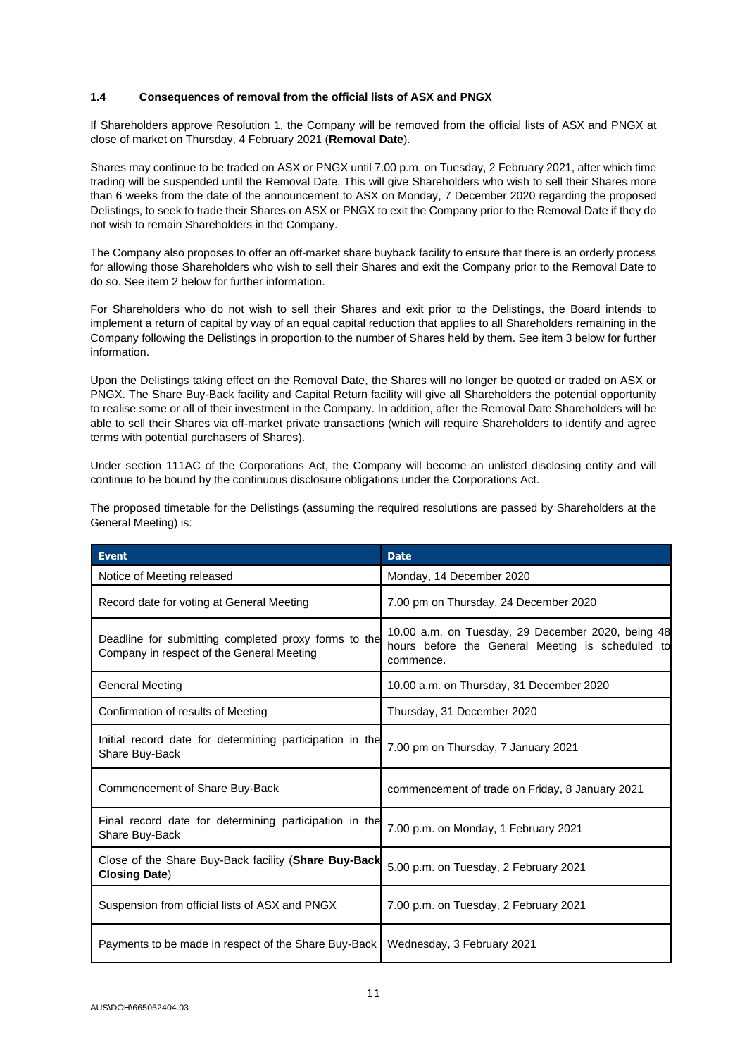### 1.4 Consequences of removal from the official lists of ASX and PNGX

If Shareholders approve Resolution 1, the Company will be removed from the official lists of ASX and PNGX at close of market on Thursday, 4 February 2021 (**Removal Date**).

Shares may continue to be traded on ASX or PNGX until 7.00 p.m. on Tuesday, 2 February 2021, after which time trading will be suspended until the Removal Date. This will give Shareholders who wish to sell their Shares more than 6 weeks from the date of the announcement to ASX on Monday, 7 December 2020 regarding the proposed Delistings, to seek to trade their Shares on ASX or PNGX to exit the Company prior to the Removal Date if they do not wish to remain Shareholders in the Company.

The Company also proposes to offer an off-market share buyback facility to ensure that there is an orderly process for allowing those Shareholders who wish to sell their Shares and exit the Company prior to the Removal Date to do so. See item 2 below for further information.

For Shareholders who do not wish to sell their Shares and exit prior to the Delistings, the Board intends to implement a return of capital by way of an equal capital reduction that applies to all Shareholders remaining in the Company following the Delistings in proportion to the number of Shares held by them. See item 3 below for further information.

Upon the Delistings taking effect on the Removal Date, the Shares will no longer be quoted or traded on ASX or PNGX. The Share Buy-Back facility and Capital Return facility will give all Shareholders the potential opportunity to realise some or all of their investment in the Company. In addition, after the Removal Date Shareholders will be able to sell their Shares via off-market private transactions (which will require Shareholders to identify and agree terms with potential purchasers of Shares).

Under section 111AC of the Corporations Act, the Company will become an unlisted disclosing entity and will continue to be bound by the continuous disclosure obligations under the Corporations Act.

The proposed timetable for the Delistings (assuming the required resolutions are passed by Shareholders at the General Meeting) is:

| Event | Date |
| --- | --- |
| Notice of Meeting released | Monday, 14 December 2020 |
| Record date for voting at General Meeting | 7.00 pm on Thursday, 24 December 2020 |
| Deadline for submitting completed proxy forms to the Company in respect of the General Meeting | 10.00 a.m. on Tuesday, 29 December 2020, being 48 hours before the General Meeting is scheduled to commence. |
| General Meeting | 10.00 a.m. on Thursday, 31 December 2020 |
| Confirmation of results of Meeting | Thursday, 31 December 2020 |
| Initial record date for determining participation in the Share Buy-Back | 7.00 pm on Thursday, 7 January 2021 |
| Commencement of Share Buy-Back | commencement of trade on Friday, 8 January 2021 |
| Final record date for determining participation in the Share Buy-Back | 7.00 p.m. on Monday, 1 February 2021 |
| Close of the Share Buy-Back facility (**Share Buy-Back Closing Date**) | 5.00 p.m. on Tuesday, 2 February 2021 |
| Suspension from official lists of ASX and PNGX | 7.00 p.m. on Tuesday, 2 February 2021 |
| Payments to be made in respect of the Share Buy-Back | Wednesday, 3 February 2021 |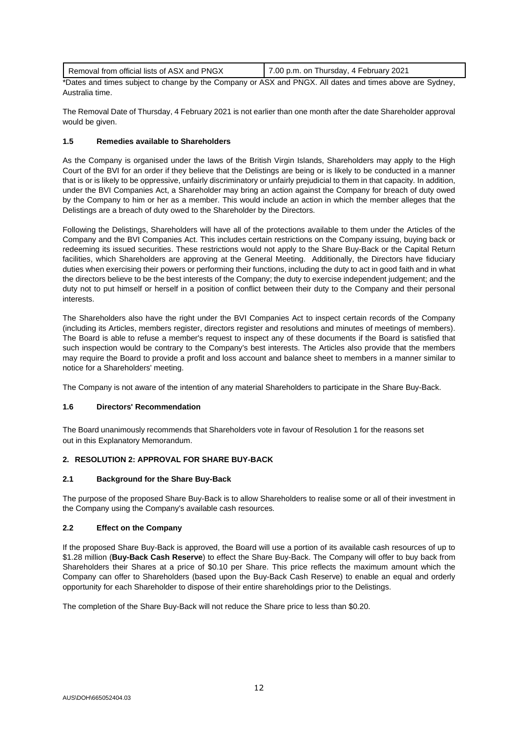| Removal from official lists of ASX and PNGX | 7.00 p.m. on Thursday, 4 February 2021 |
|---|---|

*Dates and times subject to change by the Company or ASX and PNGX. All dates and times above are Sydney, Australia time.

The Removal Date of Thursday, 4 February 2021 is not earlier than one month after the date Shareholder approval would be given.

### 1.5 Remedies available to Shareholders

As the Company is organised under the laws of the British Virgin Islands, Shareholders may apply to the High Court of the BVI for an order if they believe that the Delistings are being or is likely to be conducted in a manner that is or is likely to be oppressive, unfairly discriminatory or unfairly prejudicial to them in that capacity. In addition, under the BVI Companies Act, a Shareholder may bring an action against the Company for breach of duty owed by the Company to him or her as a member. This would include an action in which the member alleges that the Delistings are a breach of duty owed to the Shareholder by the Directors.

Following the Delistings, Shareholders will have all of the protections available to them under the Articles of the Company and the BVI Companies Act. This includes certain restrictions on the Company issuing, buying back or redeeming its issued securities. These restrictions would not apply to the Share Buy-Back or the Capital Return facilities, which Shareholders are approving at the General Meeting. Additionally, the Directors have fiduciary duties when exercising their powers or performing their functions, including the duty to act in good faith and in what the directors believe to be the best interests of the Company; the duty to exercise independent judgement; and the duty not to put himself or herself in a position of conflict between their duty to the Company and their personal interests.

The Shareholders also have the right under the BVI Companies Act to inspect certain records of the Company (including its Articles, members register, directors register and resolutions and minutes of meetings of members). The Board is able to refuse a member's request to inspect any of these documents if the Board is satisfied that such inspection would be contrary to the Company's best interests. The Articles also provide that the members may require the Board to provide a profit and loss account and balance sheet to members in a manner similar to notice for a Shareholders' meeting.

The Company is not aware of the intention of any material Shareholders to participate in the Share Buy-Back.

### 1.6 Directors' Recommendation

The Board unanimously recommends that Shareholders vote in favour of Resolution 1 for the reasons set out in this Explanatory Memorandum.

## 2. RESOLUTION 2: APPROVAL FOR SHARE BUY-BACK

### 2.1 Background for the Share Buy-Back

The purpose of the proposed Share Buy-Back is to allow Shareholders to realise some or all of their investment in the Company using the Company's available cash resources.

### 2.2 Effect on the Company

If the proposed Share Buy-Back is approved, the Board will use a portion of its available cash resources of up to $1.28 million (**Buy-Back Cash Reserve**) to effect the Share Buy-Back. The Company will offer to buy back from Shareholders their Shares at a price of $0.10 per Share. This price reflects the maximum amount which the Company can offer to Shareholders (based upon the Buy-Back Cash Reserve) to enable an equal and orderly opportunity for each Shareholder to dispose of their entire shareholdings prior to the Delistings.

The completion of the Share Buy-Back will not reduce the Share price to less than $0.20.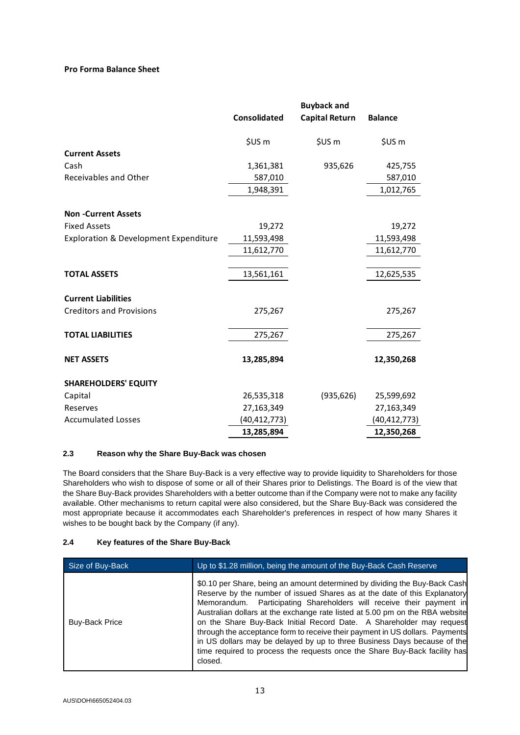**Pro Forma Balance Sheet**

| | Consolidated | Buyback and Capital Return | Balance |
|---|---|---|---|
| | $US m | $US m | $US m |
| **Current Assets** | | | |
| Cash | 1,361,381 | 935,626 | 425,755 |
| Receivables and Other | 587,010 | | 587,010 |
| | 1,948,391 | | 1,012,765 |
| **Non -Current Assets** | | | |
| Fixed Assets | 19,272 | | 19,272 |
| Exploration & Development Expenditure | 11,593,498 | | 11,593,498 |
| | 11,612,770 | | 11,612,770 |
| **TOTAL ASSETS** | 13,561,161 | | 12,625,535 |
| **Current Liabilities** | | | |
| Creditors and Provisions | 275,267 | | 275,267 |
| **TOTAL LIABILITIES** | 275,267 | | 275,267 |
| **NET ASSETS** | **13,285,894** | | **12,350,268** |
| **SHAREHOLDERS' EQUITY** | | | |
| Capital | 26,535,318 | (935,626) | 25,599,692 |
| Reserves | 27,163,349 | | 27,163,349 |
| Accumulated Losses | (40,412,773) | | (40,412,773) |
| | **13,285,894** | | **12,350,268** |

### 2.3 Reason why the Share Buy-Back was chosen

The Board considers that the Share Buy-Back is a very effective way to provide liquidity to Shareholders for those Shareholders who wish to dispose of some or all of their Shares prior to Delistings. The Board is of the view that the Share Buy-Back provides Shareholders with a better outcome than if the Company were not to make any facility available. Other mechanisms to return capital were also considered, but the Share Buy-Back was considered the most appropriate because it accommodates each Shareholder's preferences in respect of how many Shares it wishes to be bought back by the Company (if any).

### 2.4 Key features of the Share Buy-Back

| Size of Buy-Back | Up to $1.28 million, being the amount of the Buy-Back Cash Reserve |
|---|---|
| Buy-Back Price | $0.10 per Share, being an amount determined by dividing the Buy-Back Cash Reserve by the number of issued Shares as at the date of this Explanatory Memorandum. Participating Shareholders will receive their payment in Australian dollars at the exchange rate listed at 5.00 pm on the RBA website on the Share Buy-Back Initial Record Date. A Shareholder may request through the acceptance form to receive their payment in US dollars. Payments in US dollars may be delayed by up to three Business Days because of the time required to process the requests once the Share Buy-Back facility has closed. |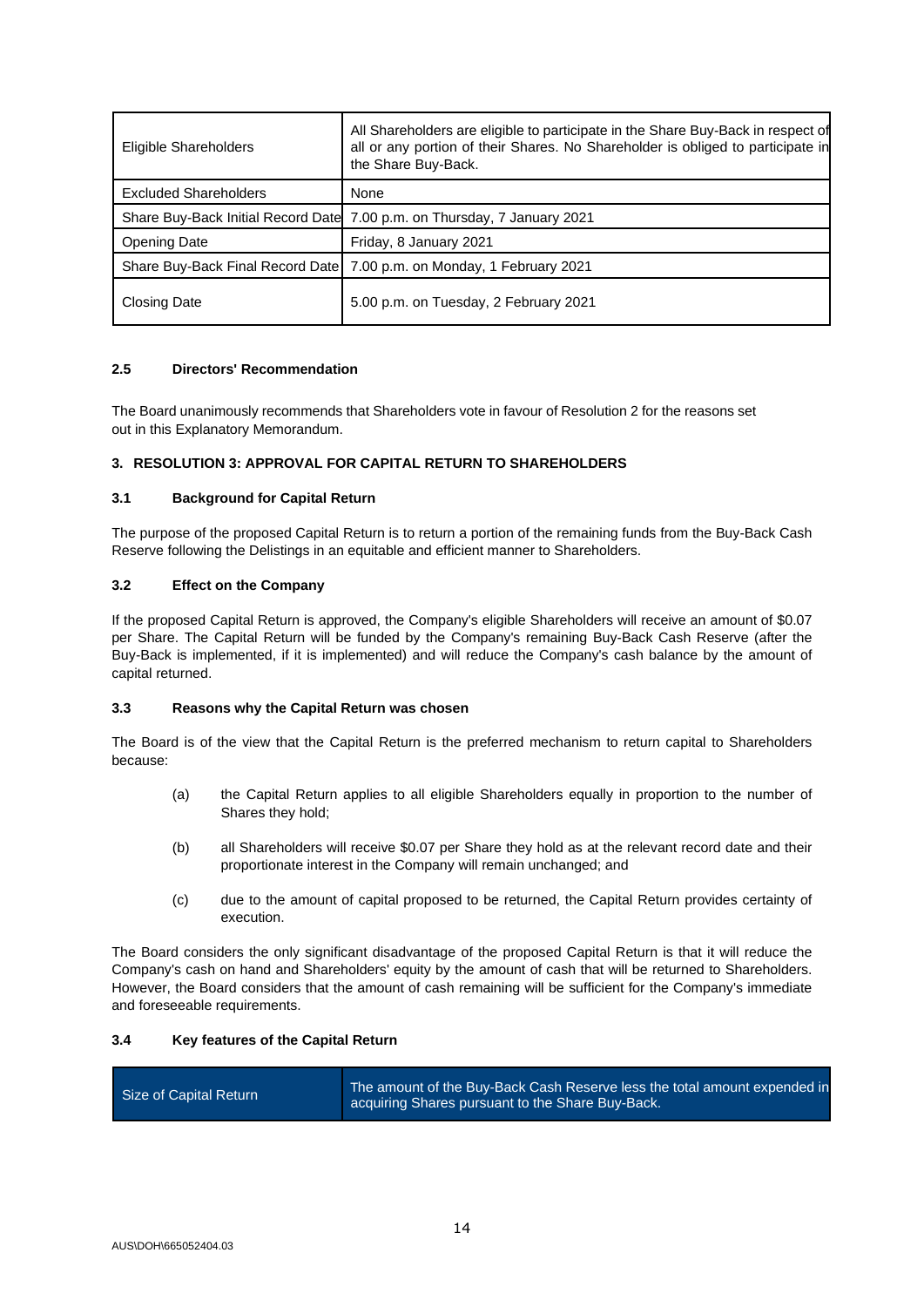| | |
|---|---|
| Eligible Shareholders | All Shareholders are eligible to participate in the Share Buy-Back in respect of all or any portion of their Shares. No Shareholder is obliged to participate in the Share Buy-Back. |
| Excluded Shareholders | None |
| Share Buy-Back Initial Record Date | 7.00 p.m. on Thursday, 7 January 2021 |
| Opening Date | Friday, 8 January 2021 |
| Share Buy-Back Final Record Date | 7.00 p.m. on Monday, 1 February 2021 |
| Closing Date | 5.00 p.m. on Tuesday, 2 February 2021 |

**2.5 Directors' Recommendation**

The Board unanimously recommends that Shareholders vote in favour of Resolution 2 for the reasons set out in this Explanatory Memorandum.

## 3. RESOLUTION 3: APPROVAL FOR CAPITAL RETURN TO SHAREHOLDERS

**3.1 Background for Capital Return**

The purpose of the proposed Capital Return is to return a portion of the remaining funds from the Buy-Back Cash Reserve following the Delistings in an equitable and efficient manner to Shareholders.

**3.2 Effect on the Company**

If the proposed Capital Return is approved, the Company's eligible Shareholders will receive an amount of $0.07 per Share. The Capital Return will be funded by the Company's remaining Buy-Back Cash Reserve (after the Buy-Back is implemented, if it is implemented) and will reduce the Company's cash balance by the amount of capital returned.

**3.3 Reasons why the Capital Return was chosen**

The Board is of the view that the Capital Return is the preferred mechanism to return capital to Shareholders because:

(a) the Capital Return applies to all eligible Shareholders equally in proportion to the number of Shares they hold;

(b) all Shareholders will receive $0.07 per Share they hold as at the relevant record date and their proportionate interest in the Company will remain unchanged; and

(c) due to the amount of capital proposed to be returned, the Capital Return provides certainty of execution.

The Board considers the only significant disadvantage of the proposed Capital Return is that it will reduce the Company's cash on hand and Shareholders' equity by the amount of cash that will be returned to Shareholders. However, the Board considers that the amount of cash remaining will be sufficient for the Company's immediate and foreseeable requirements.

**3.4 Key features of the Capital Return**

| Size of Capital Return | The amount of the Buy-Back Cash Reserve less the total amount expended in acquiring Shares pursuant to the Share Buy-Back. |
|---|---|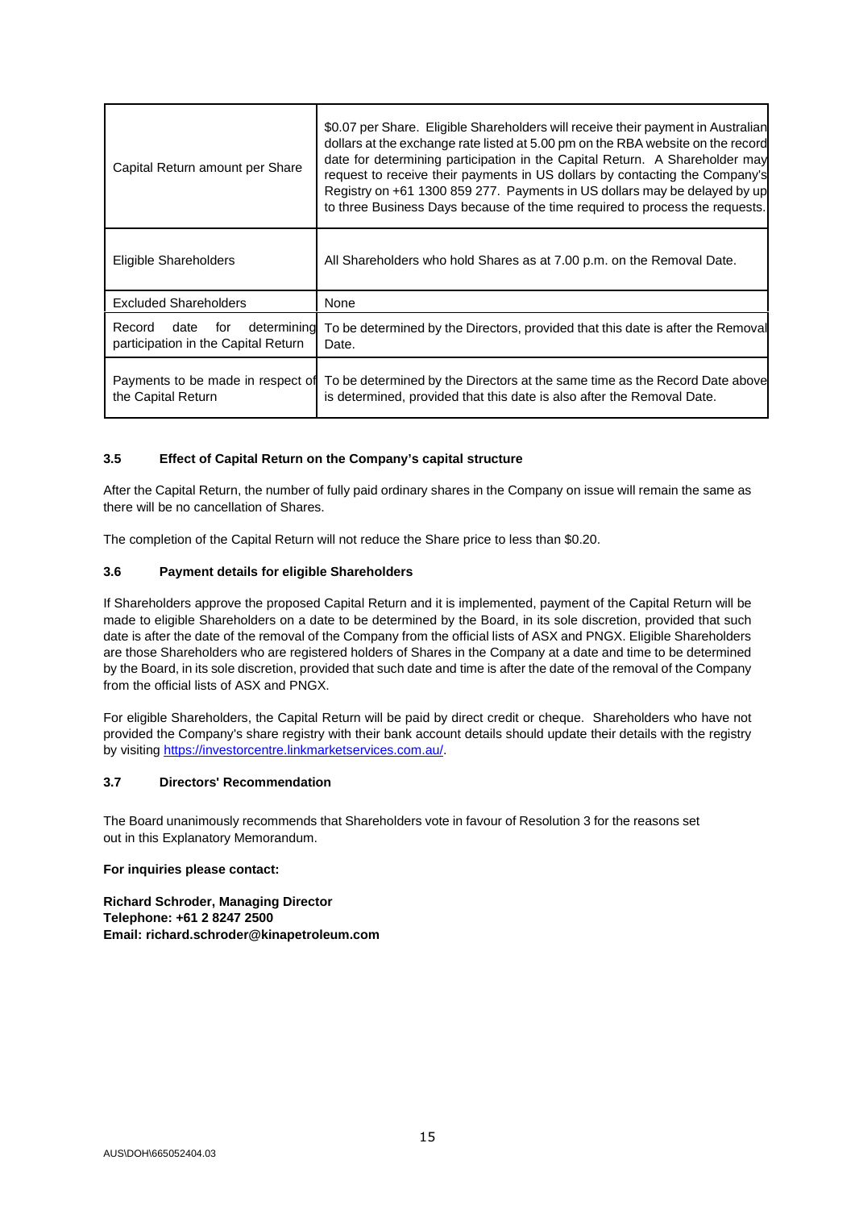| | |
|---|---|
| Capital Return amount per Share | \$0.07 per Share. Eligible Shareholders will receive their payment in Australian dollars at the exchange rate listed at 5.00 pm on the RBA website on the record date for determining participation in the Capital Return. A Shareholder may request to receive their payments in US dollars by contacting the Company's Registry on +61 1300 859 277. Payments in US dollars may be delayed by up to three Business Days because of the time required to process the requests. |
| Eligible Shareholders | All Shareholders who hold Shares as at 7.00 p.m. on the Removal Date. |
| Excluded Shareholders | None |
| Record date for determining participation in the Capital Return | To be determined by the Directors, provided that this date is after the Removal Date. |
| Payments to be made in respect of the Capital Return | To be determined by the Directors at the same time as the Record Date above is determined, provided that this date is also after the Removal Date. |

### 3.5 Effect of Capital Return on the Company's capital structure

After the Capital Return, the number of fully paid ordinary shares in the Company on issue will remain the same as there will be no cancellation of Shares.

The completion of the Capital Return will not reduce the Share price to less than \$0.20.

### 3.6 Payment details for eligible Shareholders

If Shareholders approve the proposed Capital Return and it is implemented, payment of the Capital Return will be made to eligible Shareholders on a date to be determined by the Board, in its sole discretion, provided that such date is after the date of the removal of the Company from the official lists of ASX and PNGX. Eligible Shareholders are those Shareholders who are registered holders of Shares in the Company at a date and time to be determined by the Board, in its sole discretion, provided that such date and time is after the date of the removal of the Company from the official lists of ASX and PNGX.

For eligible Shareholders, the Capital Return will be paid by direct credit or cheque. Shareholders who have not provided the Company's share registry with their bank account details should update their details with the registry by visiting https://investorcentre.linkmarketservices.com.au/.

### 3.7 Directors' Recommendation

The Board unanimously recommends that Shareholders vote in favour of Resolution 3 for the reasons set out in this Explanatory Memorandum.

**For inquiries please contact:**

**Richard Schroder, Managing Director**
**Telephone: +61 2 8247 2500**
**Email: richard.schroder@kinapetroleum.com**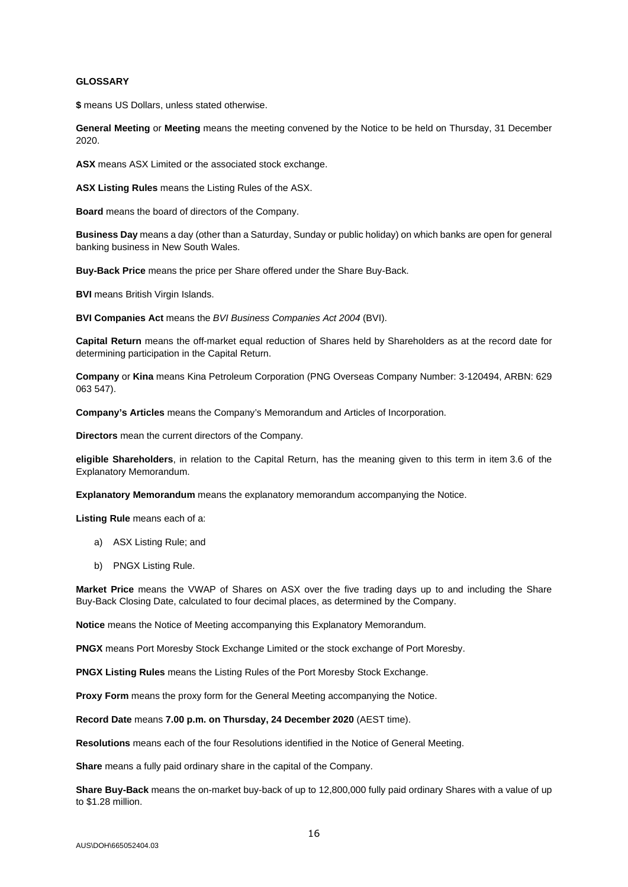**GLOSSARY**

**$** means US Dollars, unless stated otherwise.

**General Meeting** or **Meeting** means the meeting convened by the Notice to be held on Thursday, 31 December 2020.

**ASX** means ASX Limited or the associated stock exchange.

**ASX Listing Rules** means the Listing Rules of the ASX.

**Board** means the board of directors of the Company.

**Business Day** means a day (other than a Saturday, Sunday or public holiday) on which banks are open for general banking business in New South Wales.

**Buy-Back Price** means the price per Share offered under the Share Buy-Back.

**BVI** means British Virgin Islands.

**BVI Companies Act** means the *BVI Business Companies Act 2004* (BVI).

**Capital Return** means the off-market equal reduction of Shares held by Shareholders as at the record date for determining participation in the Capital Return.

**Company** or **Kina** means Kina Petroleum Corporation (PNG Overseas Company Number: 3-120494, ARBN: 629 063 547).

**Company's Articles** means the Company's Memorandum and Articles of Incorporation.

**Directors** mean the current directors of the Company.

**eligible Shareholders**, in relation to the Capital Return, has the meaning given to this term in item 3.6 of the Explanatory Memorandum.

**Explanatory Memorandum** means the explanatory memorandum accompanying the Notice.

**Listing Rule** means each of a:

a) ASX Listing Rule; and

b) PNGX Listing Rule.

**Market Price** means the VWAP of Shares on ASX over the five trading days up to and including the Share Buy-Back Closing Date, calculated to four decimal places, as determined by the Company.

**Notice** means the Notice of Meeting accompanying this Explanatory Memorandum.

**PNGX** means Port Moresby Stock Exchange Limited or the stock exchange of Port Moresby.

**PNGX Listing Rules** means the Listing Rules of the Port Moresby Stock Exchange.

**Proxy Form** means the proxy form for the General Meeting accompanying the Notice.

**Record Date** means **7.00 p.m. on Thursday, 24 December 2020** (AEST time).

**Resolutions** means each of the four Resolutions identified in the Notice of General Meeting.

**Share** means a fully paid ordinary share in the capital of the Company.

**Share Buy-Back** means the on-market buy-back of up to 12,800,000 fully paid ordinary Shares with a value of up to $1.28 million.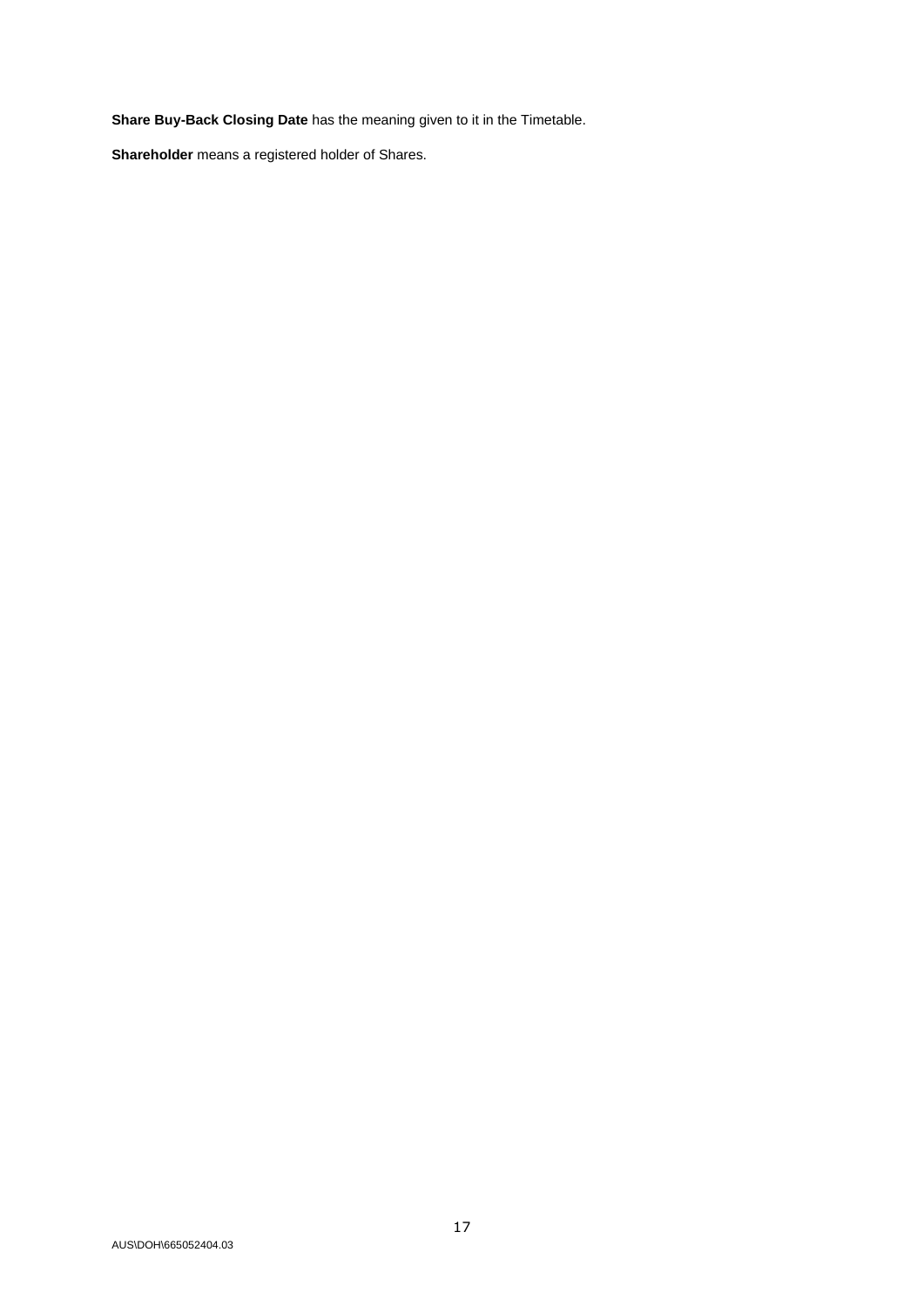**Share Buy-Back Closing Date** has the meaning given to it in the Timetable.

**Shareholder** means a registered holder of Shares.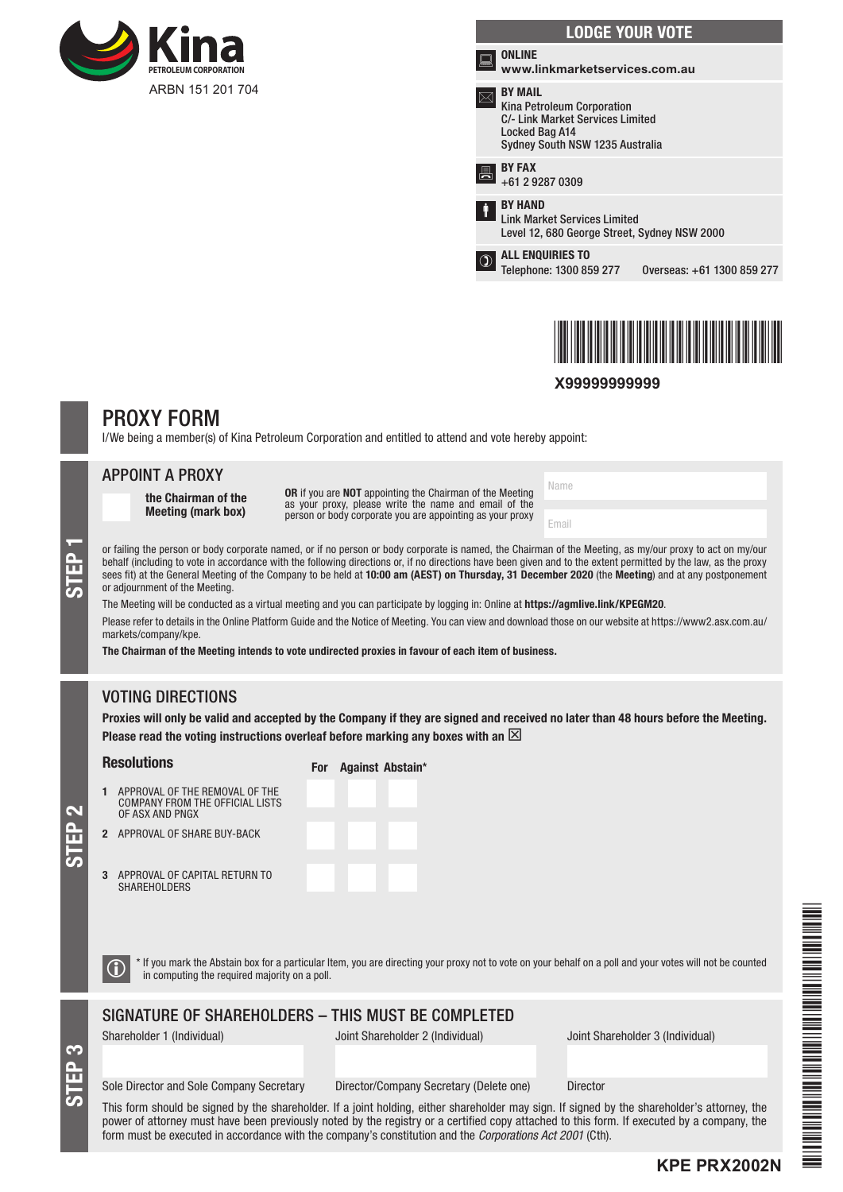Kina PETROLEUM CORPORATION

ARBN 151 201 704

## LODGE YOUR VOTE

**ONLINE**
**www.linkmarketservices.com.au**

**BY MAIL**
Kina Petroleum Corporation
C/- Link Market Services Limited
Locked Bag A14
Sydney South NSW 1235 Australia

**BY FAX**
+61 2 9287 0309

**BY HAND**
Link Market Services Limited
Level 12, 680 George Street, Sydney NSW 2000

**ALL ENQUIRIES TO**
Telephone: 1300 859 277 Overseas: +61 1300 859 277

**X99999999999**

# PROXY FORM

I/We being a member(s) of Kina Petroleum Corporation and entitled to attend and vote hereby appoint:

## STEP 1

### APPOINT A PROXY

☐ **the Chairman of the Meeting (mark box)**

**OR** if you are **NOT** appointing the Chairman of the Meeting as your proxy, please write the name and email of the person or body corporate you are appointing as your proxy

Name

Email

or failing the person or body corporate named, or if no person or body corporate is named, the Chairman of the Meeting, as my/our proxy to act on my/our behalf (including to vote in accordance with the following directions or, if no directions have been given and to the extent permitted by the law, as the proxy sees fit) at the General Meeting of the Company to be held at **10:00 am (AEST) on Thursday, 31 December 2020** (the **Meeting**) and at any postponement or adjournment of the Meeting.

The Meeting will be conducted as a virtual meeting and you can participate by logging in: Online at **https://agmlive.link/KPEGM20**.

Please refer to details in the Online Platform Guide and the Notice of Meeting. You can view and download those on our website at https://www2.asx.com.au/markets/company/kpe.

**The Chairman of the Meeting intends to vote undirected proxies in favour of each item of business.**

## STEP 2

### VOTING DIRECTIONS

**Proxies will only be valid and accepted by the Company if they are signed and received no later than 48 hours before the Meeting.**
**Please read the voting instructions overleaf before marking any boxes with an ☒**

| Resolutions | For | Against | Abstain* |
|---|---|---|---|
| 1 APPROVAL OF THE REMOVAL OF THE COMPANY FROM THE OFFICIAL LISTS OF ASX AND PNGX | ☐ | ☐ | ☐ |
| 2 APPROVAL OF SHARE BUY-BACK | ☐ | ☐ | ☐ |
| 3 APPROVAL OF CAPITAL RETURN TO SHAREHOLDERS | ☐ | ☐ | ☐ |

ⓘ * If you mark the Abstain box for a particular Item, you are directing your proxy not to vote on your behalf on a poll and your votes will not be counted in computing the required majority on a poll.

## STEP 3

### SIGNATURE OF SHAREHOLDERS – THIS MUST BE COMPLETED

| Shareholder 1 (Individual) | Joint Shareholder 2 (Individual) | Joint Shareholder 3 (Individual) |
|---|---|---|
| | | |
| Sole Director and Sole Company Secretary | Director/Company Secretary (Delete one) | Director |

This form should be signed by the shareholder. If a joint holding, either shareholder may sign. If signed by the shareholder's attorney, the power of attorney must have been previously noted by the registry or a certified copy attached to this form. If executed by a company, the form must be executed in accordance with the company's constitution and the *Corporations Act 2001* (Cth).

**KPE PRX2002N**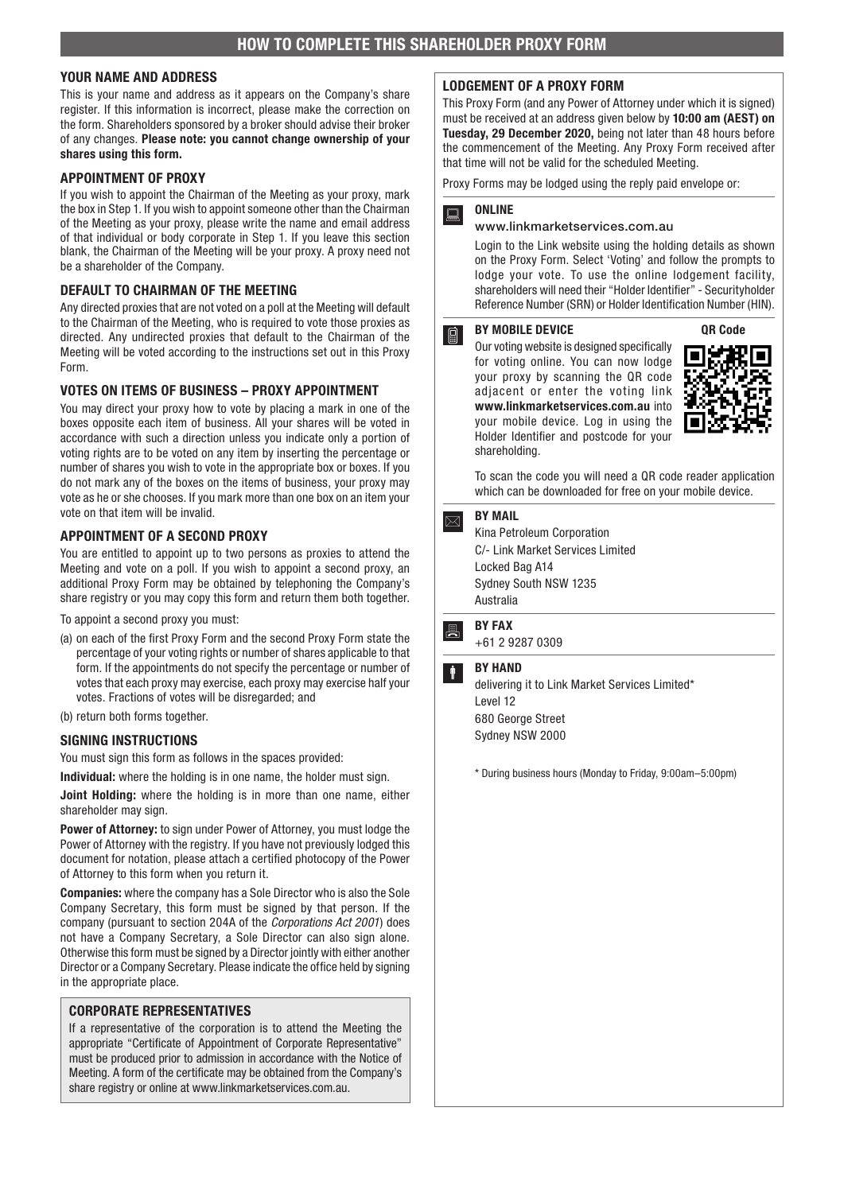# HOW TO COMPLETE THIS SHAREHOLDER PROXY FORM

### YOUR NAME AND ADDRESS

This is your name and address as it appears on the Company's share register. If this information is incorrect, please make the correction on the form. Shareholders sponsored by a broker should advise their broker of any changes. **Please note: you cannot change ownership of your shares using this form.**

### APPOINTMENT OF PROXY

If you wish to appoint the Chairman of the Meeting as your proxy, mark the box in Step 1. If you wish to appoint someone other than the Chairman of the Meeting as your proxy, please write the name and email address of that individual or body corporate in Step 1. If you leave this section blank, the Chairman of the Meeting will be your proxy. A proxy need not be a shareholder of the Company.

### DEFAULT TO CHAIRMAN OF THE MEETING

Any directed proxies that are not voted on a poll at the Meeting will default to the Chairman of the Meeting, who is required to vote those proxies as directed. Any undirected proxies that default to the Chairman of the Meeting will be voted according to the instructions set out in this Proxy Form.

### VOTES ON ITEMS OF BUSINESS – PROXY APPOINTMENT

You may direct your proxy how to vote by placing a mark in one of the boxes opposite each item of business. All your shares will be voted in accordance with such a direction unless you indicate only a portion of voting rights are to be voted on any item by inserting the percentage or number of shares you wish to vote in the appropriate box or boxes. If you do not mark any of the boxes on the items of business, your proxy may vote as he or she chooses. If you mark more than one box on an item your vote on that item will be invalid.

### APPOINTMENT OF A SECOND PROXY

You are entitled to appoint up to two persons as proxies to attend the Meeting and vote on a poll. If you wish to appoint a second proxy, an additional Proxy Form may be obtained by telephoning the Company's share registry or you may copy this form and return them both together.

To appoint a second proxy you must:

(a) on each of the first Proxy Form and the second Proxy Form state the percentage of your voting rights or number of shares applicable to that form. If the appointments do not specify the percentage or number of votes that each proxy may exercise, each proxy may exercise half your votes. Fractions of votes will be disregarded; and

(b) return both forms together.

### SIGNING INSTRUCTIONS

You must sign this form as follows in the spaces provided:

**Individual:** where the holding is in one name, the holder must sign.

**Joint Holding:** where the holding is in more than one name, either shareholder may sign.

**Power of Attorney:** to sign under Power of Attorney, you must lodge the Power of Attorney with the registry. If you have not previously lodged this document for notation, please attach a certified photocopy of the Power of Attorney to this form when you return it.

**Companies:** where the company has a Sole Director who is also the Sole Company Secretary, this form must be signed by that person. If the company (pursuant to section 204A of the *Corporations Act 2001*) does not have a Company Secretary, a Sole Director can also sign alone. Otherwise this form must be signed by a Director jointly with either another Director or a Company Secretary. Please indicate the office held by signing in the appropriate place.

### CORPORATE REPRESENTATIVES

If a representative of the corporation is to attend the Meeting the appropriate "Certificate of Appointment of Corporate Representative" must be produced prior to admission in accordance with the Notice of Meeting. A form of the certificate may be obtained from the Company's share registry or online at www.linkmarketservices.com.au.

### LODGEMENT OF A PROXY FORM

This Proxy Form (and any Power of Attorney under which it is signed) must be received at an address given below by **10:00 am (AEST) on Tuesday, 29 December 2020,** being not later than 48 hours before the commencement of the Meeting. Any Proxy Form received after that time will not be valid for the scheduled Meeting.

Proxy Forms may be lodged using the reply paid envelope or:

**ONLINE**

www.linkmarketservices.com.au

Login to the Link website using the holding details as shown on the Proxy Form. Select 'Voting' and follow the prompts to lodge your vote. To use the online lodgement facility, shareholders will need their "Holder Identifier" - Securityholder Reference Number (SRN) or Holder Identification Number (HIN).

**BY MOBILE DEVICE** — **QR Code**

Our voting website is designed specifically for voting online. You can now lodge your proxy by scanning the QR code adjacent or enter the voting link **www.linkmarketservices.com.au** into your mobile device. Log in using the Holder Identifier and postcode for your shareholding.

To scan the code you will need a QR code reader application which can be downloaded for free on your mobile device.

**BY MAIL**

Kina Petroleum Corporation
C/- Link Market Services Limited
Locked Bag A14
Sydney South NSW 1235
Australia

**BY FAX**

+61 2 9287 0309

**BY HAND**

delivering it to Link Market Services Limited*
Level 12
680 George Street
Sydney NSW 2000

\* During business hours (Monday to Friday, 9:00am–5:00pm)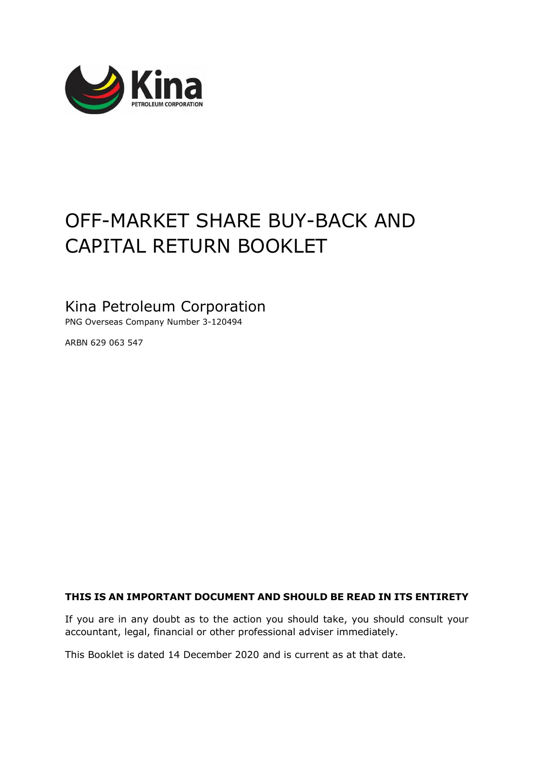# OFF-MARKET SHARE BUY-BACK AND CAPITAL RETURN BOOKLET

## Kina Petroleum Corporation

PNG Overseas Company Number 3-120494

ARBN 629 063 547

**THIS IS AN IMPORTANT DOCUMENT AND SHOULD BE READ IN ITS ENTIRETY**

If you are in any doubt as to the action you should take, you should consult your accountant, legal, financial or other professional adviser immediately.

This Booklet is dated 14 December 2020 and is current as at that date.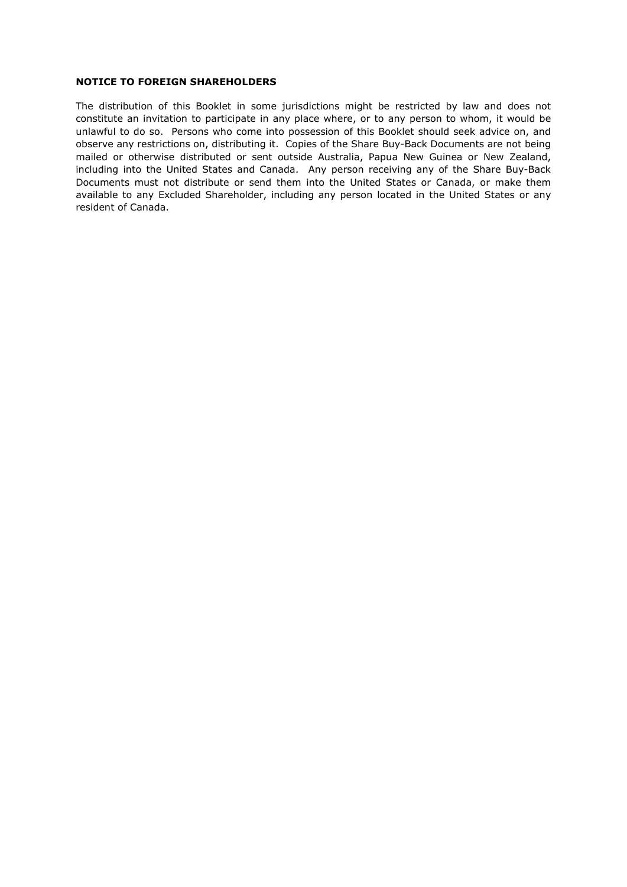**NOTICE TO FOREIGN SHAREHOLDERS**

The distribution of this Booklet in some jurisdictions might be restricted by law and does not constitute an invitation to participate in any place where, or to any person to whom, it would be unlawful to do so. Persons who come into possession of this Booklet should seek advice on, and observe any restrictions on, distributing it. Copies of the Share Buy-Back Documents are not being mailed or otherwise distributed or sent outside Australia, Papua New Guinea or New Zealand, including into the United States and Canada. Any person receiving any of the Share Buy-Back Documents must not distribute or send them into the United States or Canada, or make them available to any Excluded Shareholder, including any person located in the United States or any resident of Canada.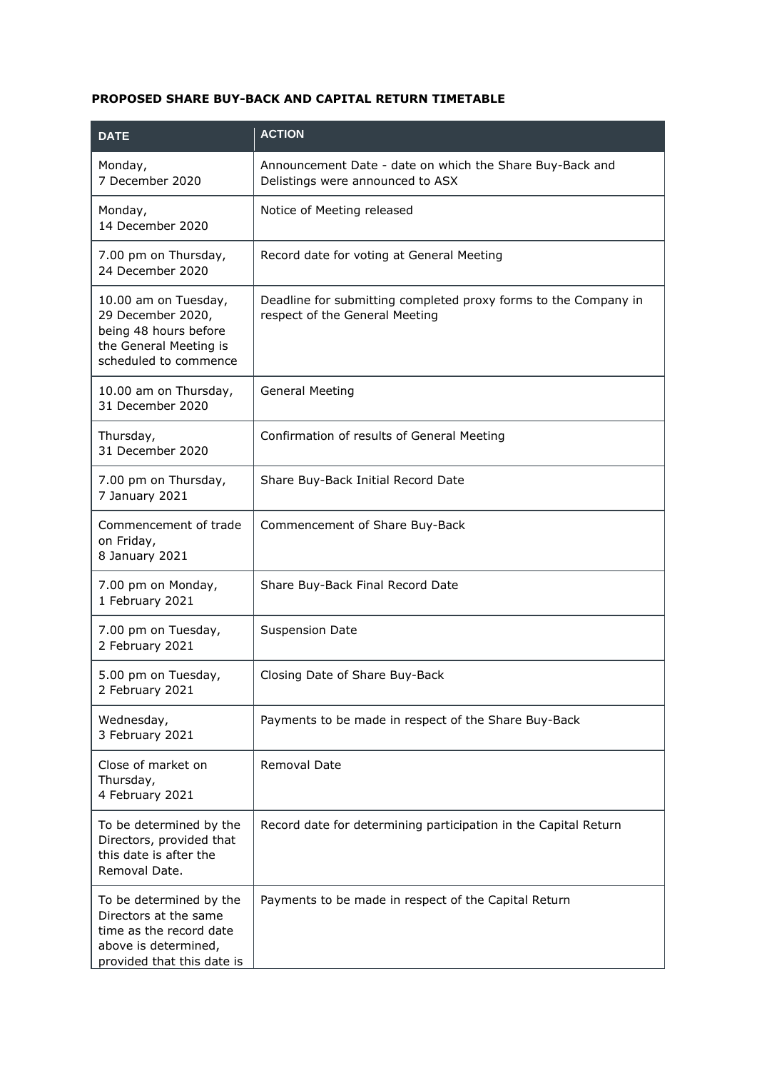**PROPOSED SHARE BUY-BACK AND CAPITAL RETURN TIMETABLE**

| DATE | ACTION |
|---|---|
| Monday, 7 December 2020 | Announcement Date - date on which the Share Buy-Back and Delistings were announced to ASX |
| Monday, 14 December 2020 | Notice of Meeting released |
| 7.00 pm on Thursday, 24 December 2020 | Record date for voting at General Meeting |
| 10.00 am on Tuesday, 29 December 2020, being 48 hours before the General Meeting is scheduled to commence | Deadline for submitting completed proxy forms to the Company in respect of the General Meeting |
| 10.00 am on Thursday, 31 December 2020 | General Meeting |
| Thursday, 31 December 2020 | Confirmation of results of General Meeting |
| 7.00 pm on Thursday, 7 January 2021 | Share Buy-Back Initial Record Date |
| Commencement of trade on Friday, 8 January 2021 | Commencement of Share Buy-Back |
| 7.00 pm on Monday, 1 February 2021 | Share Buy-Back Final Record Date |
| 7.00 pm on Tuesday, 2 February 2021 | Suspension Date |
| 5.00 pm on Tuesday, 2 February 2021 | Closing Date of Share Buy-Back |
| Wednesday, 3 February 2021 | Payments to be made in respect of the Share Buy-Back |
| Close of market on Thursday, 4 February 2021 | Removal Date |
| To be determined by the Directors, provided that this date is after the Removal Date. | Record date for determining participation in the Capital Return |
| To be determined by the Directors at the same time as the record date above is determined, provided that this date is | Payments to be made in respect of the Capital Return |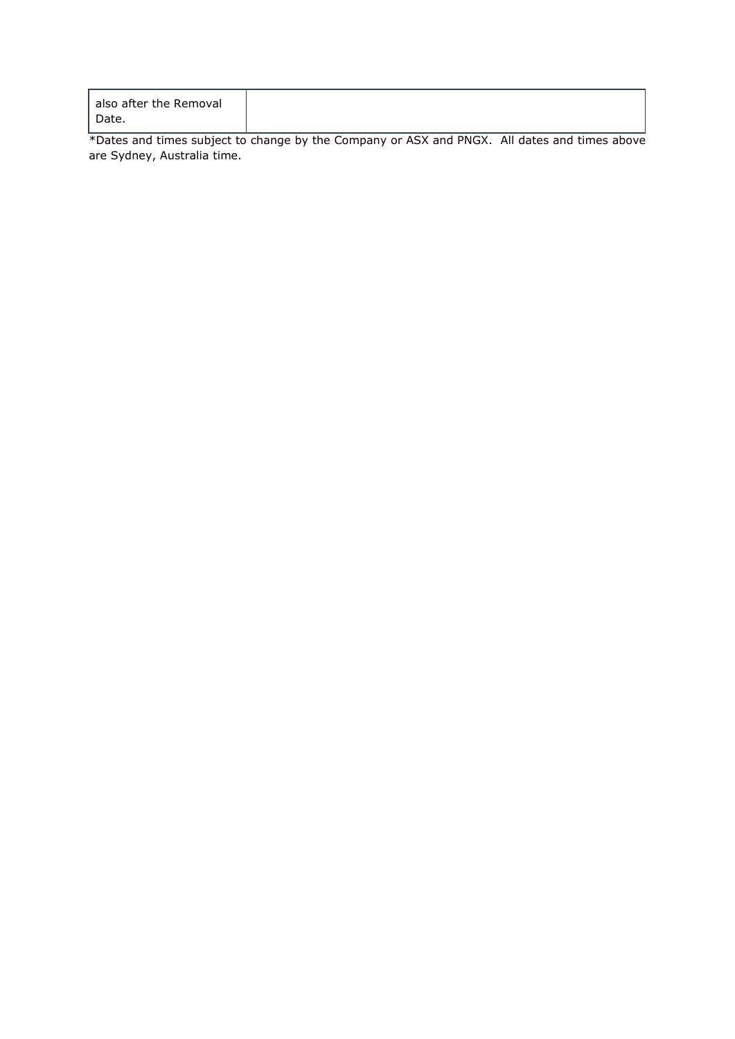| also after the Removal Date. | |
|---|---|

*Dates and times subject to change by the Company or ASX and PNGX. All dates and times above are Sydney, Australia time.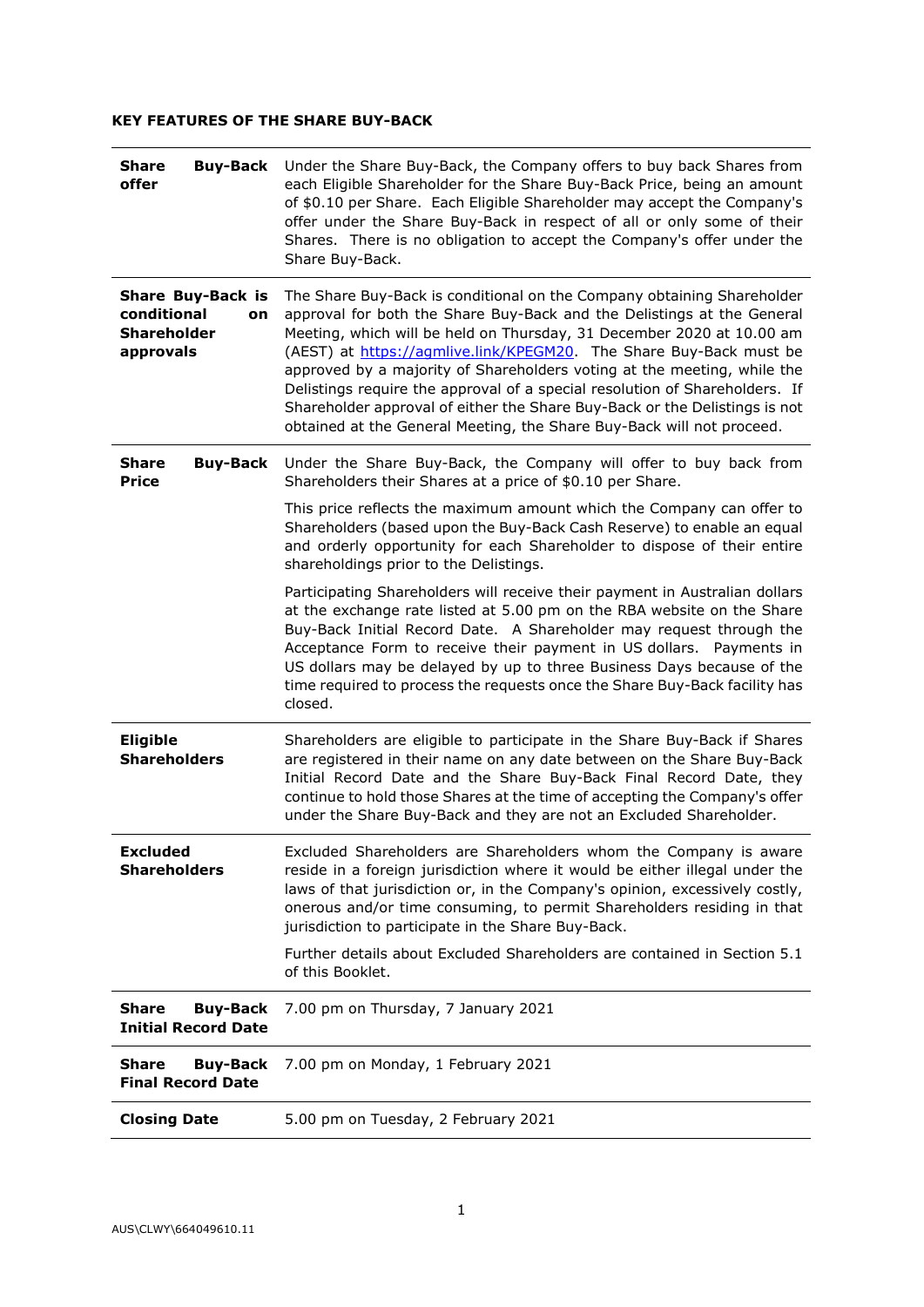**KEY FEATURES OF THE SHARE BUY-BACK**

| | |
|---|---|
| **Share Buy-Back offer** | Under the Share Buy-Back, the Company offers to buy back Shares from each Eligible Shareholder for the Share Buy-Back Price, being an amount of $0.10 per Share. Each Eligible Shareholder may accept the Company's offer under the Share Buy-Back in respect of all or only some of their Shares. There is no obligation to accept the Company's offer under the Share Buy-Back. |
| **Share Buy-Back is conditional on Shareholder approvals** | The Share Buy-Back is conditional on the Company obtaining Shareholder approval for both the Share Buy-Back and the Delistings at the General Meeting, which will be held on Thursday, 31 December 2020 at 10.00 am (AEST) at https://agmlive.link/KPEGM20. The Share Buy-Back must be approved by a majority of Shareholders voting at the meeting, while the Delistings require the approval of a special resolution of Shareholders. If Shareholder approval of either the Share Buy-Back or the Delistings is not obtained at the General Meeting, the Share Buy-Back will not proceed. |
| **Share Buy-Back Price** | Under the Share Buy-Back, the Company will offer to buy back from Shareholders their Shares at a price of $0.10 per Share.<br><br>This price reflects the maximum amount which the Company can offer to Shareholders (based upon the Buy-Back Cash Reserve) to enable an equal and orderly opportunity for each Shareholder to dispose of their entire shareholdings prior to the Delistings.<br><br>Participating Shareholders will receive their payment in Australian dollars at the exchange rate listed at 5.00 pm on the RBA website on the Share Buy-Back Initial Record Date. A Shareholder may request through the Acceptance Form to receive their payment in US dollars. Payments in US dollars may be delayed by up to three Business Days because of the time required to process the requests once the Share Buy-Back facility has closed. |
| **Eligible Shareholders** | Shareholders are eligible to participate in the Share Buy-Back if Shares are registered in their name on any date between on the Share Buy-Back Initial Record Date and the Share Buy-Back Final Record Date, they continue to hold those Shares at the time of accepting the Company's offer under the Share Buy-Back and they are not an Excluded Shareholder. |
| **Excluded Shareholders** | Excluded Shareholders are Shareholders whom the Company is aware reside in a foreign jurisdiction where it would be either illegal under the laws of that jurisdiction or, in the Company's opinion, excessively costly, onerous and/or time consuming, to permit Shareholders residing in that jurisdiction to participate in the Share Buy-Back.<br><br>Further details about Excluded Shareholders are contained in Section 5.1 of this Booklet. |
| **Share Buy-Back Initial Record Date** | 7.00 pm on Thursday, 7 January 2021 |
| **Share Buy-Back Final Record Date** | 7.00 pm on Monday, 1 February 2021 |
| **Closing Date** | 5.00 pm on Tuesday, 2 February 2021 |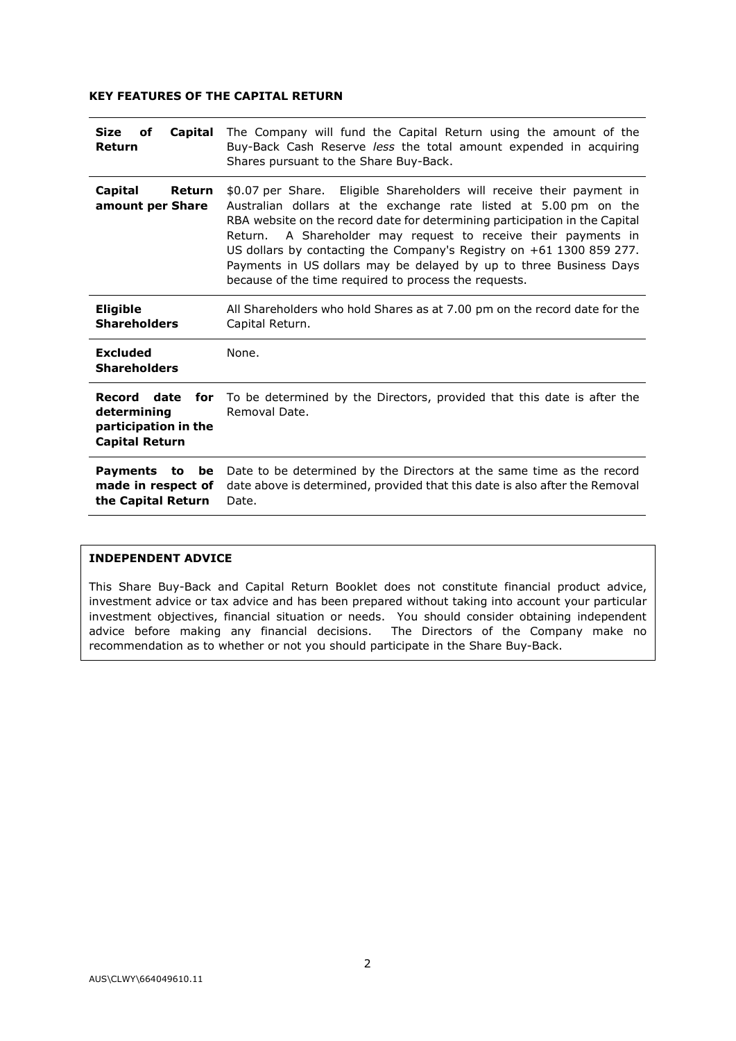**KEY FEATURES OF THE CAPITAL RETURN**

| | |
|---|---|
| **Size of Capital Return** | The Company will fund the Capital Return using the amount of the Buy-Back Cash Reserve *less* the total amount expended in acquiring Shares pursuant to the Share Buy-Back. |
| **Capital Return amount per Share** | $0.07 per Share. Eligible Shareholders will receive their payment in Australian dollars at the exchange rate listed at 5.00 pm on the RBA website on the record date for determining participation in the Capital Return. A Shareholder may request to receive their payments in US dollars by contacting the Company's Registry on +61 1300 859 277. Payments in US dollars may be delayed by up to three Business Days because of the time required to process the requests. |
| **Eligible Shareholders** | All Shareholders who hold Shares as at 7.00 pm on the record date for the Capital Return. |
| **Excluded Shareholders** | None. |
| **Record date for determining participation in the Capital Return** | To be determined by the Directors, provided that this date is after the Removal Date. |
| **Payments to be made in respect of the Capital Return** | Date to be determined by the Directors at the same time as the record date above is determined, provided that this date is also after the Removal Date. |

**INDEPENDENT ADVICE**

This Share Buy-Back and Capital Return Booklet does not constitute financial product advice, investment advice or tax advice and has been prepared without taking into account your particular investment objectives, financial situation or needs. You should consider obtaining independent advice before making any financial decisions. The Directors of the Company make no recommendation as to whether or not you should participate in the Share Buy-Back.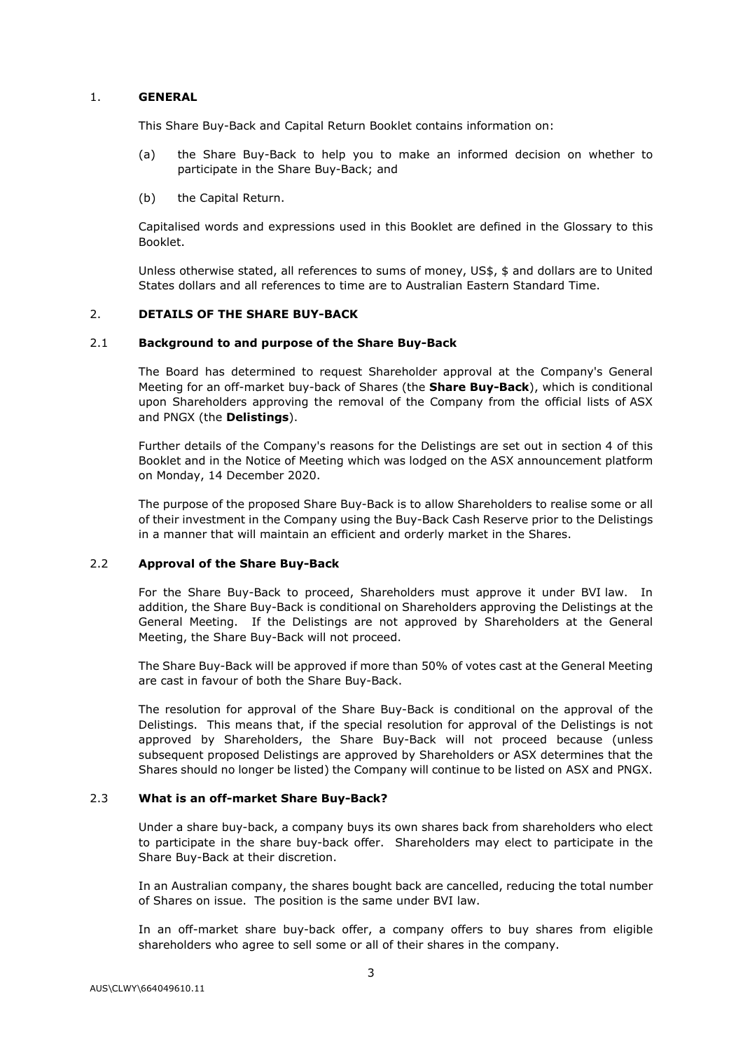## 1. GENERAL

This Share Buy-Back and Capital Return Booklet contains information on:

(a) the Share Buy-Back to help you to make an informed decision on whether to participate in the Share Buy-Back; and

(b) the Capital Return.

Capitalised words and expressions used in this Booklet are defined in the Glossary to this Booklet.

Unless otherwise stated, all references to sums of money, US$, $ and dollars are to United States dollars and all references to time are to Australian Eastern Standard Time.

## 2. DETAILS OF THE SHARE BUY-BACK

### 2.1 Background to and purpose of the Share Buy-Back

The Board has determined to request Shareholder approval at the Company's General Meeting for an off-market buy-back of Shares (the **Share Buy-Back**), which is conditional upon Shareholders approving the removal of the Company from the official lists of ASX and PNGX (the **Delistings**).

Further details of the Company's reasons for the Delistings are set out in section 4 of this Booklet and in the Notice of Meeting which was lodged on the ASX announcement platform on Monday, 14 December 2020.

The purpose of the proposed Share Buy-Back is to allow Shareholders to realise some or all of their investment in the Company using the Buy-Back Cash Reserve prior to the Delistings in a manner that will maintain an efficient and orderly market in the Shares.

### 2.2 Approval of the Share Buy-Back

For the Share Buy-Back to proceed, Shareholders must approve it under BVI law. In addition, the Share Buy-Back is conditional on Shareholders approving the Delistings at the General Meeting. If the Delistings are not approved by Shareholders at the General Meeting, the Share Buy-Back will not proceed.

The Share Buy-Back will be approved if more than 50% of votes cast at the General Meeting are cast in favour of both the Share Buy-Back.

The resolution for approval of the Share Buy-Back is conditional on the approval of the Delistings. This means that, if the special resolution for approval of the Delistings is not approved by Shareholders, the Share Buy-Back will not proceed because (unless subsequent proposed Delistings are approved by Shareholders or ASX determines that the Shares should no longer be listed) the Company will continue to be listed on ASX and PNGX.

### 2.3 What is an off-market Share Buy-Back?

Under a share buy-back, a company buys its own shares back from shareholders who elect to participate in the share buy-back offer. Shareholders may elect to participate in the Share Buy-Back at their discretion.

In an Australian company, the shares bought back are cancelled, reducing the total number of Shares on issue. The position is the same under BVI law.

In an off-market share buy-back offer, a company offers to buy shares from eligible shareholders who agree to sell some or all of their shares in the company.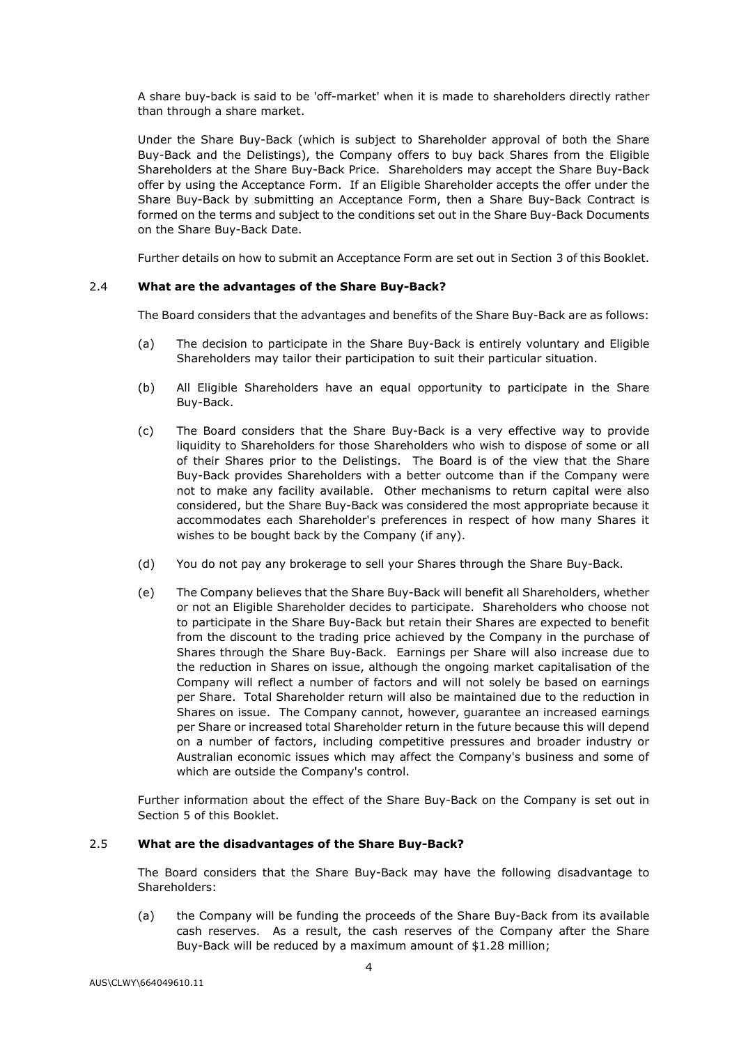A share buy-back is said to be 'off-market' when it is made to shareholders directly rather than through a share market.

Under the Share Buy-Back (which is subject to Shareholder approval of both the Share Buy-Back and the Delistings), the Company offers to buy back Shares from the Eligible Shareholders at the Share Buy-Back Price. Shareholders may accept the Share Buy-Back offer by using the Acceptance Form. If an Eligible Shareholder accepts the offer under the Share Buy-Back by submitting an Acceptance Form, then a Share Buy-Back Contract is formed on the terms and subject to the conditions set out in the Share Buy-Back Documents on the Share Buy-Back Date.

Further details on how to submit an Acceptance Form are set out in Section 3 of this Booklet.

### 2.4 What are the advantages of the Share Buy-Back?

The Board considers that the advantages and benefits of the Share Buy-Back are as follows:

(a) The decision to participate in the Share Buy-Back is entirely voluntary and Eligible Shareholders may tailor their participation to suit their particular situation.

(b) All Eligible Shareholders have an equal opportunity to participate in the Share Buy-Back.

(c) The Board considers that the Share Buy-Back is a very effective way to provide liquidity to Shareholders for those Shareholders who wish to dispose of some or all of their Shares prior to the Delistings. The Board is of the view that the Share Buy-Back provides Shareholders with a better outcome than if the Company were not to make any facility available. Other mechanisms to return capital were also considered, but the Share Buy-Back was considered the most appropriate because it accommodates each Shareholder's preferences in respect of how many Shares it wishes to be bought back by the Company (if any).

(d) You do not pay any brokerage to sell your Shares through the Share Buy-Back.

(e) The Company believes that the Share Buy-Back will benefit all Shareholders, whether or not an Eligible Shareholder decides to participate. Shareholders who choose not to participate in the Share Buy-Back but retain their Shares are expected to benefit from the discount to the trading price achieved by the Company in the purchase of Shares through the Share Buy-Back. Earnings per Share will also increase due to the reduction in Shares on issue, although the ongoing market capitalisation of the Company will reflect a number of factors and will not solely be based on earnings per Share. Total Shareholder return will also be maintained due to the reduction in Shares on issue. The Company cannot, however, guarantee an increased earnings per Share or increased total Shareholder return in the future because this will depend on a number of factors, including competitive pressures and broader industry or Australian economic issues which may affect the Company's business and some of which are outside the Company's control.

Further information about the effect of the Share Buy-Back on the Company is set out in Section 5 of this Booklet.

### 2.5 What are the disadvantages of the Share Buy-Back?

The Board considers that the Share Buy-Back may have the following disadvantage to Shareholders:

(a) the Company will be funding the proceeds of the Share Buy-Back from its available cash reserves. As a result, the cash reserves of the Company after the Share Buy-Back will be reduced by a maximum amount of $1.28 million;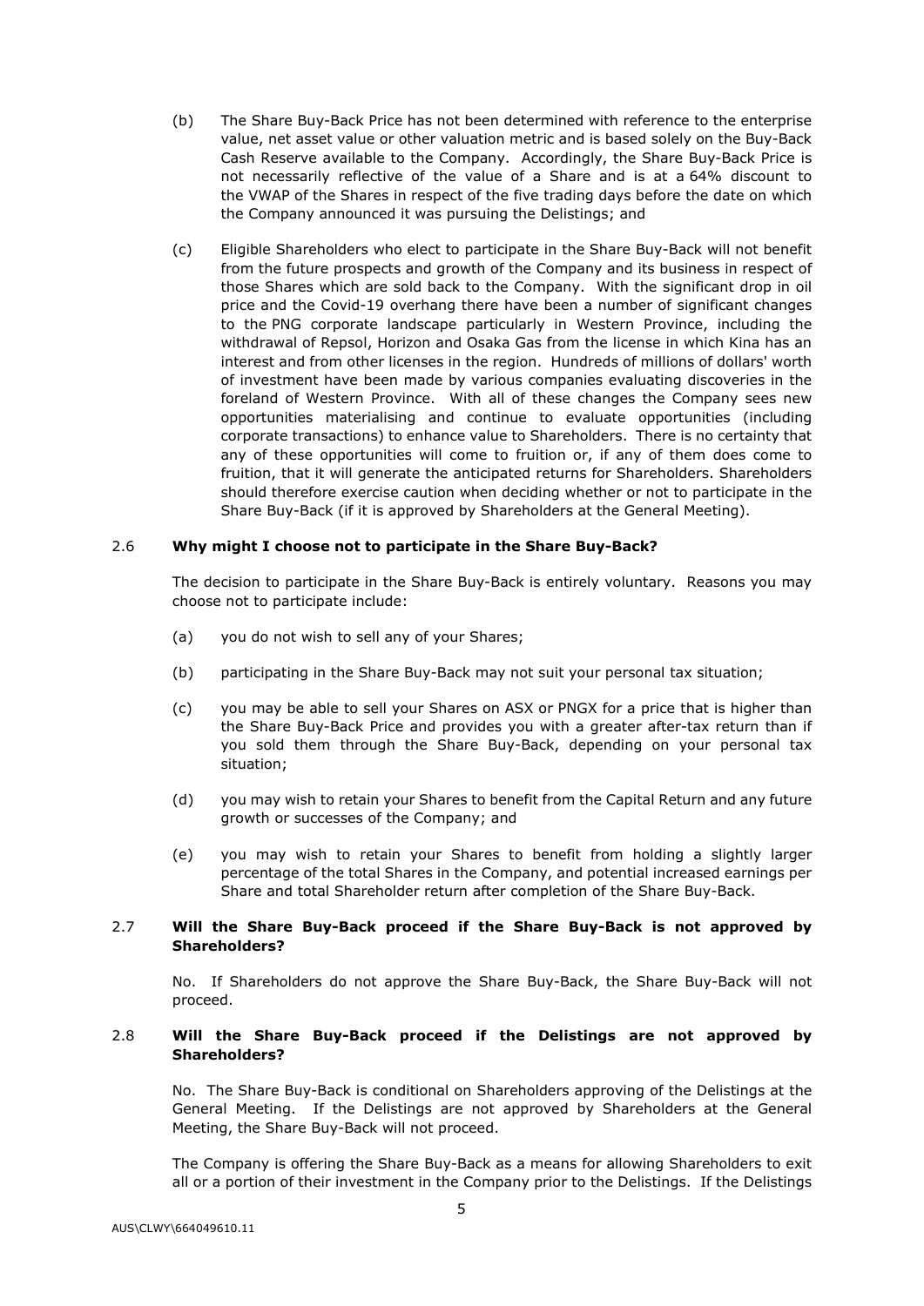(b) The Share Buy-Back Price has not been determined with reference to the enterprise value, net asset value or other valuation metric and is based solely on the Buy-Back Cash Reserve available to the Company. Accordingly, the Share Buy-Back Price is not necessarily reflective of the value of a Share and is at a 64% discount to the VWAP of the Shares in respect of the five trading days before the date on which the Company announced it was pursuing the Delistings; and

(c) Eligible Shareholders who elect to participate in the Share Buy-Back will not benefit from the future prospects and growth of the Company and its business in respect of those Shares which are sold back to the Company. With the significant drop in oil price and the Covid-19 overhang there have been a number of significant changes to the PNG corporate landscape particularly in Western Province, including the withdrawal of Repsol, Horizon and Osaka Gas from the license in which Kina has an interest and from other licenses in the region. Hundreds of millions of dollars' worth of investment have been made by various companies evaluating discoveries in the foreland of Western Province. With all of these changes the Company sees new opportunities materialising and continue to evaluate opportunities (including corporate transactions) to enhance value to Shareholders. There is no certainty that any of these opportunities will come to fruition or, if any of them does come to fruition, that it will generate the anticipated returns for Shareholders. Shareholders should therefore exercise caution when deciding whether or not to participate in the Share Buy-Back (if it is approved by Shareholders at the General Meeting).

### 2.6 Why might I choose not to participate in the Share Buy-Back?

The decision to participate in the Share Buy-Back is entirely voluntary. Reasons you may choose not to participate include:

(a) you do not wish to sell any of your Shares;

(b) participating in the Share Buy-Back may not suit your personal tax situation;

(c) you may be able to sell your Shares on ASX or PNGX for a price that is higher than the Share Buy-Back Price and provides you with a greater after-tax return than if you sold them through the Share Buy-Back, depending on your personal tax situation;

(d) you may wish to retain your Shares to benefit from the Capital Return and any future growth or successes of the Company; and

(e) you may wish to retain your Shares to benefit from holding a slightly larger percentage of the total Shares in the Company, and potential increased earnings per Share and total Shareholder return after completion of the Share Buy-Back.

### 2.7 Will the Share Buy-Back proceed if the Share Buy-Back is not approved by Shareholders?

No. If Shareholders do not approve the Share Buy-Back, the Share Buy-Back will not proceed.

### 2.8 Will the Share Buy-Back proceed if the Delistings are not approved by Shareholders?

No. The Share Buy-Back is conditional on Shareholders approving of the Delistings at the General Meeting. If the Delistings are not approved by Shareholders at the General Meeting, the Share Buy-Back will not proceed.

The Company is offering the Share Buy-Back as a means for allowing Shareholders to exit all or a portion of their investment in the Company prior to the Delistings. If the Delistings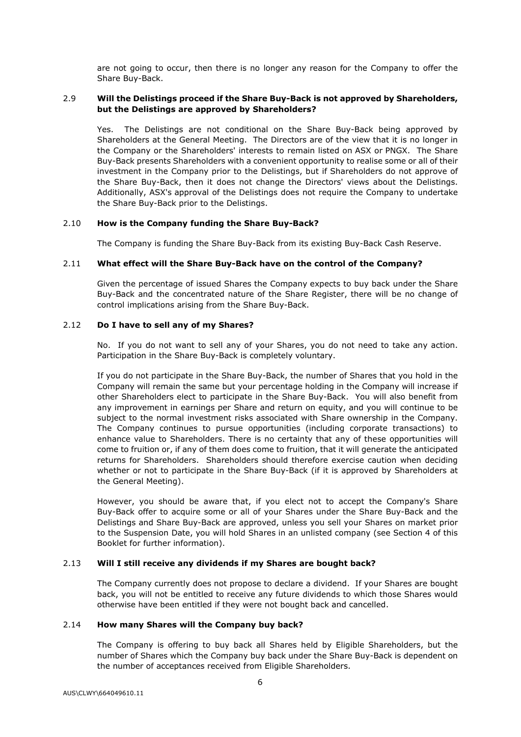are not going to occur, then there is no longer any reason for the Company to offer the Share Buy-Back.

### 2.9 Will the Delistings proceed if the Share Buy-Back is not approved by Shareholders, but the Delistings are approved by Shareholders?

Yes. The Delistings are not conditional on the Share Buy-Back being approved by Shareholders at the General Meeting. The Directors are of the view that it is no longer in the Company or the Shareholders' interests to remain listed on ASX or PNGX. The Share Buy-Back presents Shareholders with a convenient opportunity to realise some or all of their investment in the Company prior to the Delistings, but if Shareholders do not approve of the Share Buy-Back, then it does not change the Directors' views about the Delistings. Additionally, ASX's approval of the Delistings does not require the Company to undertake the Share Buy-Back prior to the Delistings.

### 2.10 How is the Company funding the Share Buy-Back?

The Company is funding the Share Buy-Back from its existing Buy-Back Cash Reserve.

### 2.11 What effect will the Share Buy-Back have on the control of the Company?

Given the percentage of issued Shares the Company expects to buy back under the Share Buy-Back and the concentrated nature of the Share Register, there will be no change of control implications arising from the Share Buy-Back.

### 2.12 Do I have to sell any of my Shares?

No. If you do not want to sell any of your Shares, you do not need to take any action. Participation in the Share Buy-Back is completely voluntary.

If you do not participate in the Share Buy-Back, the number of Shares that you hold in the Company will remain the same but your percentage holding in the Company will increase if other Shareholders elect to participate in the Share Buy-Back. You will also benefit from any improvement in earnings per Share and return on equity, and you will continue to be subject to the normal investment risks associated with Share ownership in the Company. The Company continues to pursue opportunities (including corporate transactions) to enhance value to Shareholders. There is no certainty that any of these opportunities will come to fruition or, if any of them does come to fruition, that it will generate the anticipated returns for Shareholders. Shareholders should therefore exercise caution when deciding whether or not to participate in the Share Buy-Back (if it is approved by Shareholders at the General Meeting).

However, you should be aware that, if you elect not to accept the Company's Share Buy-Back offer to acquire some or all of your Shares under the Share Buy-Back and the Delistings and Share Buy-Back are approved, unless you sell your Shares on market prior to the Suspension Date, you will hold Shares in an unlisted company (see Section 4 of this Booklet for further information).

### 2.13 Will I still receive any dividends if my Shares are bought back?

The Company currently does not propose to declare a dividend. If your Shares are bought back, you will not be entitled to receive any future dividends to which those Shares would otherwise have been entitled if they were not bought back and cancelled.

### 2.14 How many Shares will the Company buy back?

The Company is offering to buy back all Shares held by Eligible Shareholders, but the number of Shares which the Company buy back under the Share Buy-Back is dependent on the number of acceptances received from Eligible Shareholders.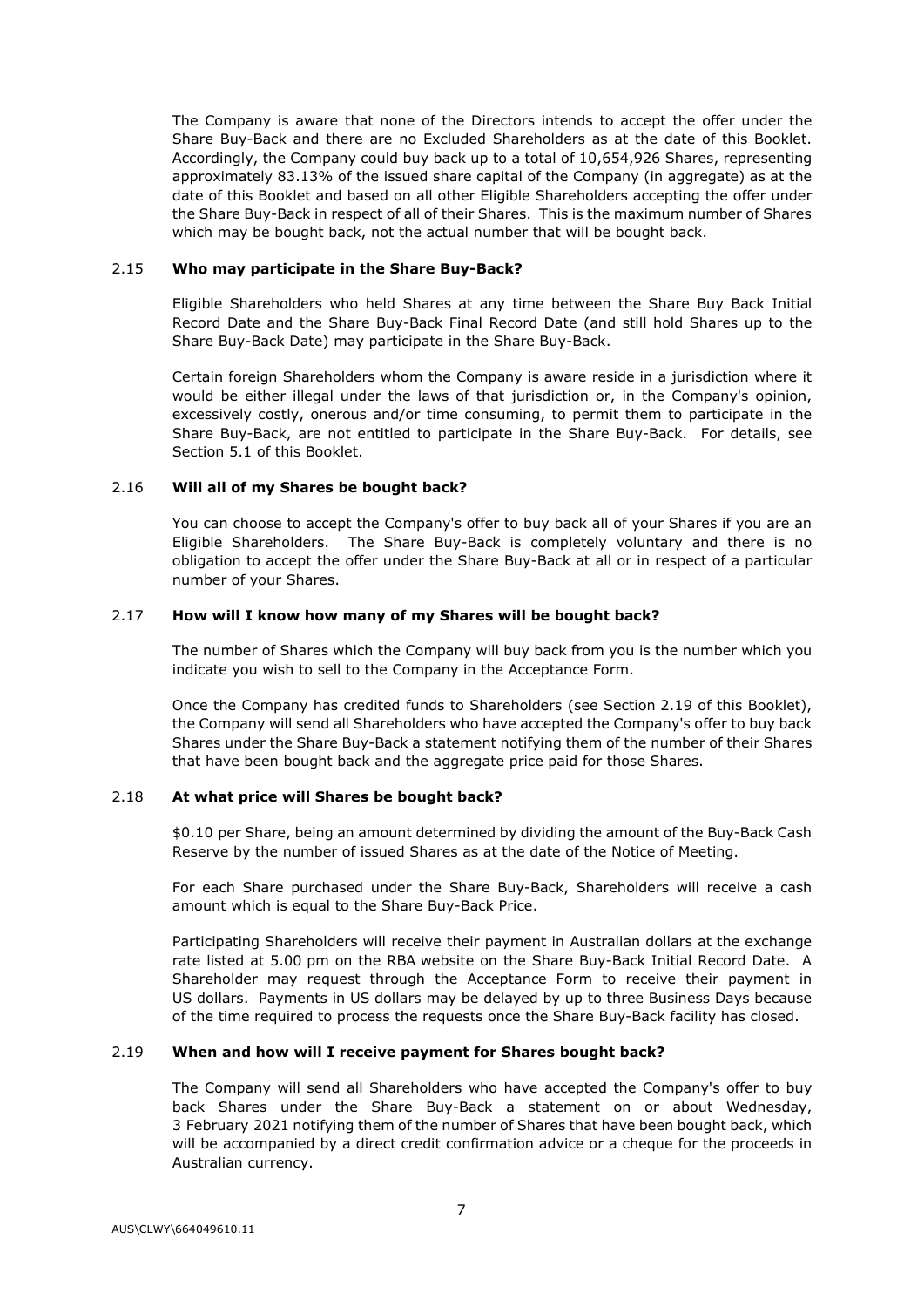The Company is aware that none of the Directors intends to accept the offer under the Share Buy-Back and there are no Excluded Shareholders as at the date of this Booklet. Accordingly, the Company could buy back up to a total of 10,654,926 Shares, representing approximately 83.13% of the issued share capital of the Company (in aggregate) as at the date of this Booklet and based on all other Eligible Shareholders accepting the offer under the Share Buy-Back in respect of all of their Shares. This is the maximum number of Shares which may be bought back, not the actual number that will be bought back.

### 2.15 Who may participate in the Share Buy-Back?

Eligible Shareholders who held Shares at any time between the Share Buy Back Initial Record Date and the Share Buy-Back Final Record Date (and still hold Shares up to the Share Buy-Back Date) may participate in the Share Buy-Back.

Certain foreign Shareholders whom the Company is aware reside in a jurisdiction where it would be either illegal under the laws of that jurisdiction or, in the Company's opinion, excessively costly, onerous and/or time consuming, to permit them to participate in the Share Buy-Back, are not entitled to participate in the Share Buy-Back. For details, see Section 5.1 of this Booklet.

### 2.16 Will all of my Shares be bought back?

You can choose to accept the Company's offer to buy back all of your Shares if you are an Eligible Shareholders. The Share Buy-Back is completely voluntary and there is no obligation to accept the offer under the Share Buy-Back at all or in respect of a particular number of your Shares.

### 2.17 How will I know how many of my Shares will be bought back?

The number of Shares which the Company will buy back from you is the number which you indicate you wish to sell to the Company in the Acceptance Form.

Once the Company has credited funds to Shareholders (see Section 2.19 of this Booklet), the Company will send all Shareholders who have accepted the Company's offer to buy back Shares under the Share Buy-Back a statement notifying them of the number of their Shares that have been bought back and the aggregate price paid for those Shares.

### 2.18 At what price will Shares be bought back?

$0.10 per Share, being an amount determined by dividing the amount of the Buy-Back Cash Reserve by the number of issued Shares as at the date of the Notice of Meeting.

For each Share purchased under the Share Buy-Back, Shareholders will receive a cash amount which is equal to the Share Buy-Back Price.

Participating Shareholders will receive their payment in Australian dollars at the exchange rate listed at 5.00 pm on the RBA website on the Share Buy-Back Initial Record Date. A Shareholder may request through the Acceptance Form to receive their payment in US dollars. Payments in US dollars may be delayed by up to three Business Days because of the time required to process the requests once the Share Buy-Back facility has closed.

### 2.19 When and how will I receive payment for Shares bought back?

The Company will send all Shareholders who have accepted the Company's offer to buy back Shares under the Share Buy-Back a statement on or about Wednesday, 3 February 2021 notifying them of the number of Shares that have been bought back, which will be accompanied by a direct credit confirmation advice or a cheque for the proceeds in Australian currency.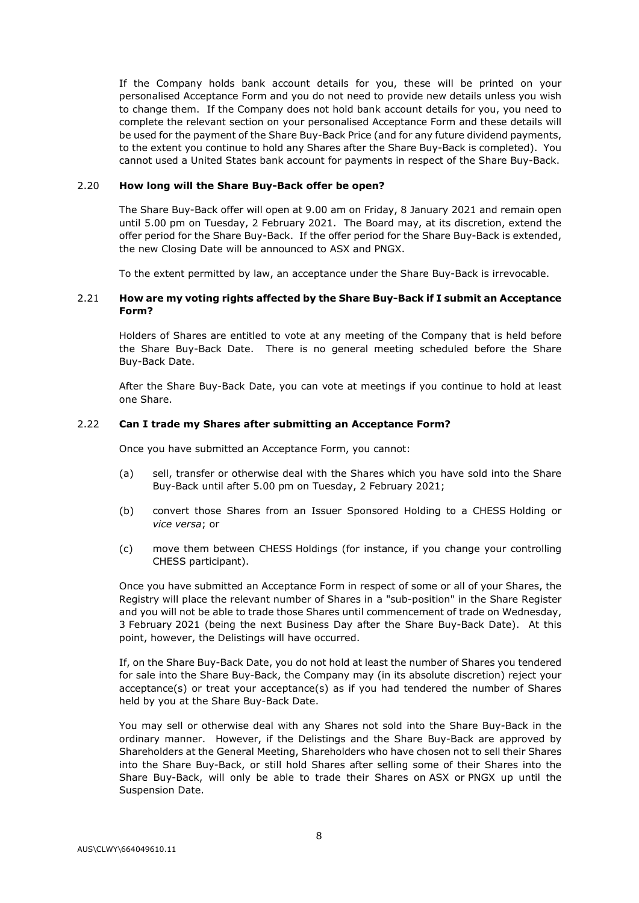If the Company holds bank account details for you, these will be printed on your personalised Acceptance Form and you do not need to provide new details unless you wish to change them. If the Company does not hold bank account details for you, you need to complete the relevant section on your personalised Acceptance Form and these details will be used for the payment of the Share Buy-Back Price (and for any future dividend payments, to the extent you continue to hold any Shares after the Share Buy-Back is completed). You cannot used a United States bank account for payments in respect of the Share Buy-Back.

### 2.20 How long will the Share Buy-Back offer be open?

The Share Buy-Back offer will open at 9.00 am on Friday, 8 January 2021 and remain open until 5.00 pm on Tuesday, 2 February 2021. The Board may, at its discretion, extend the offer period for the Share Buy-Back. If the offer period for the Share Buy-Back is extended, the new Closing Date will be announced to ASX and PNGX.

To the extent permitted by law, an acceptance under the Share Buy-Back is irrevocable.

### 2.21 How are my voting rights affected by the Share Buy-Back if I submit an Acceptance Form?

Holders of Shares are entitled to vote at any meeting of the Company that is held before the Share Buy-Back Date. There is no general meeting scheduled before the Share Buy-Back Date.

After the Share Buy-Back Date, you can vote at meetings if you continue to hold at least one Share.

### 2.22 Can I trade my Shares after submitting an Acceptance Form?

Once you have submitted an Acceptance Form, you cannot:

(a) sell, transfer or otherwise deal with the Shares which you have sold into the Share Buy-Back until after 5.00 pm on Tuesday, 2 February 2021;

(b) convert those Shares from an Issuer Sponsored Holding to a CHESS Holding or *vice versa*; or

(c) move them between CHESS Holdings (for instance, if you change your controlling CHESS participant).

Once you have submitted an Acceptance Form in respect of some or all of your Shares, the Registry will place the relevant number of Shares in a "sub-position" in the Share Register and you will not be able to trade those Shares until commencement of trade on Wednesday, 3 February 2021 (being the next Business Day after the Share Buy-Back Date). At this point, however, the Delistings will have occurred.

If, on the Share Buy-Back Date, you do not hold at least the number of Shares you tendered for sale into the Share Buy-Back, the Company may (in its absolute discretion) reject your acceptance(s) or treat your acceptance(s) as if you had tendered the number of Shares held by you at the Share Buy-Back Date.

You may sell or otherwise deal with any Shares not sold into the Share Buy-Back in the ordinary manner. However, if the Delistings and the Share Buy-Back are approved by Shareholders at the General Meeting, Shareholders who have chosen not to sell their Shares into the Share Buy-Back, or still hold Shares after selling some of their Shares into the Share Buy-Back, will only be able to trade their Shares on ASX or PNGX up until the Suspension Date.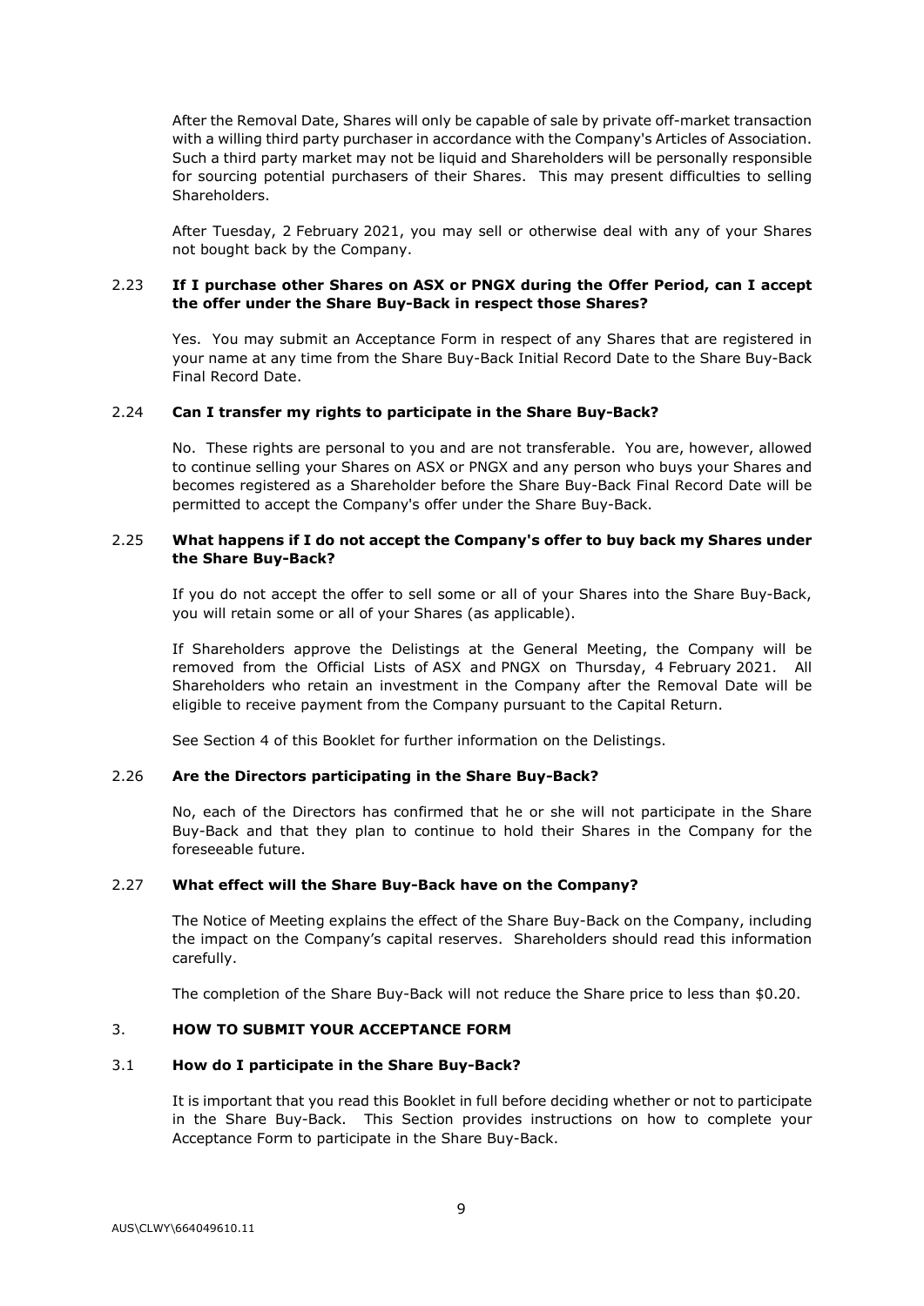After the Removal Date, Shares will only be capable of sale by private off-market transaction with a willing third party purchaser in accordance with the Company's Articles of Association. Such a third party market may not be liquid and Shareholders will be personally responsible for sourcing potential purchasers of their Shares. This may present difficulties to selling Shareholders.

After Tuesday, 2 February 2021, you may sell or otherwise deal with any of your Shares not bought back by the Company.

### 2.23 If I purchase other Shares on ASX or PNGX during the Offer Period, can I accept the offer under the Share Buy-Back in respect those Shares?

Yes. You may submit an Acceptance Form in respect of any Shares that are registered in your name at any time from the Share Buy-Back Initial Record Date to the Share Buy-Back Final Record Date.

### 2.24 Can I transfer my rights to participate in the Share Buy-Back?

No. These rights are personal to you and are not transferable. You are, however, allowed to continue selling your Shares on ASX or PNGX and any person who buys your Shares and becomes registered as a Shareholder before the Share Buy-Back Final Record Date will be permitted to accept the Company's offer under the Share Buy-Back.

### 2.25 What happens if I do not accept the Company's offer to buy back my Shares under the Share Buy-Back?

If you do not accept the offer to sell some or all of your Shares into the Share Buy-Back, you will retain some or all of your Shares (as applicable).

If Shareholders approve the Delistings at the General Meeting, the Company will be removed from the Official Lists of ASX and PNGX on Thursday, 4 February 2021. All Shareholders who retain an investment in the Company after the Removal Date will be eligible to receive payment from the Company pursuant to the Capital Return.

See Section 4 of this Booklet for further information on the Delistings.

### 2.26 Are the Directors participating in the Share Buy-Back?

No, each of the Directors has confirmed that he or she will not participate in the Share Buy-Back and that they plan to continue to hold their Shares in the Company for the foreseeable future.

### 2.27 What effect will the Share Buy-Back have on the Company?

The Notice of Meeting explains the effect of the Share Buy-Back on the Company, including the impact on the Company's capital reserves. Shareholders should read this information carefully.

The completion of the Share Buy-Back will not reduce the Share price to less than $0.20.

## 3. HOW TO SUBMIT YOUR ACCEPTANCE FORM

### 3.1 How do I participate in the Share Buy-Back?

It is important that you read this Booklet in full before deciding whether or not to participate in the Share Buy-Back. This Section provides instructions on how to complete your Acceptance Form to participate in the Share Buy-Back.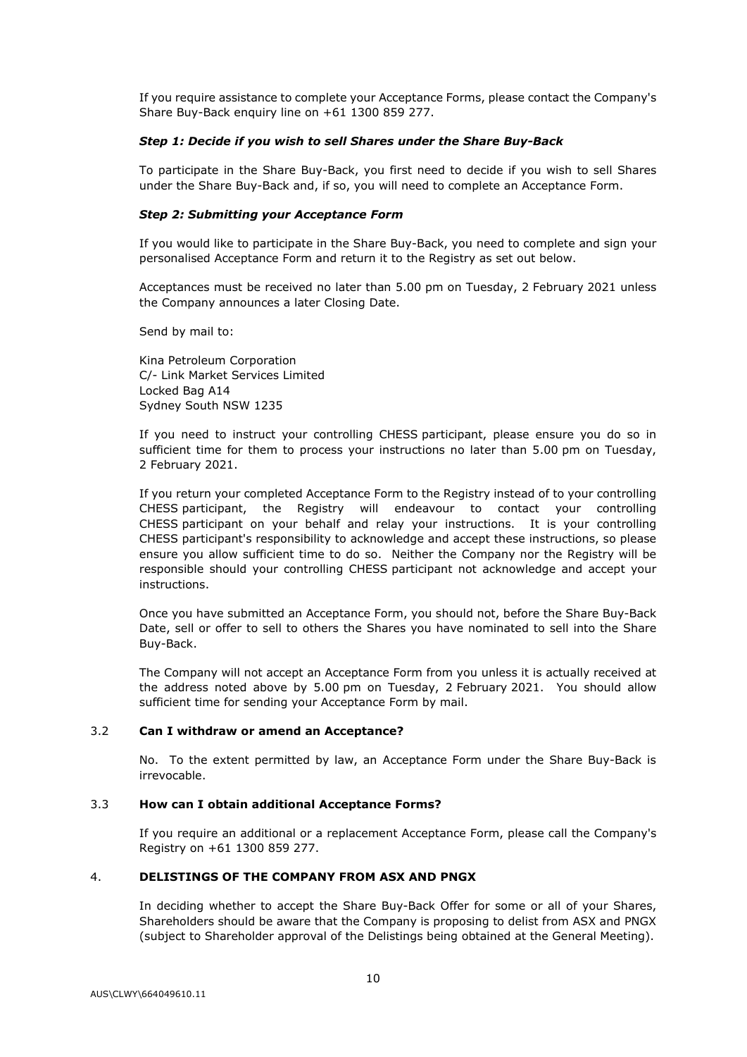If you require assistance to complete your Acceptance Forms, please contact the Company's Share Buy-Back enquiry line on +61 1300 859 277.

***Step 1: Decide if you wish to sell Shares under the Share Buy-Back***

To participate in the Share Buy-Back, you first need to decide if you wish to sell Shares under the Share Buy-Back and, if so, you will need to complete an Acceptance Form.

***Step 2: Submitting your Acceptance Form***

If you would like to participate in the Share Buy-Back, you need to complete and sign your personalised Acceptance Form and return it to the Registry as set out below.

Acceptances must be received no later than 5.00 pm on Tuesday, 2 February 2021 unless the Company announces a later Closing Date.

Send by mail to:

Kina Petroleum Corporation
C/- Link Market Services Limited
Locked Bag A14
Sydney South NSW 1235

If you need to instruct your controlling CHESS participant, please ensure you do so in sufficient time for them to process your instructions no later than 5.00 pm on Tuesday, 2 February 2021.

If you return your completed Acceptance Form to the Registry instead of to your controlling CHESS participant, the Registry will endeavour to contact your controlling CHESS participant on your behalf and relay your instructions. It is your controlling CHESS participant's responsibility to acknowledge and accept these instructions, so please ensure you allow sufficient time to do so. Neither the Company nor the Registry will be responsible should your controlling CHESS participant not acknowledge and accept your instructions.

Once you have submitted an Acceptance Form, you should not, before the Share Buy-Back Date, sell or offer to sell to others the Shares you have nominated to sell into the Share Buy-Back.

The Company will not accept an Acceptance Form from you unless it is actually received at the address noted above by 5.00 pm on Tuesday, 2 February 2021. You should allow sufficient time for sending your Acceptance Form by mail.

### 3.2 **Can I withdraw or amend an Acceptance?**

No. To the extent permitted by law, an Acceptance Form under the Share Buy-Back is irrevocable.

### 3.3 **How can I obtain additional Acceptance Forms?**

If you require an additional or a replacement Acceptance Form, please call the Company's Registry on +61 1300 859 277.

## 4. **DELISTINGS OF THE COMPANY FROM ASX AND PNGX**

In deciding whether to accept the Share Buy-Back Offer for some or all of your Shares, Shareholders should be aware that the Company is proposing to delist from ASX and PNGX (subject to Shareholder approval of the Delistings being obtained at the General Meeting).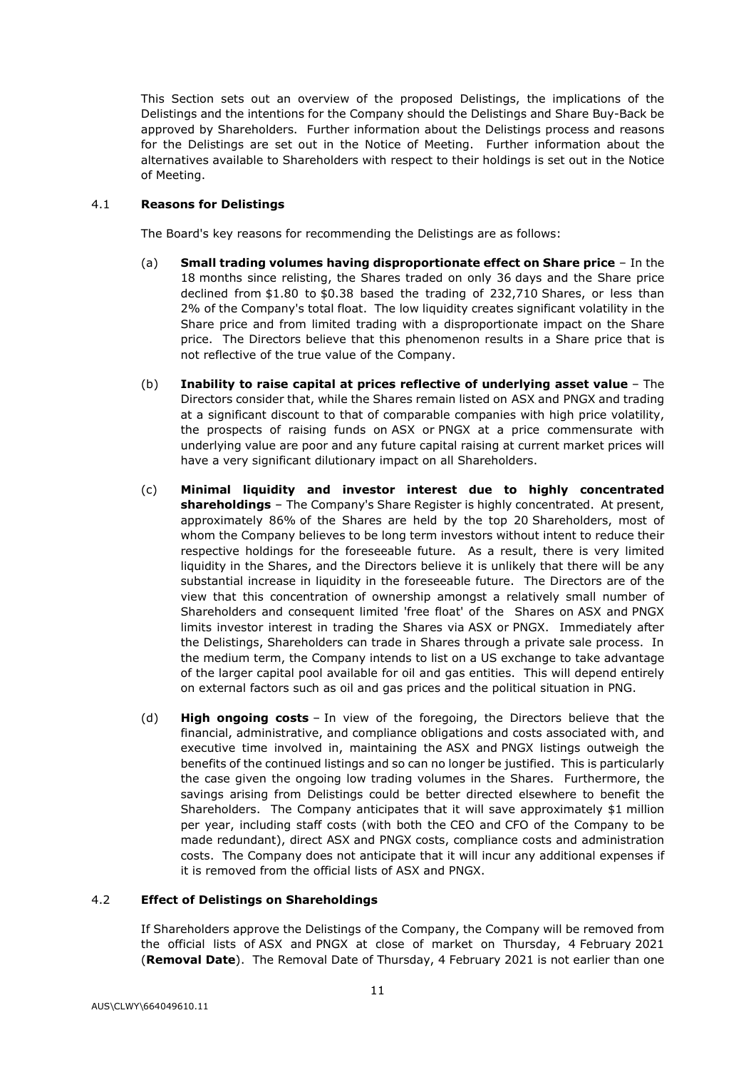This Section sets out an overview of the proposed Delistings, the implications of the Delistings and the intentions for the Company should the Delistings and Share Buy-Back be approved by Shareholders. Further information about the Delistings process and reasons for the Delistings are set out in the Notice of Meeting. Further information about the alternatives available to Shareholders with respect to their holdings is set out in the Notice of Meeting.

## 4.1 **Reasons for Delistings**

The Board's key reasons for recommending the Delistings are as follows:

(a) **Small trading volumes having disproportionate effect on Share price** – In the 18 months since relisting, the Shares traded on only 36 days and the Share price declined from $1.80 to $0.38 based the trading of 232,710 Shares, or less than 2% of the Company's total float. The low liquidity creates significant volatility in the Share price and from limited trading with a disproportionate impact on the Share price. The Directors believe that this phenomenon results in a Share price that is not reflective of the true value of the Company.

(b) **Inability to raise capital at prices reflective of underlying asset value** – The Directors consider that, while the Shares remain listed on ASX and PNGX and trading at a significant discount to that of comparable companies with high price volatility, the prospects of raising funds on ASX or PNGX at a price commensurate with underlying value are poor and any future capital raising at current market prices will have a very significant dilutionary impact on all Shareholders.

(c) **Minimal liquidity and investor interest due to highly concentrated shareholdings** – The Company's Share Register is highly concentrated. At present, approximately 86% of the Shares are held by the top 20 Shareholders, most of whom the Company believes to be long term investors without intent to reduce their respective holdings for the foreseeable future. As a result, there is very limited liquidity in the Shares, and the Directors believe it is unlikely that there will be any substantial increase in liquidity in the foreseeable future. The Directors are of the view that this concentration of ownership amongst a relatively small number of Shareholders and consequent limited 'free float' of the Shares on ASX and PNGX limits investor interest in trading the Shares via ASX or PNGX. Immediately after the Delistings, Shareholders can trade in Shares through a private sale process. In the medium term, the Company intends to list on a US exchange to take advantage of the larger capital pool available for oil and gas entities. This will depend entirely on external factors such as oil and gas prices and the political situation in PNG.

(d) **High ongoing costs** – In view of the foregoing, the Directors believe that the financial, administrative, and compliance obligations and costs associated with, and executive time involved in, maintaining the ASX and PNGX listings outweigh the benefits of the continued listings and so can no longer be justified. This is particularly the case given the ongoing low trading volumes in the Shares. Furthermore, the savings arising from Delistings could be better directed elsewhere to benefit the Shareholders. The Company anticipates that it will save approximately $1 million per year, including staff costs (with both the CEO and CFO of the Company to be made redundant), direct ASX and PNGX costs, compliance costs and administration costs. The Company does not anticipate that it will incur any additional expenses if it is removed from the official lists of ASX and PNGX.

## 4.2 **Effect of Delistings on Shareholdings**

If Shareholders approve the Delistings of the Company, the Company will be removed from the official lists of ASX and PNGX at close of market on Thursday, 4 February 2021 (**Removal Date**). The Removal Date of Thursday, 4 February 2021 is not earlier than one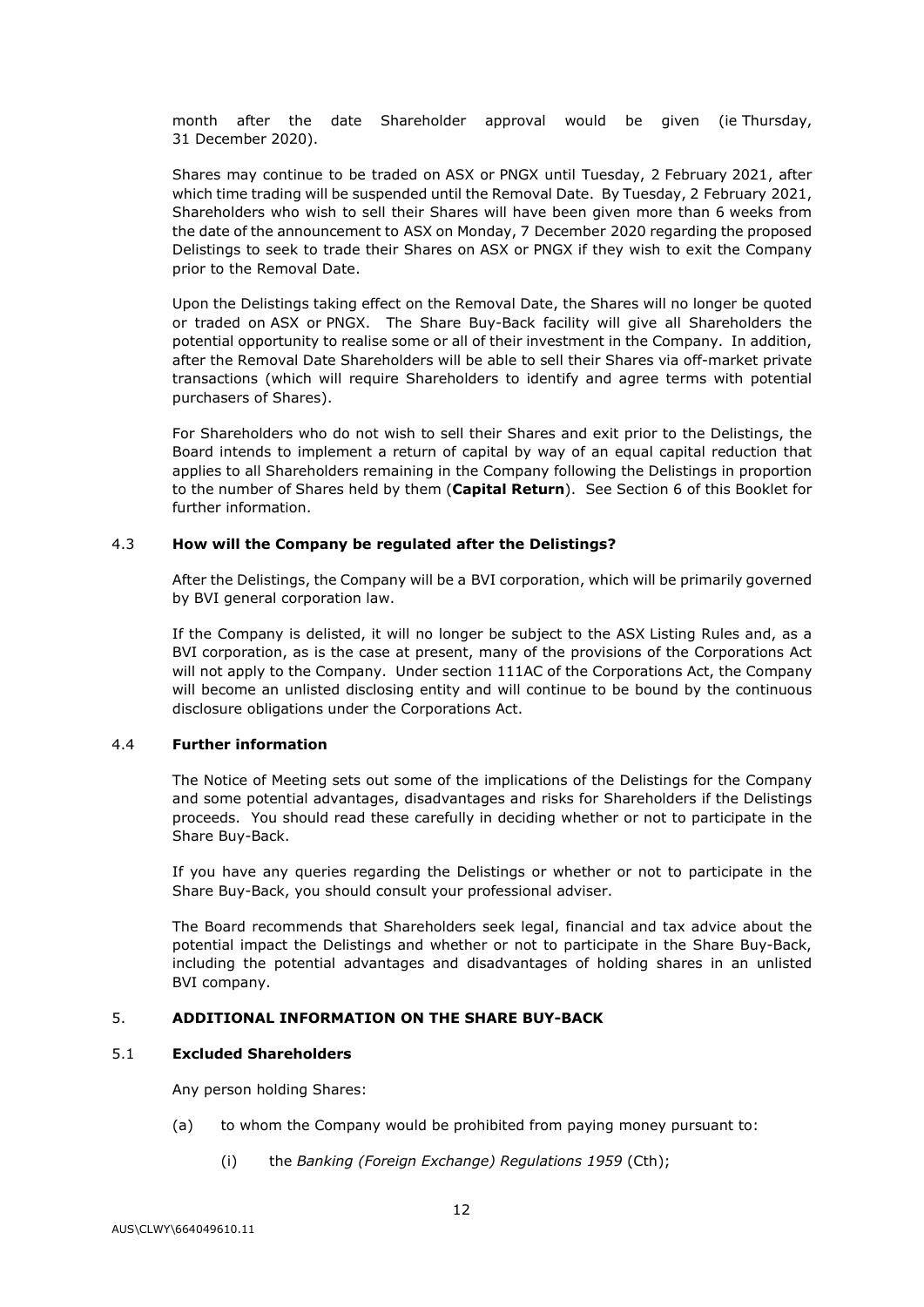month after the date Shareholder approval would be given (ie Thursday, 31 December 2020).

Shares may continue to be traded on ASX or PNGX until Tuesday, 2 February 2021, after which time trading will be suspended until the Removal Date. By Tuesday, 2 February 2021, Shareholders who wish to sell their Shares will have been given more than 6 weeks from the date of the announcement to ASX on Monday, 7 December 2020 regarding the proposed Delistings to seek to trade their Shares on ASX or PNGX if they wish to exit the Company prior to the Removal Date.

Upon the Delistings taking effect on the Removal Date, the Shares will no longer be quoted or traded on ASX or PNGX. The Share Buy-Back facility will give all Shareholders the potential opportunity to realise some or all of their investment in the Company. In addition, after the Removal Date Shareholders will be able to sell their Shares via off-market private transactions (which will require Shareholders to identify and agree terms with potential purchasers of Shares).

For Shareholders who do not wish to sell their Shares and exit prior to the Delistings, the Board intends to implement a return of capital by way of an equal capital reduction that applies to all Shareholders remaining in the Company following the Delistings in proportion to the number of Shares held by them (**Capital Return**). See Section 6 of this Booklet for further information.

### 4.3 How will the Company be regulated after the Delistings?

After the Delistings, the Company will be a BVI corporation, which will be primarily governed by BVI general corporation law.

If the Company is delisted, it will no longer be subject to the ASX Listing Rules and, as a BVI corporation, as is the case at present, many of the provisions of the Corporations Act will not apply to the Company. Under section 111AC of the Corporations Act, the Company will become an unlisted disclosing entity and will continue to be bound by the continuous disclosure obligations under the Corporations Act.

### 4.4 Further information

The Notice of Meeting sets out some of the implications of the Delistings for the Company and some potential advantages, disadvantages and risks for Shareholders if the Delistings proceeds. You should read these carefully in deciding whether or not to participate in the Share Buy-Back.

If you have any queries regarding the Delistings or whether or not to participate in the Share Buy-Back, you should consult your professional adviser.

The Board recommends that Shareholders seek legal, financial and tax advice about the potential impact the Delistings and whether or not to participate in the Share Buy-Back, including the potential advantages and disadvantages of holding shares in an unlisted BVI company.

## 5. ADDITIONAL INFORMATION ON THE SHARE BUY-BACK

### 5.1 Excluded Shareholders

Any person holding Shares:

(a) to whom the Company would be prohibited from paying money pursuant to:

   (i) the *Banking (Foreign Exchange) Regulations 1959* (Cth);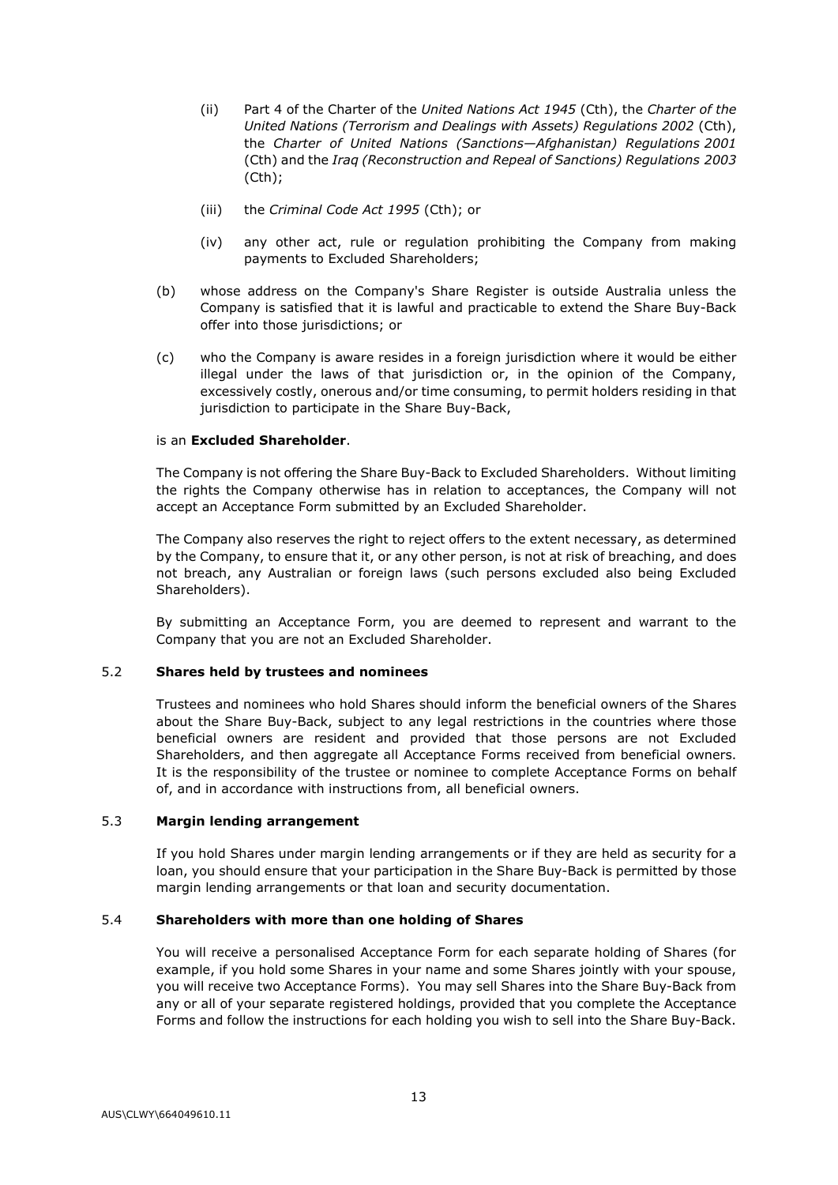(ii) Part 4 of the Charter of the *United Nations Act 1945* (Cth), the *Charter of the United Nations (Terrorism and Dealings with Assets) Regulations 2002* (Cth), the *Charter of United Nations (Sanctions—Afghanistan) Regulations 2001* (Cth) and the *Iraq (Reconstruction and Repeal of Sanctions) Regulations 2003* (Cth);

(iii) the *Criminal Code Act 1995* (Cth); or

(iv) any other act, rule or regulation prohibiting the Company from making payments to Excluded Shareholders;

(b) whose address on the Company's Share Register is outside Australia unless the Company is satisfied that it is lawful and practicable to extend the Share Buy-Back offer into those jurisdictions; or

(c) who the Company is aware resides in a foreign jurisdiction where it would be either illegal under the laws of that jurisdiction or, in the opinion of the Company, excessively costly, onerous and/or time consuming, to permit holders residing in that jurisdiction to participate in the Share Buy-Back,

is an **Excluded Shareholder**.

The Company is not offering the Share Buy-Back to Excluded Shareholders. Without limiting the rights the Company otherwise has in relation to acceptances, the Company will not accept an Acceptance Form submitted by an Excluded Shareholder.

The Company also reserves the right to reject offers to the extent necessary, as determined by the Company, to ensure that it, or any other person, is not at risk of breaching, and does not breach, any Australian or foreign laws (such persons excluded also being Excluded Shareholders).

By submitting an Acceptance Form, you are deemed to represent and warrant to the Company that you are not an Excluded Shareholder.

### 5.2 Shares held by trustees and nominees

Trustees and nominees who hold Shares should inform the beneficial owners of the Shares about the Share Buy-Back, subject to any legal restrictions in the countries where those beneficial owners are resident and provided that those persons are not Excluded Shareholders, and then aggregate all Acceptance Forms received from beneficial owners. It is the responsibility of the trustee or nominee to complete Acceptance Forms on behalf of, and in accordance with instructions from, all beneficial owners.

### 5.3 Margin lending arrangement

If you hold Shares under margin lending arrangements or if they are held as security for a loan, you should ensure that your participation in the Share Buy-Back is permitted by those margin lending arrangements or that loan and security documentation.

### 5.4 Shareholders with more than one holding of Shares

You will receive a personalised Acceptance Form for each separate holding of Shares (for example, if you hold some Shares in your name and some Shares jointly with your spouse, you will receive two Acceptance Forms). You may sell Shares into the Share Buy-Back from any or all of your separate registered holdings, provided that you complete the Acceptance Forms and follow the instructions for each holding you wish to sell into the Share Buy-Back.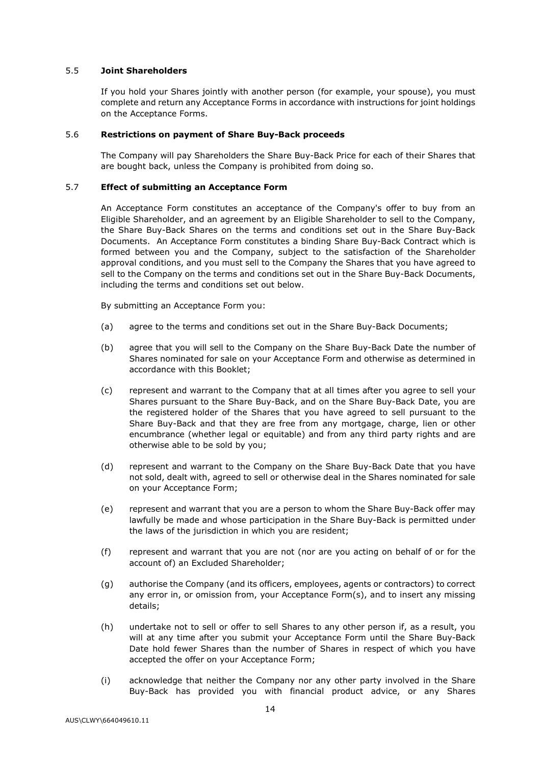### 5.5 **Joint Shareholders**

If you hold your Shares jointly with another person (for example, your spouse), you must complete and return any Acceptance Forms in accordance with instructions for joint holdings on the Acceptance Forms.

### 5.6 **Restrictions on payment of Share Buy-Back proceeds**

The Company will pay Shareholders the Share Buy-Back Price for each of their Shares that are bought back, unless the Company is prohibited from doing so.

### 5.7 **Effect of submitting an Acceptance Form**

An Acceptance Form constitutes an acceptance of the Company's offer to buy from an Eligible Shareholder, and an agreement by an Eligible Shareholder to sell to the Company, the Share Buy-Back Shares on the terms and conditions set out in the Share Buy-Back Documents. An Acceptance Form constitutes a binding Share Buy-Back Contract which is formed between you and the Company, subject to the satisfaction of the Shareholder approval conditions, and you must sell to the Company the Shares that you have agreed to sell to the Company on the terms and conditions set out in the Share Buy-Back Documents, including the terms and conditions set out below.

By submitting an Acceptance Form you:

(a) agree to the terms and conditions set out in the Share Buy-Back Documents;

(b) agree that you will sell to the Company on the Share Buy-Back Date the number of Shares nominated for sale on your Acceptance Form and otherwise as determined in accordance with this Booklet;

(c) represent and warrant to the Company that at all times after you agree to sell your Shares pursuant to the Share Buy-Back, and on the Share Buy-Back Date, you are the registered holder of the Shares that you have agreed to sell pursuant to the Share Buy-Back and that they are free from any mortgage, charge, lien or other encumbrance (whether legal or equitable) and from any third party rights and are otherwise able to be sold by you;

(d) represent and warrant to the Company on the Share Buy-Back Date that you have not sold, dealt with, agreed to sell or otherwise deal in the Shares nominated for sale on your Acceptance Form;

(e) represent and warrant that you are a person to whom the Share Buy-Back offer may lawfully be made and whose participation in the Share Buy-Back is permitted under the laws of the jurisdiction in which you are resident;

(f) represent and warrant that you are not (nor are you acting on behalf of or for the account of) an Excluded Shareholder;

(g) authorise the Company (and its officers, employees, agents or contractors) to correct any error in, or omission from, your Acceptance Form(s), and to insert any missing details;

(h) undertake not to sell or offer to sell Shares to any other person if, as a result, you will at any time after you submit your Acceptance Form until the Share Buy-Back Date hold fewer Shares than the number of Shares in respect of which you have accepted the offer on your Acceptance Form;

(i) acknowledge that neither the Company nor any other party involved in the Share Buy-Back has provided you with financial product advice, or any Shares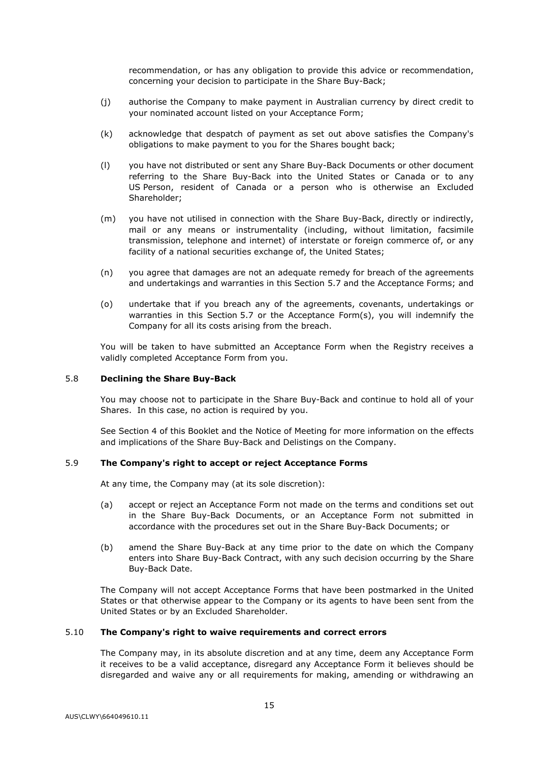recommendation, or has any obligation to provide this advice or recommendation, concerning your decision to participate in the Share Buy-Back;

(j) authorise the Company to make payment in Australian currency by direct credit to your nominated account listed on your Acceptance Form;

(k) acknowledge that despatch of payment as set out above satisfies the Company's obligations to make payment to you for the Shares bought back;

(l) you have not distributed or sent any Share Buy-Back Documents or other document referring to the Share Buy-Back into the United States or Canada or to any US Person, resident of Canada or a person who is otherwise an Excluded Shareholder;

(m) you have not utilised in connection with the Share Buy-Back, directly or indirectly, mail or any means or instrumentality (including, without limitation, facsimile transmission, telephone and internet) of interstate or foreign commerce of, or any facility of a national securities exchange of, the United States;

(n) you agree that damages are not an adequate remedy for breach of the agreements and undertakings and warranties in this Section 5.7 and the Acceptance Forms; and

(o) undertake that if you breach any of the agreements, covenants, undertakings or warranties in this Section 5.7 or the Acceptance Form(s), you will indemnify the Company for all its costs arising from the breach.

You will be taken to have submitted an Acceptance Form when the Registry receives a validly completed Acceptance Form from you.

### 5.8 Declining the Share Buy-Back

You may choose not to participate in the Share Buy-Back and continue to hold all of your Shares. In this case, no action is required by you.

See Section 4 of this Booklet and the Notice of Meeting for more information on the effects and implications of the Share Buy-Back and Delistings on the Company.

### 5.9 The Company's right to accept or reject Acceptance Forms

At any time, the Company may (at its sole discretion):

(a) accept or reject an Acceptance Form not made on the terms and conditions set out in the Share Buy-Back Documents, or an Acceptance Form not submitted in accordance with the procedures set out in the Share Buy-Back Documents; or

(b) amend the Share Buy-Back at any time prior to the date on which the Company enters into Share Buy-Back Contract, with any such decision occurring by the Share Buy-Back Date.

The Company will not accept Acceptance Forms that have been postmarked in the United States or that otherwise appear to the Company or its agents to have been sent from the United States or by an Excluded Shareholder.

### 5.10 The Company's right to waive requirements and correct errors

The Company may, in its absolute discretion and at any time, deem any Acceptance Form it receives to be a valid acceptance, disregard any Acceptance Form it believes should be disregarded and waive any or all requirements for making, amending or withdrawing an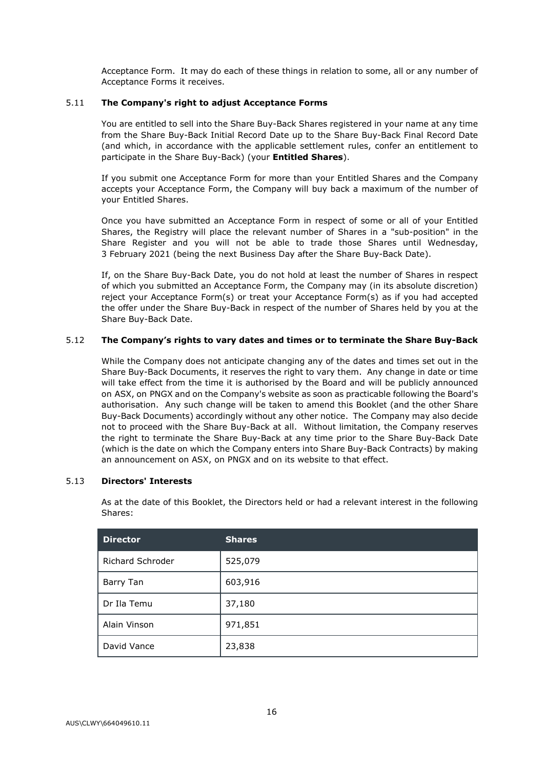Acceptance Form. It may do each of these things in relation to some, all or any number of Acceptance Forms it receives.

### 5.11 The Company's right to adjust Acceptance Forms

You are entitled to sell into the Share Buy-Back Shares registered in your name at any time from the Share Buy-Back Initial Record Date up to the Share Buy-Back Final Record Date (and which, in accordance with the applicable settlement rules, confer an entitlement to participate in the Share Buy-Back) (your **Entitled Shares**).

If you submit one Acceptance Form for more than your Entitled Shares and the Company accepts your Acceptance Form, the Company will buy back a maximum of the number of your Entitled Shares.

Once you have submitted an Acceptance Form in respect of some or all of your Entitled Shares, the Registry will place the relevant number of Shares in a "sub-position" in the Share Register and you will not be able to trade those Shares until Wednesday, 3 February 2021 (being the next Business Day after the Share Buy-Back Date).

If, on the Share Buy-Back Date, you do not hold at least the number of Shares in respect of which you submitted an Acceptance Form, the Company may (in its absolute discretion) reject your Acceptance Form(s) or treat your Acceptance Form(s) as if you had accepted the offer under the Share Buy-Back in respect of the number of Shares held by you at the Share Buy-Back Date.

### 5.12 The Company's rights to vary dates and times or to terminate the Share Buy-Back

While the Company does not anticipate changing any of the dates and times set out in the Share Buy-Back Documents, it reserves the right to vary them. Any change in date or time will take effect from the time it is authorised by the Board and will be publicly announced on ASX, on PNGX and on the Company's website as soon as practicable following the Board's authorisation. Any such change will be taken to amend this Booklet (and the other Share Buy-Back Documents) accordingly without any other notice. The Company may also decide not to proceed with the Share Buy-Back at all. Without limitation, the Company reserves the right to terminate the Share Buy-Back at any time prior to the Share Buy-Back Date (which is the date on which the Company enters into Share Buy-Back Contracts) by making an announcement on ASX, on PNGX and on its website to that effect.

### 5.13 Directors' Interests

As at the date of this Booklet, the Directors held or had a relevant interest in the following Shares:

| Director | Shares |
|---|---|
| Richard Schroder | 525,079 |
| Barry Tan | 603,916 |
| Dr Ila Temu | 37,180 |
| Alain Vinson | 971,851 |
| David Vance | 23,838 |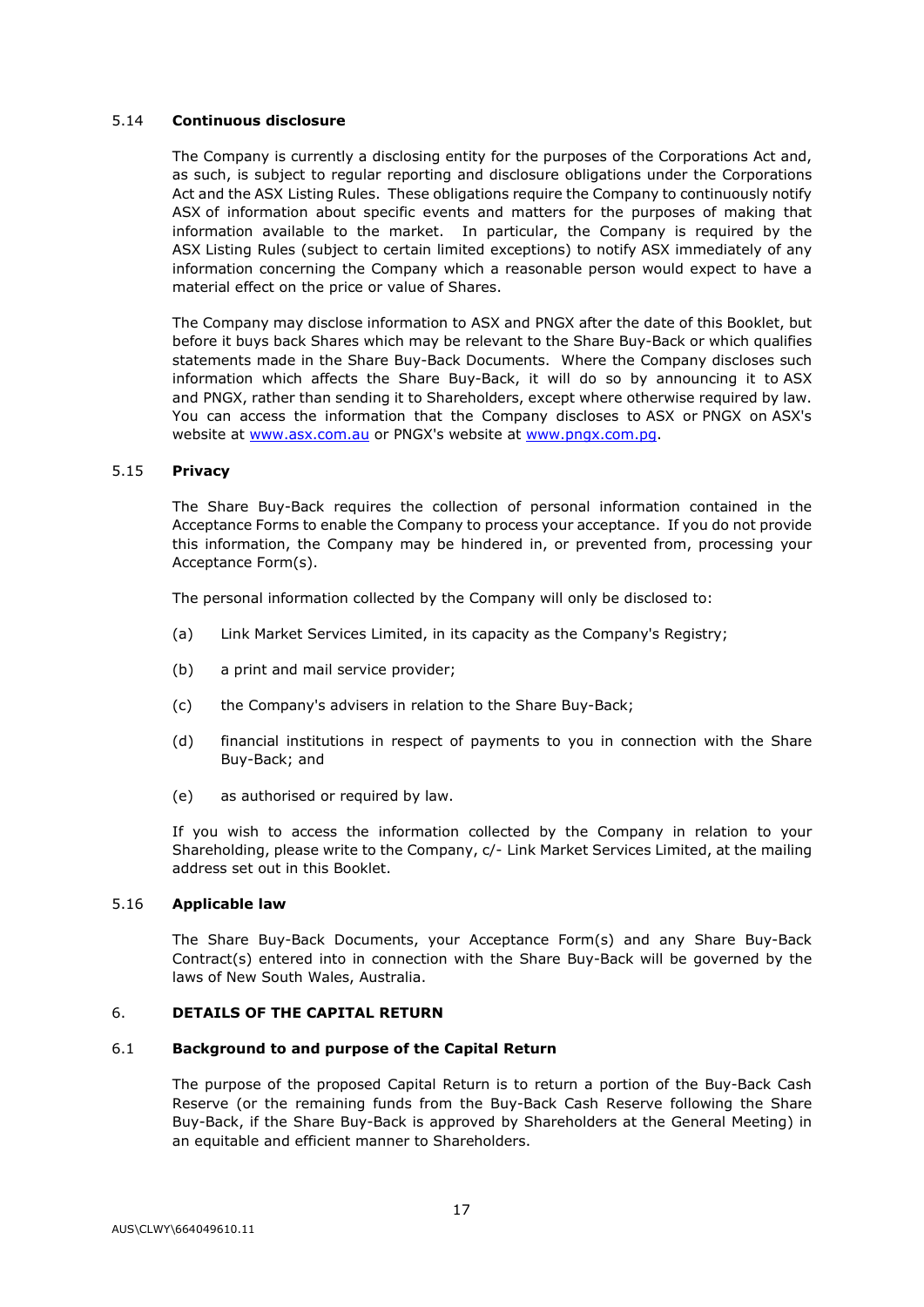### 5.14 Continuous disclosure

The Company is currently a disclosing entity for the purposes of the Corporations Act and, as such, is subject to regular reporting and disclosure obligations under the Corporations Act and the ASX Listing Rules. These obligations require the Company to continuously notify ASX of information about specific events and matters for the purposes of making that information available to the market. In particular, the Company is required by the ASX Listing Rules (subject to certain limited exceptions) to notify ASX immediately of any information concerning the Company which a reasonable person would expect to have a material effect on the price or value of Shares.

The Company may disclose information to ASX and PNGX after the date of this Booklet, but before it buys back Shares which may be relevant to the Share Buy-Back or which qualifies statements made in the Share Buy-Back Documents. Where the Company discloses such information which affects the Share Buy-Back, it will do so by announcing it to ASX and PNGX, rather than sending it to Shareholders, except where otherwise required by law. You can access the information that the Company discloses to ASX or PNGX on ASX's website at www.asx.com.au or PNGX's website at www.pngx.com.pg.

### 5.15 Privacy

The Share Buy-Back requires the collection of personal information contained in the Acceptance Forms to enable the Company to process your acceptance. If you do not provide this information, the Company may be hindered in, or prevented from, processing your Acceptance Form(s).

The personal information collected by the Company will only be disclosed to:

(a) Link Market Services Limited, in its capacity as the Company's Registry;

(b) a print and mail service provider;

(c) the Company's advisers in relation to the Share Buy-Back;

(d) financial institutions in respect of payments to you in connection with the Share Buy-Back; and

(e) as authorised or required by law.

If you wish to access the information collected by the Company in relation to your Shareholding, please write to the Company, c/- Link Market Services Limited, at the mailing address set out in this Booklet.

### 5.16 Applicable law

The Share Buy-Back Documents, your Acceptance Form(s) and any Share Buy-Back Contract(s) entered into in connection with the Share Buy-Back will be governed by the laws of New South Wales, Australia.

## 6. DETAILS OF THE CAPITAL RETURN

### 6.1 Background to and purpose of the Capital Return

The purpose of the proposed Capital Return is to return a portion of the Buy-Back Cash Reserve (or the remaining funds from the Buy-Back Cash Reserve following the Share Buy-Back, if the Share Buy-Back is approved by Shareholders at the General Meeting) in an equitable and efficient manner to Shareholders.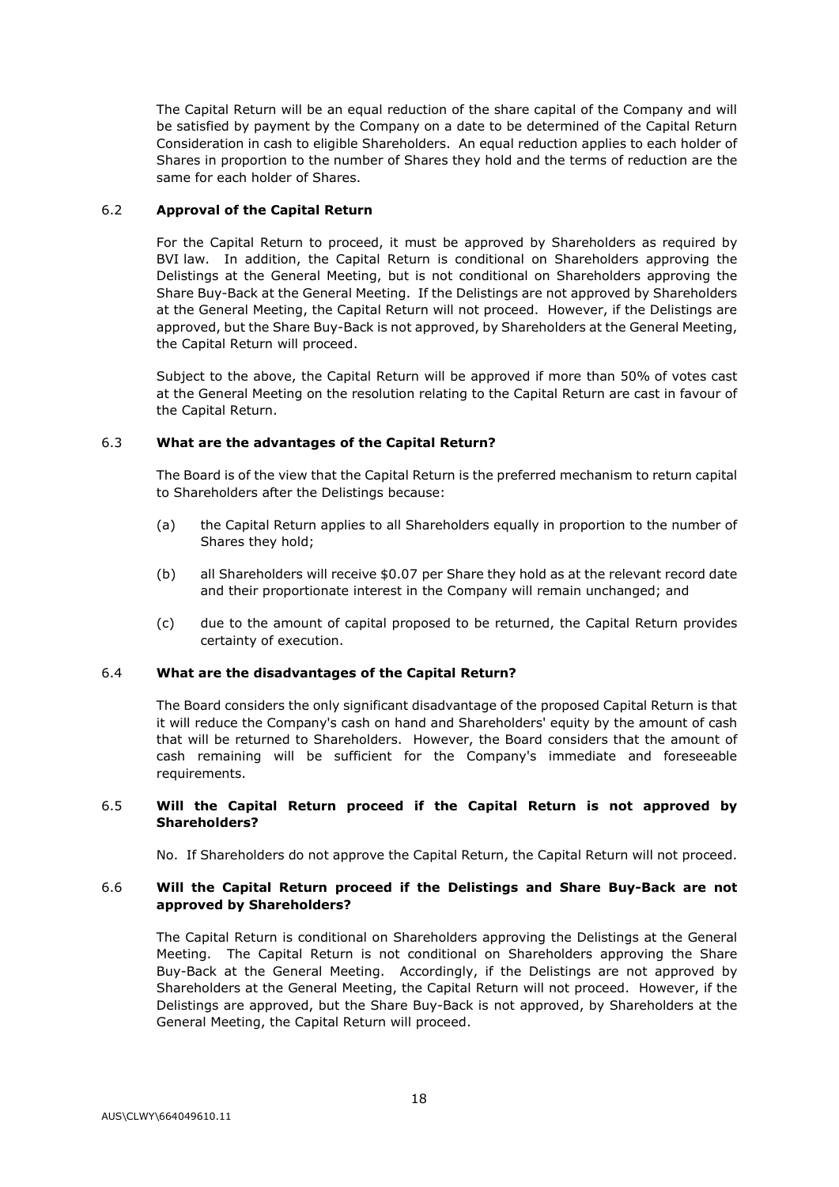The Capital Return will be an equal reduction of the share capital of the Company and will be satisfied by payment by the Company on a date to be determined of the Capital Return Consideration in cash to eligible Shareholders. An equal reduction applies to each holder of Shares in proportion to the number of Shares they hold and the terms of reduction are the same for each holder of Shares.

### 6.2 **Approval of the Capital Return**

For the Capital Return to proceed, it must be approved by Shareholders as required by BVI law. In addition, the Capital Return is conditional on Shareholders approving the Delistings at the General Meeting, but is not conditional on Shareholders approving the Share Buy-Back at the General Meeting. If the Delistings are not approved by Shareholders at the General Meeting, the Capital Return will not proceed. However, if the Delistings are approved, but the Share Buy-Back is not approved, by Shareholders at the General Meeting, the Capital Return will proceed.

Subject to the above, the Capital Return will be approved if more than 50% of votes cast at the General Meeting on the resolution relating to the Capital Return are cast in favour of the Capital Return.

### 6.3 **What are the advantages of the Capital Return?**

The Board is of the view that the Capital Return is the preferred mechanism to return capital to Shareholders after the Delistings because:

(a) the Capital Return applies to all Shareholders equally in proportion to the number of Shares they hold;

(b) all Shareholders will receive $0.07 per Share they hold as at the relevant record date and their proportionate interest in the Company will remain unchanged; and

(c) due to the amount of capital proposed to be returned, the Capital Return provides certainty of execution.

### 6.4 **What are the disadvantages of the Capital Return?**

The Board considers the only significant disadvantage of the proposed Capital Return is that it will reduce the Company's cash on hand and Shareholders' equity by the amount of cash that will be returned to Shareholders. However, the Board considers that the amount of cash remaining will be sufficient for the Company's immediate and foreseeable requirements.

### 6.5 **Will the Capital Return proceed if the Capital Return is not approved by Shareholders?**

No. If Shareholders do not approve the Capital Return, the Capital Return will not proceed.

### 6.6 **Will the Capital Return proceed if the Delistings and Share Buy-Back are not approved by Shareholders?**

The Capital Return is conditional on Shareholders approving the Delistings at the General Meeting. The Capital Return is not conditional on Shareholders approving the Share Buy-Back at the General Meeting. Accordingly, if the Delistings are not approved by Shareholders at the General Meeting, the Capital Return will not proceed. However, if the Delistings are approved, but the Share Buy-Back is not approved, by Shareholders at the General Meeting, the Capital Return will proceed.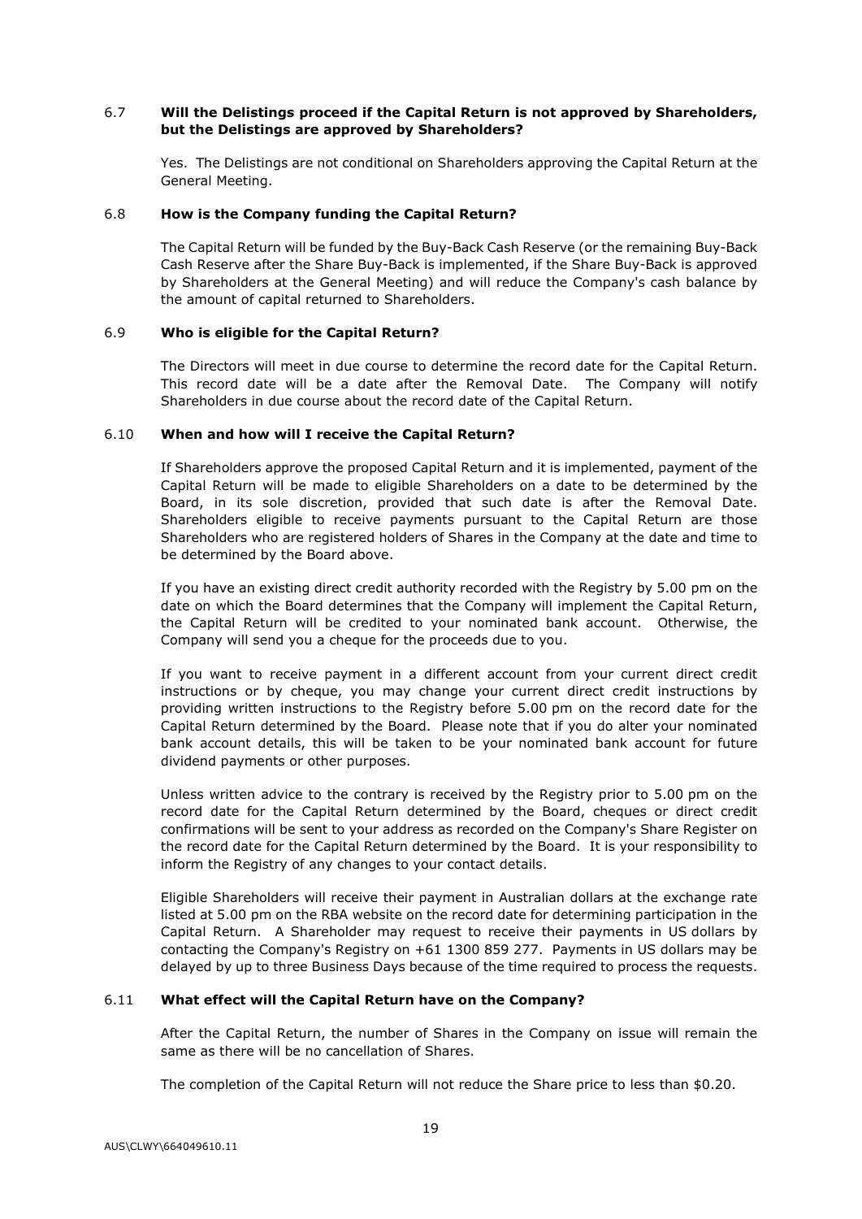### 6.7 Will the Delistings proceed if the Capital Return is not approved by Shareholders, but the Delistings are approved by Shareholders?

Yes. The Delistings are not conditional on Shareholders approving the Capital Return at the General Meeting.

### 6.8 How is the Company funding the Capital Return?

The Capital Return will be funded by the Buy-Back Cash Reserve (or the remaining Buy-Back Cash Reserve after the Share Buy-Back is implemented, if the Share Buy-Back is approved by Shareholders at the General Meeting) and will reduce the Company's cash balance by the amount of capital returned to Shareholders.

### 6.9 Who is eligible for the Capital Return?

The Directors will meet in due course to determine the record date for the Capital Return. This record date will be a date after the Removal Date. The Company will notify Shareholders in due course about the record date of the Capital Return.

### 6.10 When and how will I receive the Capital Return?

If Shareholders approve the proposed Capital Return and it is implemented, payment of the Capital Return will be made to eligible Shareholders on a date to be determined by the Board, in its sole discretion, provided that such date is after the Removal Date. Shareholders eligible to receive payments pursuant to the Capital Return are those Shareholders who are registered holders of Shares in the Company at the date and time to be determined by the Board above.

If you have an existing direct credit authority recorded with the Registry by 5.00 pm on the date on which the Board determines that the Company will implement the Capital Return, the Capital Return will be credited to your nominated bank account. Otherwise, the Company will send you a cheque for the proceeds due to you.

If you want to receive payment in a different account from your current direct credit instructions or by cheque, you may change your current direct credit instructions by providing written instructions to the Registry before 5.00 pm on the record date for the Capital Return determined by the Board. Please note that if you do alter your nominated bank account details, this will be taken to be your nominated bank account for future dividend payments or other purposes.

Unless written advice to the contrary is received by the Registry prior to 5.00 pm on the record date for the Capital Return determined by the Board, cheques or direct credit confirmations will be sent to your address as recorded on the Company's Share Register on the record date for the Capital Return determined by the Board. It is your responsibility to inform the Registry of any changes to your contact details.

Eligible Shareholders will receive their payment in Australian dollars at the exchange rate listed at 5.00 pm on the RBA website on the record date for determining participation in the Capital Return. A Shareholder may request to receive their payments in US dollars by contacting the Company's Registry on +61 1300 859 277. Payments in US dollars may be delayed by up to three Business Days because of the time required to process the requests.

### 6.11 What effect will the Capital Return have on the Company?

After the Capital Return, the number of Shares in the Company on issue will remain the same as there will be no cancellation of Shares.

The completion of the Capital Return will not reduce the Share price to less than $0.20.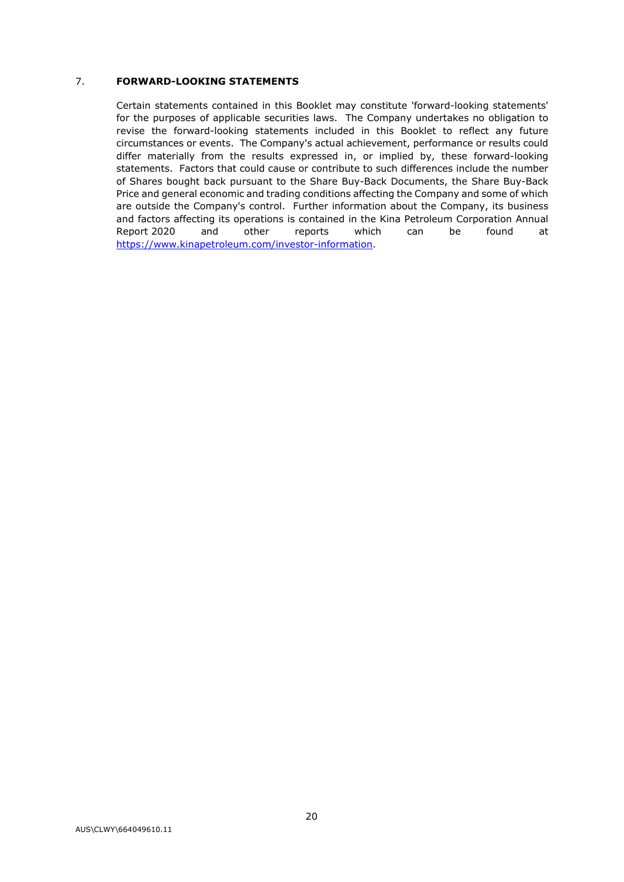## 7. FORWARD-LOOKING STATEMENTS

Certain statements contained in this Booklet may constitute 'forward-looking statements' for the purposes of applicable securities laws. The Company undertakes no obligation to revise the forward-looking statements included in this Booklet to reflect any future circumstances or events. The Company's actual achievement, performance or results could differ materially from the results expressed in, or implied by, these forward-looking statements. Factors that could cause or contribute to such differences include the number of Shares bought back pursuant to the Share Buy-Back Documents, the Share Buy-Back Price and general economic and trading conditions affecting the Company and some of which are outside the Company's control. Further information about the Company, its business and factors affecting its operations is contained in the Kina Petroleum Corporation Annual Report 2020 and other reports which can be found at https://www.kinapetroleum.com/investor-information.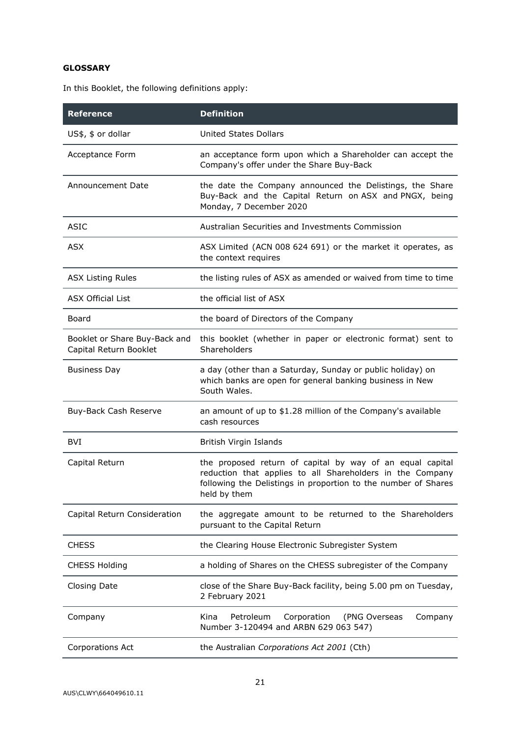**GLOSSARY**

In this Booklet, the following definitions apply:

| Reference | Definition |
|---|---|
| US$, $ or dollar | United States Dollars |
| Acceptance Form | an acceptance form upon which a Shareholder can accept the Company's offer under the Share Buy-Back |
| Announcement Date | the date the Company announced the Delistings, the Share Buy-Back and the Capital Return on ASX and PNGX, being Monday, 7 December 2020 |
| ASIC | Australian Securities and Investments Commission |
| ASX | ASX Limited (ACN 008 624 691) or the market it operates, as the context requires |
| ASX Listing Rules | the listing rules of ASX as amended or waived from time to time |
| ASX Official List | the official list of ASX |
| Board | the board of Directors of the Company |
| Booklet or Share Buy-Back and Capital Return Booklet | this booklet (whether in paper or electronic format) sent to Shareholders |
| Business Day | a day (other than a Saturday, Sunday or public holiday) on which banks are open for general banking business in New South Wales. |
| Buy-Back Cash Reserve | an amount of up to $1.28 million of the Company's available cash resources |
| BVI | British Virgin Islands |
| Capital Return | the proposed return of capital by way of an equal capital reduction that applies to all Shareholders in the Company following the Delistings in proportion to the number of Shares held by them |
| Capital Return Consideration | the aggregate amount to be returned to the Shareholders pursuant to the Capital Return |
| CHESS | the Clearing House Electronic Subregister System |
| CHESS Holding | a holding of Shares on the CHESS subregister of the Company |
| Closing Date | close of the Share Buy-Back facility, being 5.00 pm on Tuesday, 2 February 2021 |
| Company | Kina Petroleum Corporation (PNG Overseas Company Number 3-120494 and ARBN 629 063 547) |
| Corporations Act | the Australian *Corporations Act 2001* (Cth) |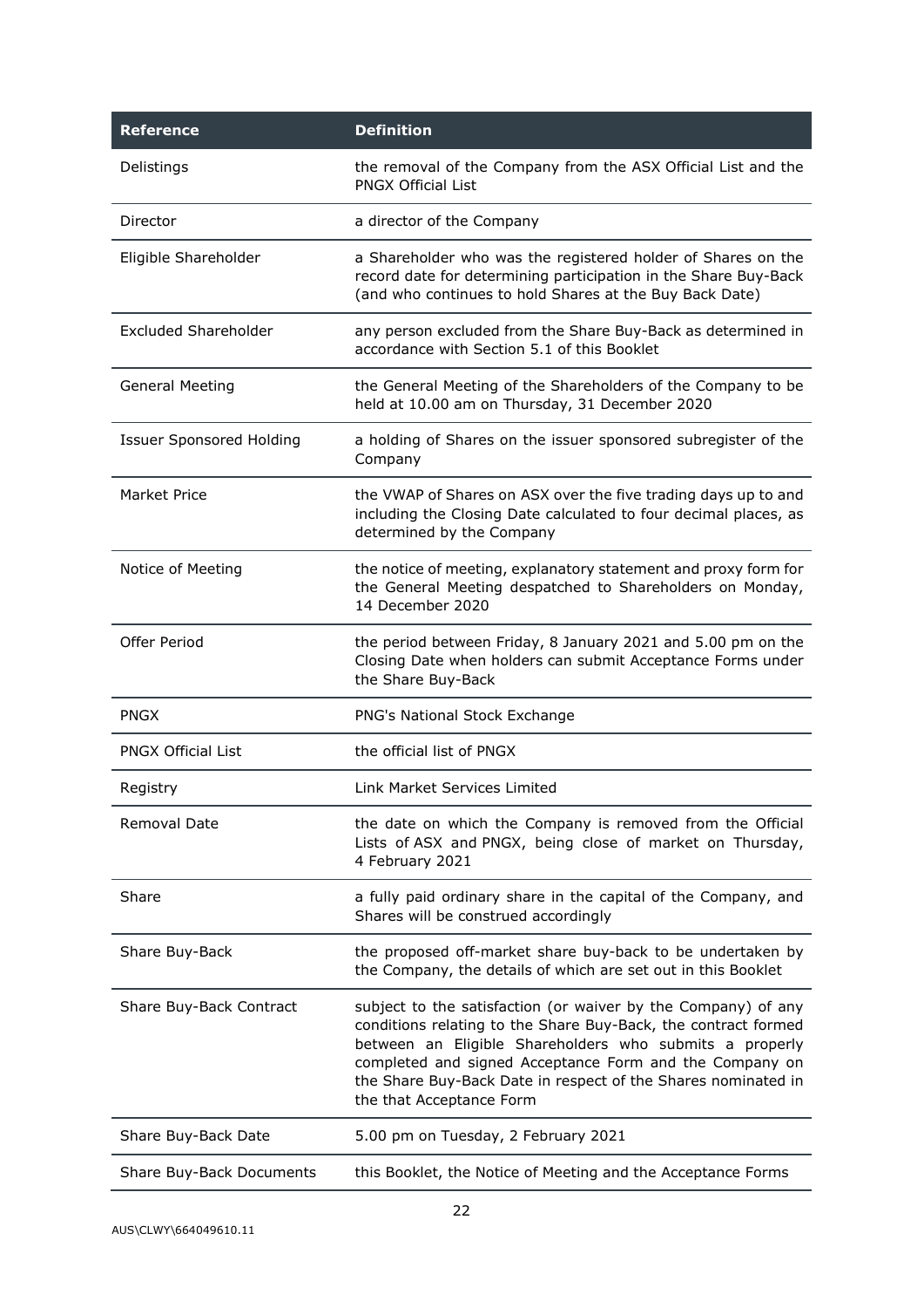| Reference | Definition |
| --- | --- |
| Delistings | the removal of the Company from the ASX Official List and the PNGX Official List |
| Director | a director of the Company |
| Eligible Shareholder | a Shareholder who was the registered holder of Shares on the record date for determining participation in the Share Buy-Back (and who continues to hold Shares at the Buy Back Date) |
| Excluded Shareholder | any person excluded from the Share Buy-Back as determined in accordance with Section 5.1 of this Booklet |
| General Meeting | the General Meeting of the Shareholders of the Company to be held at 10.00 am on Thursday, 31 December 2020 |
| Issuer Sponsored Holding | a holding of Shares on the issuer sponsored subregister of the Company |
| Market Price | the VWAP of Shares on ASX over the five trading days up to and including the Closing Date calculated to four decimal places, as determined by the Company |
| Notice of Meeting | the notice of meeting, explanatory statement and proxy form for the General Meeting despatched to Shareholders on Monday, 14 December 2020 |
| Offer Period | the period between Friday, 8 January 2021 and 5.00 pm on the Closing Date when holders can submit Acceptance Forms under the Share Buy-Back |
| PNGX | PNG's National Stock Exchange |
| PNGX Official List | the official list of PNGX |
| Registry | Link Market Services Limited |
| Removal Date | the date on which the Company is removed from the Official Lists of ASX and PNGX, being close of market on Thursday, 4 February 2021 |
| Share | a fully paid ordinary share in the capital of the Company, and Shares will be construed accordingly |
| Share Buy-Back | the proposed off-market share buy-back to be undertaken by the Company, the details of which are set out in this Booklet |
| Share Buy-Back Contract | subject to the satisfaction (or waiver by the Company) of any conditions relating to the Share Buy-Back, the contract formed between an Eligible Shareholders who submits a properly completed and signed Acceptance Form and the Company on the Share Buy-Back Date in respect of the Shares nominated in the that Acceptance Form |
| Share Buy-Back Date | 5.00 pm on Tuesday, 2 February 2021 |
| Share Buy-Back Documents | this Booklet, the Notice of Meeting and the Acceptance Forms |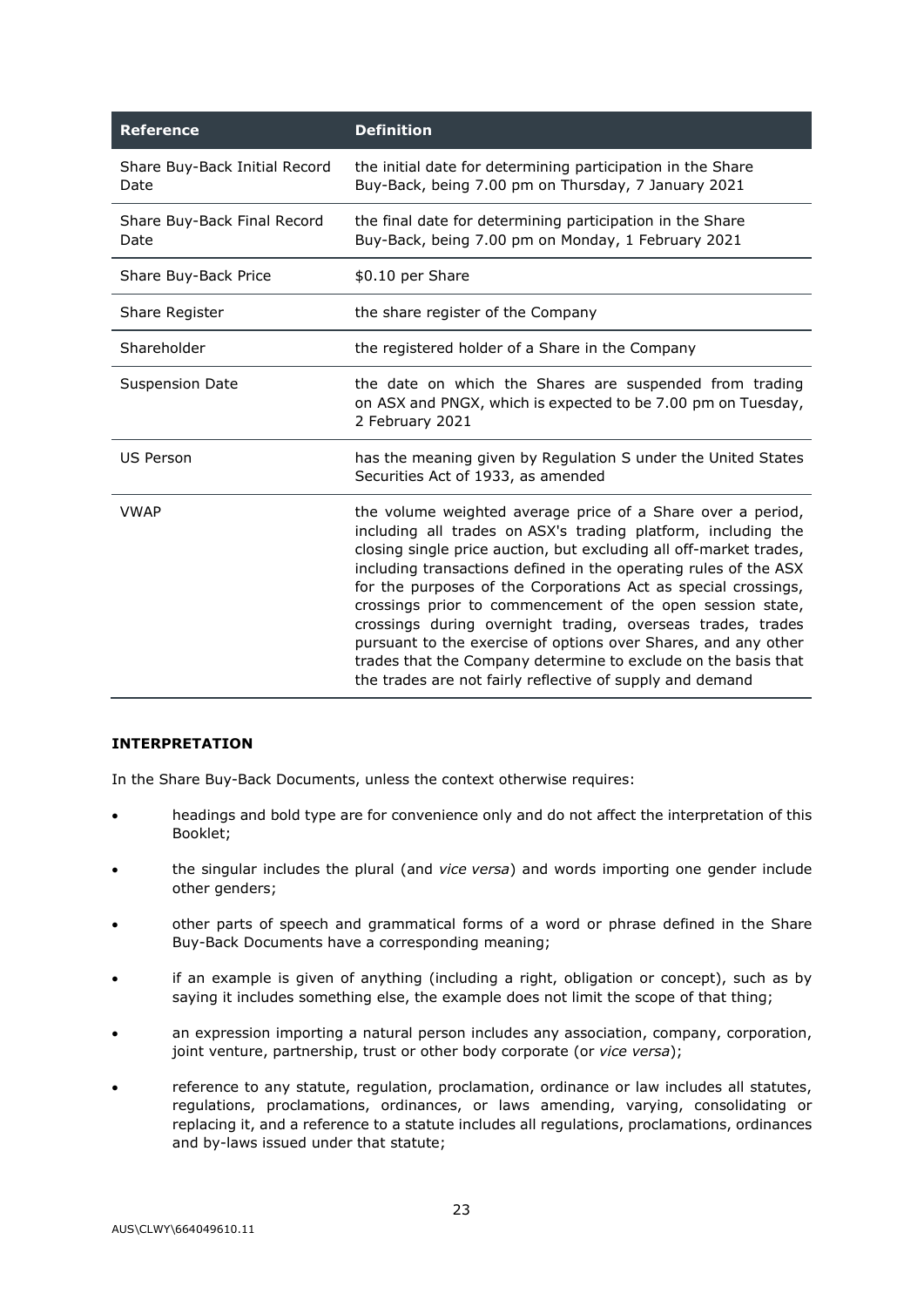| Reference | Definition |
| --- | --- |
| Share Buy-Back Initial Record Date | the initial date for determining participation in the Share Buy-Back, being 7.00 pm on Thursday, 7 January 2021 |
| Share Buy-Back Final Record Date | the final date for determining participation in the Share Buy-Back, being 7.00 pm on Monday, 1 February 2021 |
| Share Buy-Back Price | $0.10 per Share |
| Share Register | the share register of the Company |
| Shareholder | the registered holder of a Share in the Company |
| Suspension Date | the date on which the Shares are suspended from trading on ASX and PNGX, which is expected to be 7.00 pm on Tuesday, 2 February 2021 |
| US Person | has the meaning given by Regulation S under the United States Securities Act of 1933, as amended |
| VWAP | the volume weighted average price of a Share over a period, including all trades on ASX's trading platform, including the closing single price auction, but excluding all off-market trades, including transactions defined in the operating rules of the ASX for the purposes of the Corporations Act as special crossings, crossings prior to commencement of the open session state, crossings during overnight trading, overseas trades, trades pursuant to the exercise of options over Shares, and any other trades that the Company determine to exclude on the basis that the trades are not fairly reflective of supply and demand |

**INTERPRETATION**

In the Share Buy-Back Documents, unless the context otherwise requires:

- headings and bold type are for convenience only and do not affect the interpretation of this Booklet;
- the singular includes the plural (and *vice versa*) and words importing one gender include other genders;
- other parts of speech and grammatical forms of a word or phrase defined in the Share Buy-Back Documents have a corresponding meaning;
- if an example is given of anything (including a right, obligation or concept), such as by saying it includes something else, the example does not limit the scope of that thing;
- an expression importing a natural person includes any association, company, corporation, joint venture, partnership, trust or other body corporate (or *vice versa*);
- reference to any statute, regulation, proclamation, ordinance or law includes all statutes, regulations, proclamations, ordinances, or laws amending, varying, consolidating or replacing it, and a reference to a statute includes all regulations, proclamations, ordinances and by-laws issued under that statute;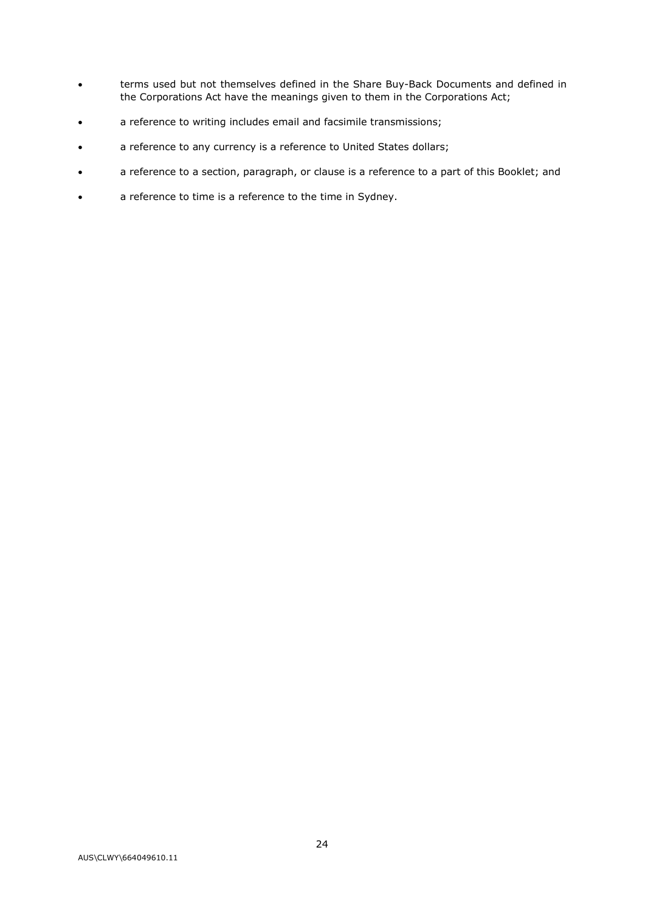- terms used but not themselves defined in the Share Buy-Back Documents and defined in the Corporations Act have the meanings given to them in the Corporations Act;
- a reference to writing includes email and facsimile transmissions;
- a reference to any currency is a reference to United States dollars;
- a reference to a section, paragraph, or clause is a reference to a part of this Booklet; and
- a reference to time is a reference to the time in Sydney.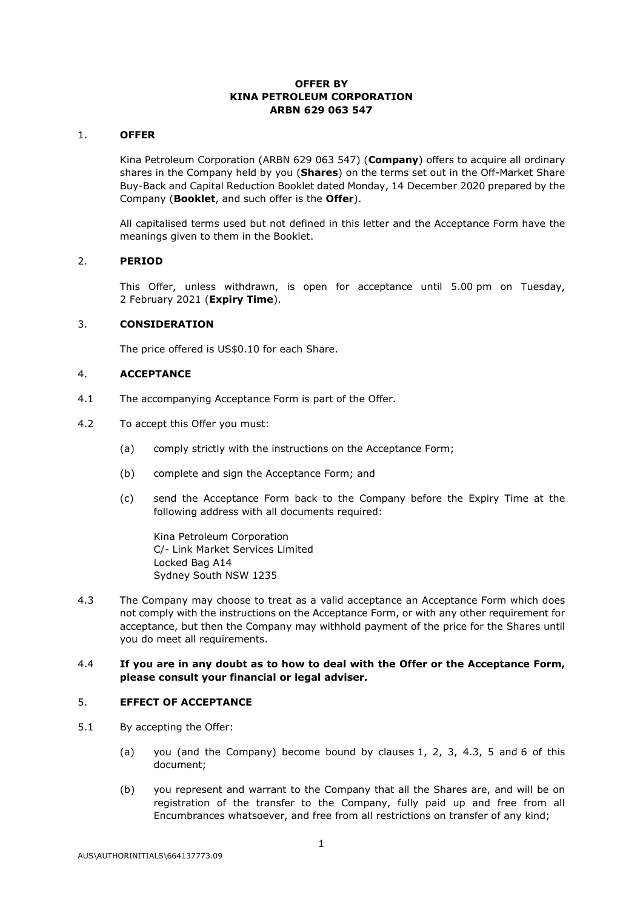# OFFER BY KINA PETROLEUM CORPORATION ARBN 629 063 547

## 1. OFFER

Kina Petroleum Corporation (ARBN 629 063 547) (**Company**) offers to acquire all ordinary shares in the Company held by you (**Shares**) on the terms set out in the Off-Market Share Buy-Back and Capital Reduction Booklet dated Monday, 14 December 2020 prepared by the Company (**Booklet**, and such offer is the **Offer**).

All capitalised terms used but not defined in this letter and the Acceptance Form have the meanings given to them in the Booklet.

## 2. PERIOD

This Offer, unless withdrawn, is open for acceptance until 5.00 pm on Tuesday, 2 February 2021 (**Expiry Time**).

## 3. CONSIDERATION

The price offered is US$0.10 for each Share.

## 4. ACCEPTANCE

4.1 The accompanying Acceptance Form is part of the Offer.

4.2 To accept this Offer you must:

(a) comply strictly with the instructions on the Acceptance Form;

(b) complete and sign the Acceptance Form; and

(c) send the Acceptance Form back to the Company before the Expiry Time at the following address with all documents required:

Kina Petroleum Corporation
C/- Link Market Services Limited
Locked Bag A14
Sydney South NSW 1235

4.3 The Company may choose to treat as a valid acceptance an Acceptance Form which does not comply with the instructions on the Acceptance Form, or with any other requirement for acceptance, but then the Company may withhold payment of the price for the Shares until you do meet all requirements.

4.4 **If you are in any doubt as to how to deal with the Offer or the Acceptance Form, please consult your financial or legal adviser.**

## 5. EFFECT OF ACCEPTANCE

5.1 By accepting the Offer:

(a) you (and the Company) become bound by clauses 1, 2, 3, 4.3, 5 and 6 of this document;

(b) you represent and warrant to the Company that all the Shares are, and will be on registration of the transfer to the Company, fully paid up and free from all Encumbrances whatsoever, and free from all restrictions on transfer of any kind;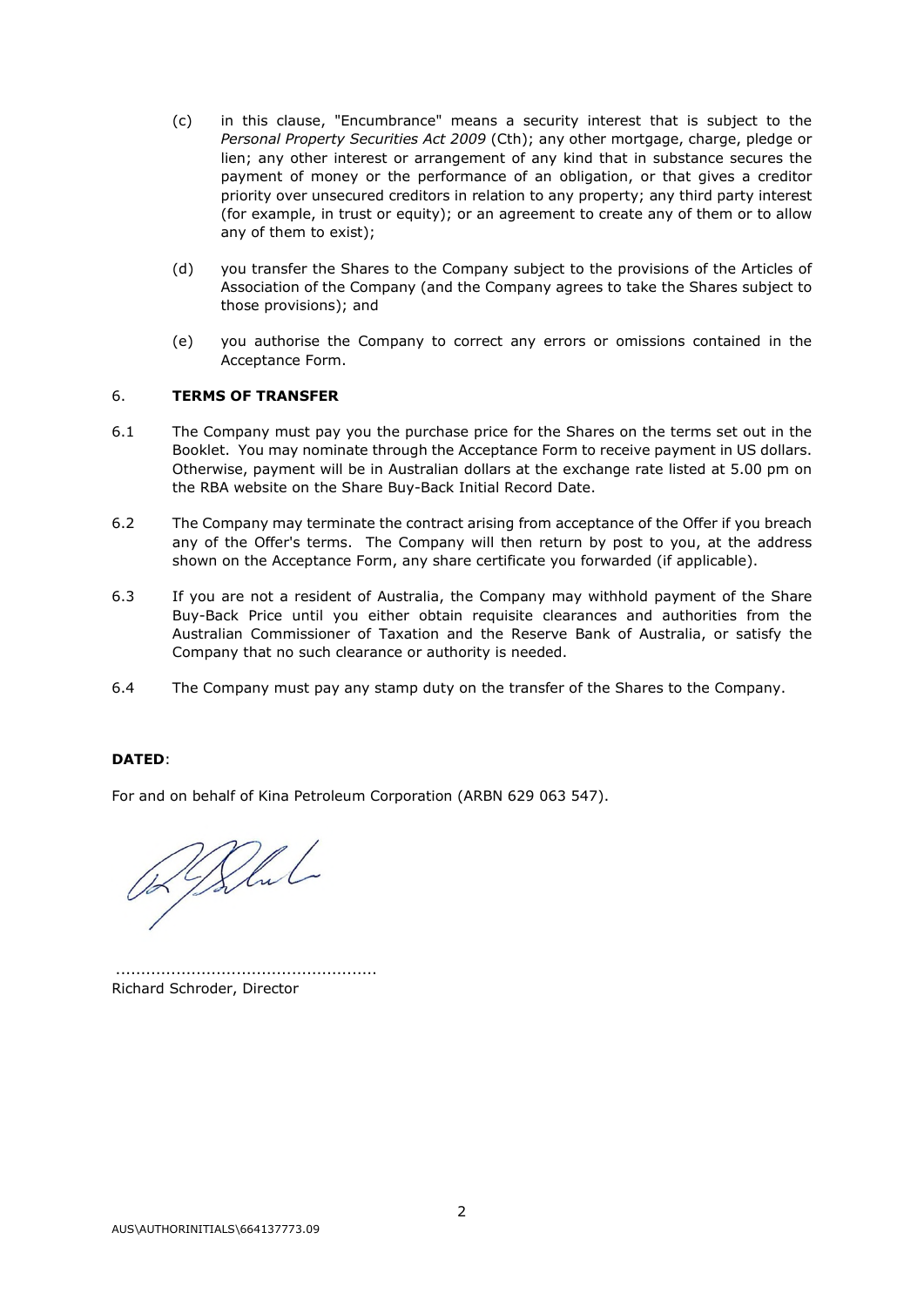(c) in this clause, "Encumbrance" means a security interest that is subject to the *Personal Property Securities Act 2009* (Cth); any other mortgage, charge, pledge or lien; any other interest or arrangement of any kind that in substance secures the payment of money or the performance of an obligation, or that gives a creditor priority over unsecured creditors in relation to any property; any third party interest (for example, in trust or equity); or an agreement to create any of them or to allow any of them to exist);

(d) you transfer the Shares to the Company subject to the provisions of the Articles of Association of the Company (and the Company agrees to take the Shares subject to those provisions); and

(e) you authorise the Company to correct any errors or omissions contained in the Acceptance Form.

## 6. TERMS OF TRANSFER

6.1 The Company must pay you the purchase price for the Shares on the terms set out in the Booklet. You may nominate through the Acceptance Form to receive payment in US dollars. Otherwise, payment will be in Australian dollars at the exchange rate listed at 5.00 pm on the RBA website on the Share Buy-Back Initial Record Date.

6.2 The Company may terminate the contract arising from acceptance of the Offer if you breach any of the Offer's terms. The Company will then return by post to you, at the address shown on the Acceptance Form, any share certificate you forwarded (if applicable).

6.3 If you are not a resident of Australia, the Company may withhold payment of the Share Buy-Back Price until you either obtain requisite clearances and authorities from the Australian Commissioner of Taxation and the Reserve Bank of Australia, or satisfy the Company that no such clearance or authority is needed.

6.4 The Company must pay any stamp duty on the transfer of the Shares to the Company.

**DATED**:

For and on behalf of Kina Petroleum Corporation (ARBN 629 063 547).

...................................................
Richard Schroder, Director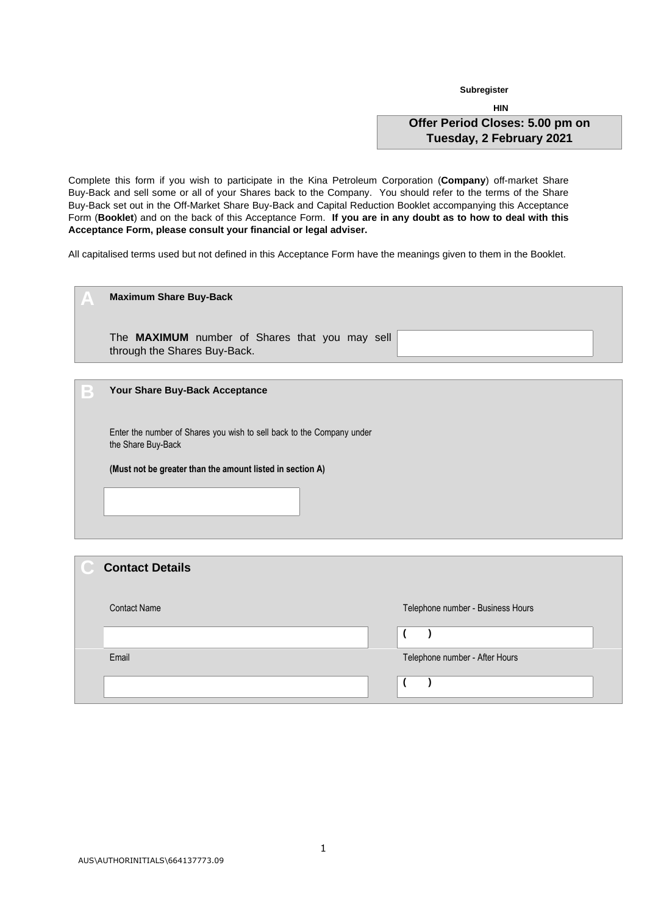Subregister

HIN

**Offer Period Closes: 5.00 pm on Tuesday, 2 February 2021**

Complete this form if you wish to participate in the Kina Petroleum Corporation (**Company**) off-market Share Buy-Back and sell some or all of your Shares back to the Company. You should refer to the terms of the Share Buy-Back set out in the Off-Market Share Buy-Back and Capital Reduction Booklet accompanying this Acceptance Form (**Booklet**) and on the back of this Acceptance Form. **If you are in any doubt as to how to deal with this Acceptance Form, please consult your financial or legal adviser.**

All capitalised terms used but not defined in this Acceptance Form have the meanings given to them in the Booklet.

## A Maximum Share Buy-Back

The **MAXIMUM** number of Shares that you may sell through the Shares Buy-Back.

## B Your Share Buy-Back Acceptance

Enter the number of Shares you wish to sell back to the Company under the Share Buy-Back

**(Must not be greater than the amount listed in section A)**

## C Contact Details

| Contact Name | Telephone number - Business Hours |
|---|---|
| | ( ) |
| **Email** | **Telephone number - After Hours** |
| | ( ) |

AUS\AUTHORINITIALS\664137773.09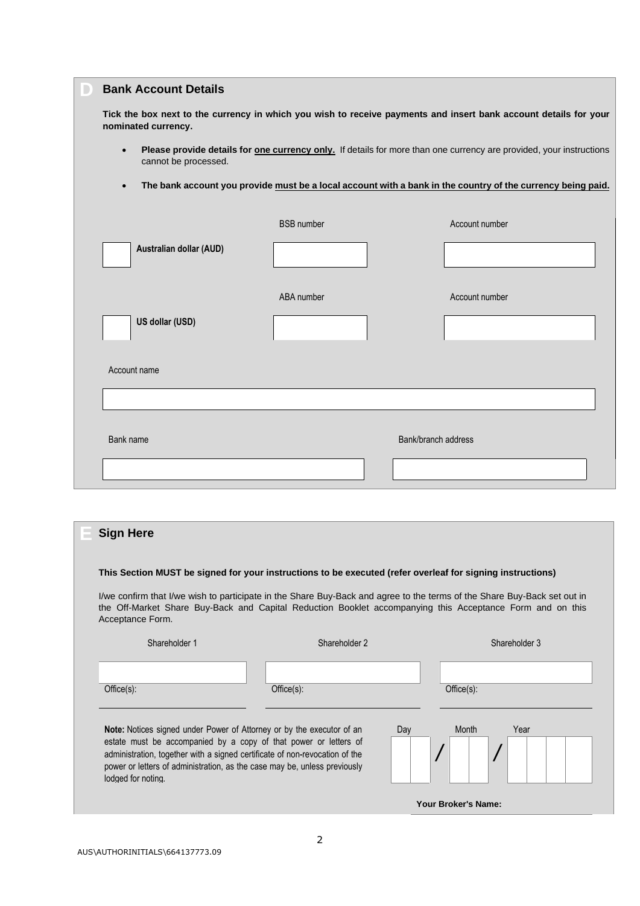## D Bank Account Details

**Tick the box next to the currency in which you wish to receive payments and insert bank account details for your nominated currency.**

- **Please provide details for one currency only.** If details for more than one currency are provided, your instructions cannot be processed.
- **The bank account you provide must be a local account with a bank in the country of the currency being paid.**

| | | |
|---|---|---|
| | BSB number | Account number |
| ☐ **Australian dollar (AUD)** | | |
| | ABA number | Account number |
| ☐ **US dollar (USD)** | | |

Account name

| |
|---|
| |

| Bank name | Bank/branch address |
|---|---|
| | |

## E Sign Here

**This Section MUST be signed for your instructions to be executed (refer overleaf for signing instructions)**

I/we confirm that I/we wish to participate in the Share Buy-Back and agree to the terms of the Share Buy-Back set out in the Off-Market Share Buy-Back and Capital Reduction Booklet accompanying this Acceptance Form and on this Acceptance Form.

| Shareholder 1 | Shareholder 2 | Shareholder 3 |
|---|---|---|
| | | |
| Office(s): | Office(s): | Office(s): |

**Note:** Notices signed under Power of Attorney or by the executor of an estate must be accompanied by a copy of that power or letters of administration, together with a signed certificate of non-revocation of the power or letters of administration, as the case may be, unless previously lodged for noting.

Day / Month / Year

**Your Broker's Name:**

AUS\AUTHORINITIALS\664137773.09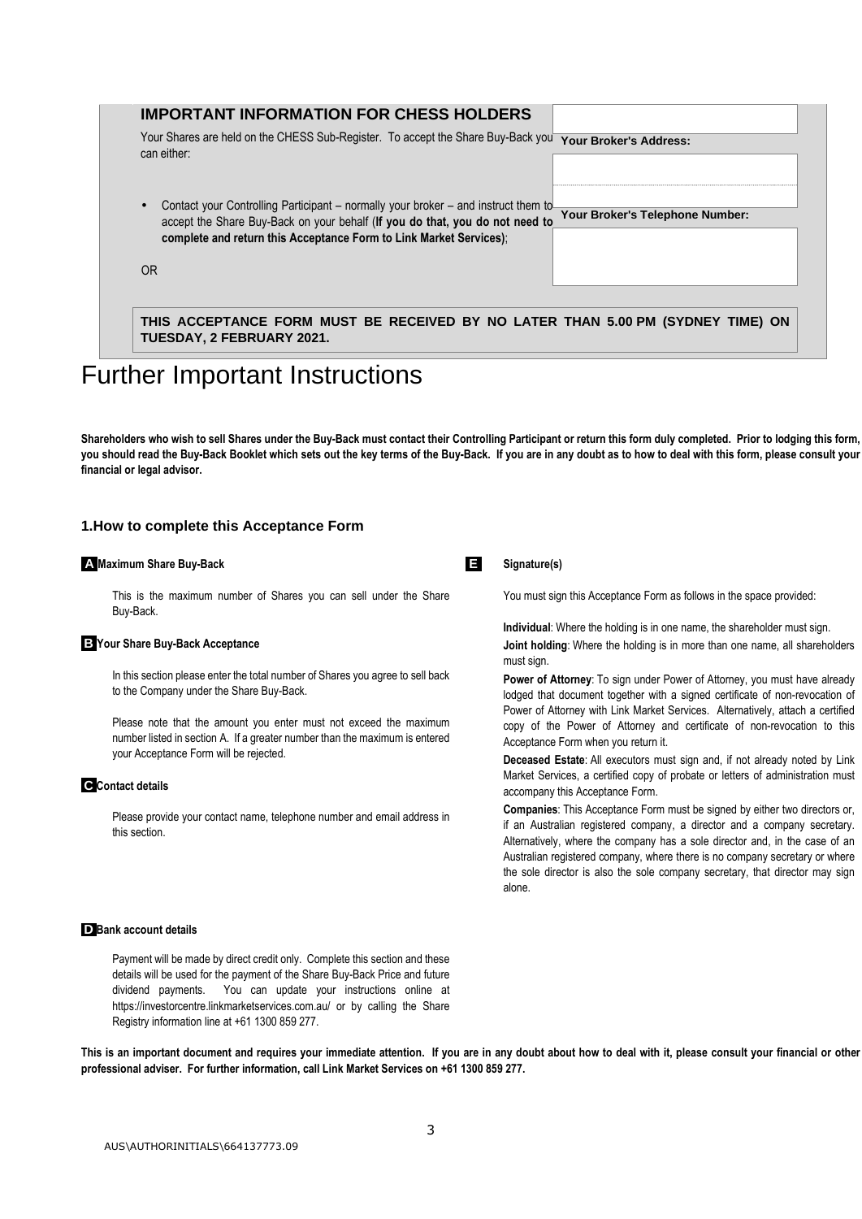## IMPORTANT INFORMATION FOR CHESS HOLDERS

Your Shares are held on the CHESS Sub-Register. To accept the Share Buy-Back you can either:

- Contact your Controlling Participant – normally your broker – and instruct them to accept the Share Buy-Back on your behalf (**If you do that, you do not need to complete and return this Acceptance Form to Link Market Services)**;

OR

**Your Broker's Address:**

**Your Broker's Telephone Number:**

**THIS ACCEPTANCE FORM MUST BE RECEIVED BY NO LATER THAN 5.00 PM (SYDNEY TIME) ON TUESDAY, 2 FEBRUARY 2021.**

# Further Important Instructions

**Shareholders who wish to sell Shares under the Buy-Back must contact their Controlling Participant or return this form duly completed. Prior to lodging this form, you should read the Buy-Back Booklet which sets out the key terms of the Buy-Back. If you are in any doubt as to how to deal with this form, please consult your financial or legal advisor.**

### 1.How to complete this Acceptance Form

**A Maximum Share Buy-Back**

This is the maximum number of Shares you can sell under the Share Buy-Back.

**B Your Share Buy-Back Acceptance**

In this section please enter the total number of Shares you agree to sell back to the Company under the Share Buy-Back.

Please note that the amount you enter must not exceed the maximum number listed in section A. If a greater number than the maximum is entered your Acceptance Form will be rejected.

**C Contact details**

Please provide your contact name, telephone number and email address in this section.

**D Bank account details**

Payment will be made by direct credit only. Complete this section and these details will be used for the payment of the Share Buy-Back Price and future dividend payments. You can update your instructions online at https://investorcentre.linkmarketservices.com.au/ or by calling the Share Registry information line at +61 1300 859 277.

**E Signature(s)**

You must sign this Acceptance Form as follows in the space provided:

**Individual**: Where the holding is in one name, the shareholder must sign.

**Joint holding**: Where the holding is in more than one name, all shareholders must sign.

**Power of Attorney**: To sign under Power of Attorney, you must have already lodged that document together with a signed certificate of non-revocation of Power of Attorney with Link Market Services. Alternatively, attach a certified copy of the Power of Attorney and certificate of non-revocation to this Acceptance Form when you return it.

**Deceased Estate**: All executors must sign and, if not already noted by Link Market Services, a certified copy of probate or letters of administration must accompany this Acceptance Form.

**Companies**: This Acceptance Form must be signed by either two directors or, if an Australian registered company, a director and a company secretary. Alternatively, where the company has a sole director and, in the case of an Australian registered company, where there is no company secretary or where the sole director is also the sole company secretary, that director may sign alone.

**This is an important document and requires your immediate attention. If you are in any doubt about how to deal with it, please consult your financial or other professional adviser. For further information, call Link Market Services on +61 1300 859 277.**

AUS\AUTHORINITIALS\664137773.09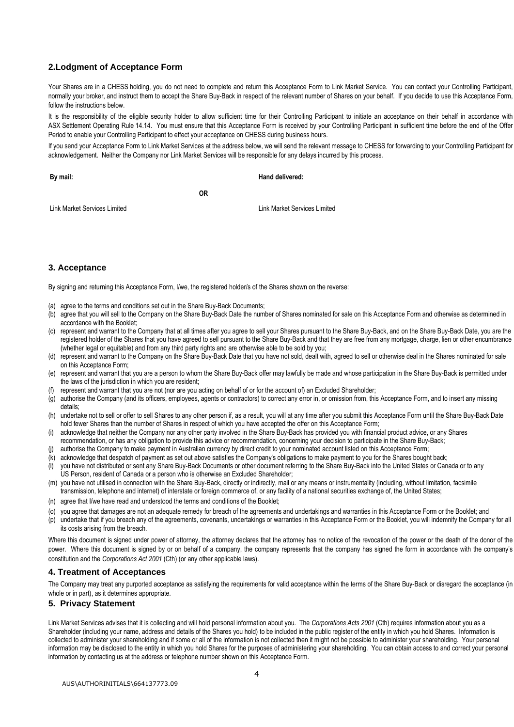## 2.Lodgment of Acceptance Form

Your Shares are in a CHESS holding, you do not need to complete and return this Acceptance Form to Link Market Service. You can contact your Controlling Participant, normally your broker, and instruct them to accept the Share Buy-Back in respect of the relevant number of Shares on your behalf. If you decide to use this Acceptance Form, follow the instructions below.

It is the responsibility of the eligible security holder to allow sufficient time for their Controlling Participant to initiate an acceptance on their behalf in accordance with ASX Settlement Operating Rule 14.14. You must ensure that this Acceptance Form is received by your Controlling Participant in sufficient time before the end of the Offer Period to enable your Controlling Participant to effect your acceptance on CHESS during business hours.

If you send your Acceptance Form to Link Market Services at the address below, we will send the relevant message to CHESS for forwarding to your Controlling Participant for acknowledgement. Neither the Company nor Link Market Services will be responsible for any delays incurred by this process.

| By mail: | | Hand delivered: |
|---|---|---|
| | OR | |
| Link Market Services Limited | | Link Market Services Limited |

## 3. Acceptance

By signing and returning this Acceptance Form, I/we, the registered holder/s of the Shares shown on the reverse:

(a) agree to the terms and conditions set out in the Share Buy-Back Documents;

(b) agree that you will sell to the Company on the Share Buy-Back Date the number of Shares nominated for sale on this Acceptance Form and otherwise as determined in accordance with the Booklet;

(c) represent and warrant to the Company that at all times after you agree to sell your Shares pursuant to the Share Buy-Back, and on the Share Buy-Back Date, you are the registered holder of the Shares that you have agreed to sell pursuant to the Share Buy-Back and that they are free from any mortgage, charge, lien or other encumbrance (whether legal or equitable) and from any third party rights and are otherwise able to be sold by you;

(d) represent and warrant to the Company on the Share Buy-Back Date that you have not sold, dealt with, agreed to sell or otherwise deal in the Shares nominated for sale on this Acceptance Form;

(e) represent and warrant that you are a person to whom the Share Buy-Back offer may lawfully be made and whose participation in the Share Buy-Back is permitted under the laws of the jurisdiction in which you are resident;

(f) represent and warrant that you are not (nor are you acting on behalf of or for the account of) an Excluded Shareholder;

(g) authorise the Company (and its officers, employees, agents or contractors) to correct any error in, or omission from, this Acceptance Form, and to insert any missing details;

(h) undertake not to sell or offer to sell Shares to any other person if, as a result, you will at any time after you submit this Acceptance Form until the Share Buy-Back Date hold fewer Shares than the number of Shares in respect of which you have accepted the offer on this Acceptance Form;

(i) acknowledge that neither the Company nor any other party involved in the Share Buy-Back has provided you with financial product advice, or any Shares recommendation, or has any obligation to provide this advice or recommendation, concerning your decision to participate in the Share Buy-Back;

(j) authorise the Company to make payment in Australian currency by direct credit to your nominated account listed on this Acceptance Form;

(k) acknowledge that despatch of payment as set out above satisfies the Company's obligations to make payment to you for the Shares bought back;

(l) you have not distributed or sent any Share Buy-Back Documents or other document referring to the Share Buy-Back into the United States or Canada or to any US Person, resident of Canada or a person who is otherwise an Excluded Shareholder;

(m) you have not utilised in connection with the Share Buy-Back, directly or indirectly, mail or any means or instrumentality (including, without limitation, facsimile transmission, telephone and internet) of interstate or foreign commerce of, or any facility of a national securities exchange of, the United States;

(n) agree that I/we have read and understood the terms and conditions of the Booklet;

(o) you agree that damages are not an adequate remedy for breach of the agreements and undertakings and warranties in this Acceptance Form or the Booklet; and

(p) undertake that if you breach any of the agreements, covenants, undertakings or warranties in this Acceptance Form or the Booklet, you will indemnify the Company for all its costs arising from the breach.

Where this document is signed under power of attorney, the attorney declares that the attorney has no notice of the revocation of the power or the death of the donor of the power. Where this document is signed by or on behalf of a company, the company represents that the company has signed the form in accordance with the company's constitution and the *Corporations Act 2001* (Cth) (or any other applicable laws).

## 4. Treatment of Acceptances

The Company may treat any purported acceptance as satisfying the requirements for valid acceptance within the terms of the Share Buy-Back or disregard the acceptance (in whole or in part), as it determines appropriate.

## 5. Privacy Statement

Link Market Services advises that it is collecting and will hold personal information about you. The *Corporations Acts 2001* (Cth) requires information about you as a Shareholder (including your name, address and details of the Shares you hold) to be included in the public register of the entity in which you hold Shares. Information is collected to administer your shareholding and if some or all of the information is not collected then it might not be possible to administer your shareholding. Your personal information may be disclosed to the entity in which you hold Shares for the purposes of administering your shareholding. You can obtain access to and correct your personal information by contacting us at the address or telephone number shown on this Acceptance Form.

AUS\AUTHORINITIALS\664137773.09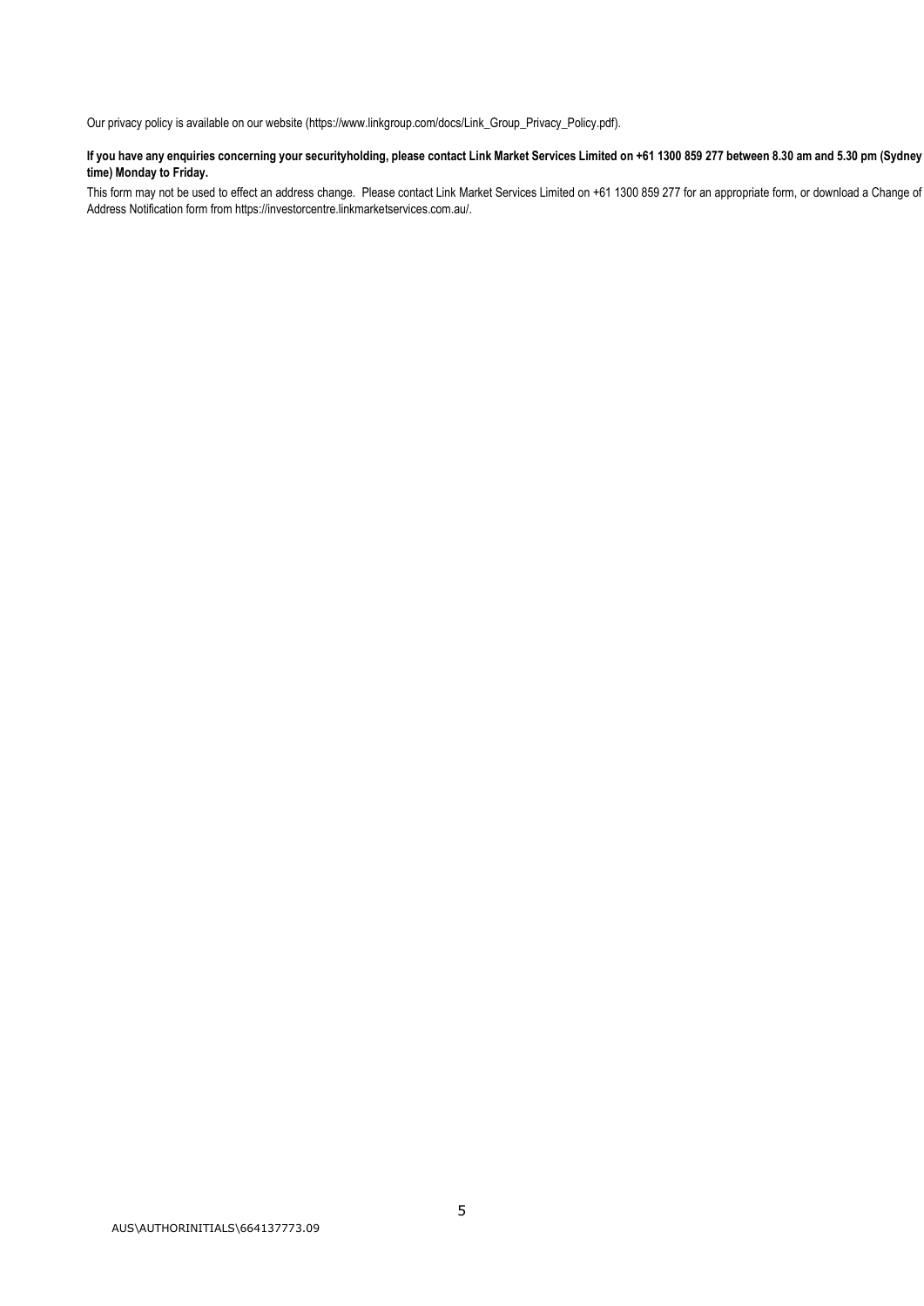Our privacy policy is available on our website (https://www.linkgroup.com/docs/Link_Group_Privacy_Policy.pdf).

**If you have any enquiries concerning your securityholding, please contact Link Market Services Limited on +61 1300 859 277 between 8.30 am and 5.30 pm (Sydney time) Monday to Friday.**

This form may not be used to effect an address change. Please contact Link Market Services Limited on +61 1300 859 277 for an appropriate form, or download a Change of Address Notification form from https://investorcentre.linkmarketservices.com.au/.

AUS\AUTHORINITIALS\664137773.09